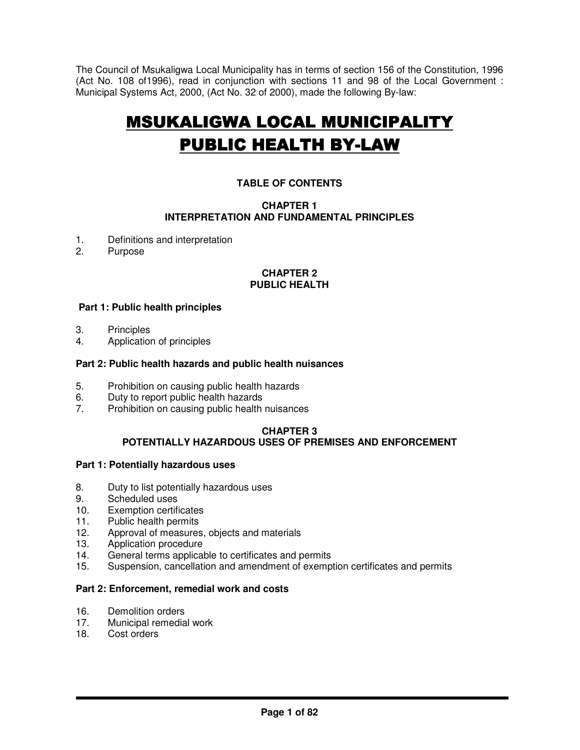The Council of Msukaligwa Local Municipality has in terms of section 156 of the Constitution, 1996 (Act No. 108 of1996), read in conjunction with sections 11 and 98 of the Local Government : Municipal Systems Act, 2000, (Act No. 32 of 2000), made the following By-law:

# MSUKALIGWA LOCAL MUNICIPALITY PUBLIC HEALTH BY-LAW

## TABLE OF CONTENTS

### CHAPTER 1
### INTERPRETATION AND FUNDAMENTAL PRINCIPLES

1. Definitions and interpretation
2. Purpose

### CHAPTER 2
### PUBLIC HEALTH

**Part 1: Public health principles**

3. Principles
4. Application of principles

**Part 2: Public health hazards and public health nuisances**

5. Prohibition on causing public health hazards
6. Duty to report public health hazards
7. Prohibition on causing public health nuisances

### CHAPTER 3
### POTENTIALLY HAZARDOUS USES OF PREMISES AND ENFORCEMENT

**Part 1: Potentially hazardous uses**

8. Duty to list potentially hazardous uses
9. Scheduled uses
10. Exemption certificates
11. Public health permits
12. Approval of measures, objects and materials
13. Application procedure
14. General terms applicable to certificates and permits
15. Suspension, cancellation and amendment of exemption certificates and permits

**Part 2: Enforcement, remedial work and costs**

16. Demolition orders
17. Municipal remedial work
18. Cost orders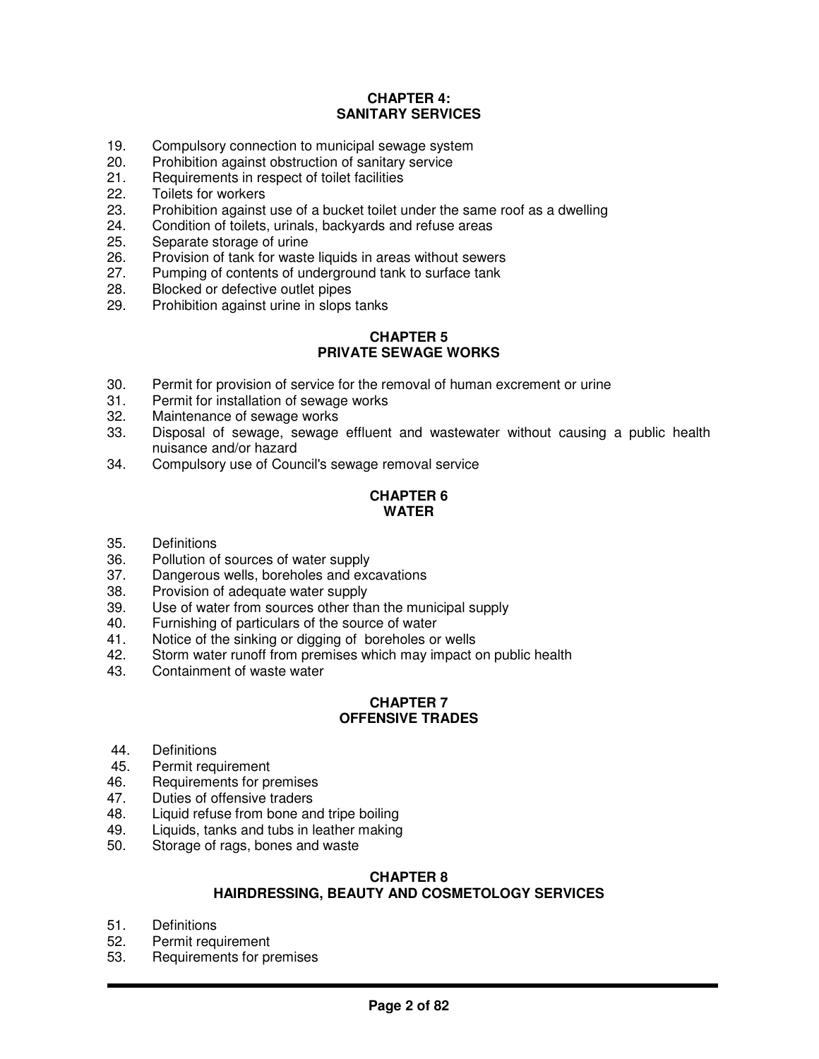## CHAPTER 4: SANITARY SERVICES

19. Compulsory connection to municipal sewage system
20. Prohibition against obstruction of sanitary service
21. Requirements in respect of toilet facilities
22. Toilets for workers
23. Prohibition against use of a bucket toilet under the same roof as a dwelling
24. Condition of toilets, urinals, backyards and refuse areas
25. Separate storage of urine
26. Provision of tank for waste liquids in areas without sewers
27. Pumping of contents of underground tank to surface tank
28. Blocked or defective outlet pipes
29. Prohibition against urine in slops tanks

## CHAPTER 5 PRIVATE SEWAGE WORKS

30. Permit for provision of service for the removal of human excrement or urine
31. Permit for installation of sewage works
32. Maintenance of sewage works
33. Disposal of sewage, sewage effluent and wastewater without causing a public health nuisance and/or hazard
34. Compulsory use of Council's sewage removal service

## CHAPTER 6 WATER

35. Definitions
36. Pollution of sources of water supply
37. Dangerous wells, boreholes and excavations
38. Provision of adequate water supply
39. Use of water from sources other than the municipal supply
40. Furnishing of particulars of the source of water
41. Notice of the sinking or digging of boreholes or wells
42. Storm water runoff from premises which may impact on public health
43. Containment of waste water

## CHAPTER 7 OFFENSIVE TRADES

44. Definitions
45. Permit requirement
46. Requirements for premises
47. Duties of offensive traders
48. Liquid refuse from bone and tripe boiling
49. Liquids, tanks and tubs in leather making
50. Storage of rags, bones and waste

## CHAPTER 8 HAIRDRESSING, BEAUTY AND COSMETOLOGY SERVICES

51. Definitions
52. Permit requirement
53. Requirements for premises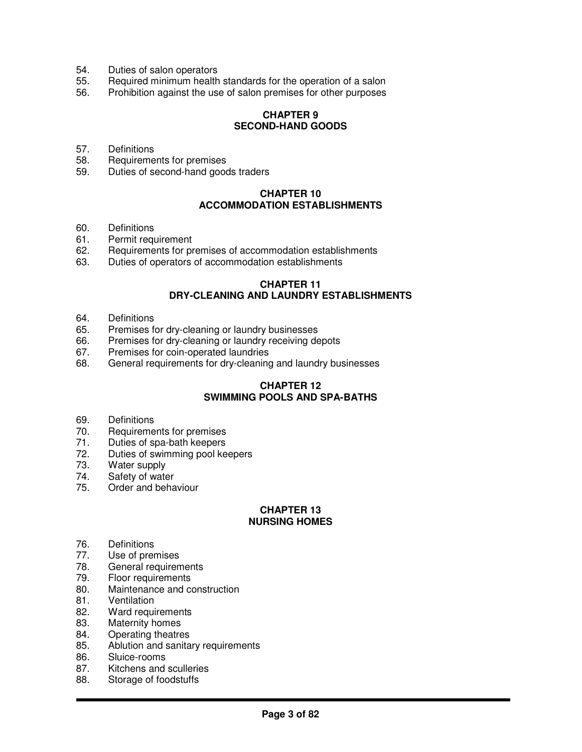54. Duties of salon operators
55. Required minimum health standards for the operation of a salon
56. Prohibition against the use of salon premises for other purposes

**CHAPTER 9**
**SECOND-HAND GOODS**

57. Definitions
58. Requirements for premises
59. Duties of second-hand goods traders

**CHAPTER 10**
**ACCOMMODATION ESTABLISHMENTS**

60. Definitions
61. Permit requirement
62. Requirements for premises of accommodation establishments
63. Duties of operators of accommodation establishments

**CHAPTER 11**
**DRY-CLEANING AND LAUNDRY ESTABLISHMENTS**

64. Definitions
65. Premises for dry-cleaning or laundry businesses
66. Premises for dry-cleaning or laundry receiving depots
67. Premises for coin-operated laundries
68. General requirements for dry-cleaning and laundry businesses

**CHAPTER 12**
**SWIMMING POOLS AND SPA-BATHS**

69. Definitions
70. Requirements for premises
71. Duties of spa-bath keepers
72. Duties of swimming pool keepers
73. Water supply
74. Safety of water
75. Order and behaviour

**CHAPTER 13**
**NURSING HOMES**

76. Definitions
77. Use of premises
78. General requirements
79. Floor requirements
80. Maintenance and construction
81. Ventilation
82. Ward requirements
83. Maternity homes
84. Operating theatres
85. Ablution and sanitary requirements
86. Sluice-rooms
87. Kitchens and sculleries
88. Storage of foodstuffs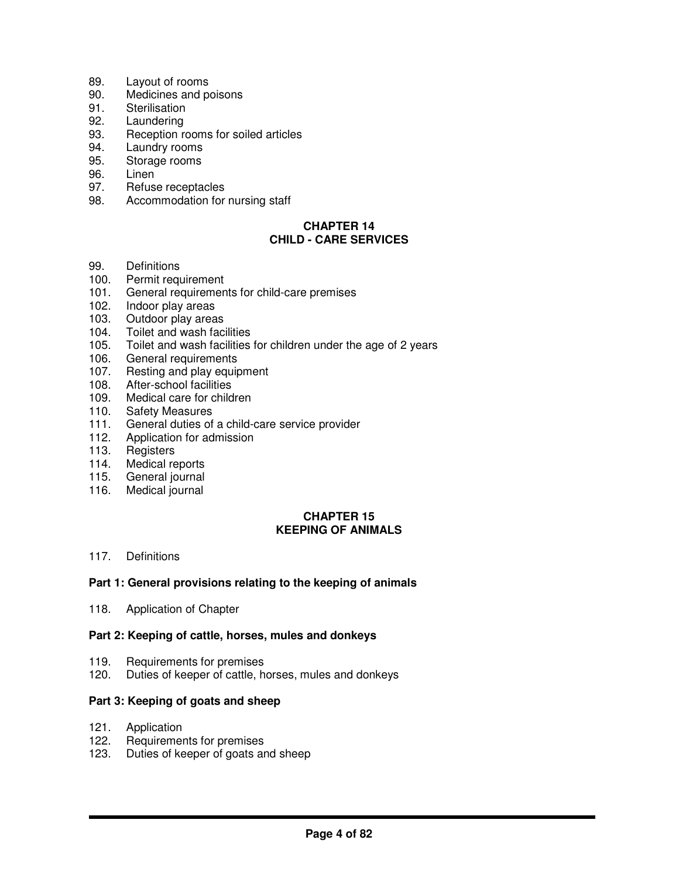89. Layout of rooms
90. Medicines and poisons
91. Sterilisation
92. Laundering
93. Reception rooms for soiled articles
94. Laundry rooms
95. Storage rooms
96. Linen
97. Refuse receptacles
98. Accommodation for nursing staff

## CHAPTER 14
## CHILD - CARE SERVICES

99. Definitions
100. Permit requirement
101. General requirements for child-care premises
102. Indoor play areas
103. Outdoor play areas
104. Toilet and wash facilities
105. Toilet and wash facilities for children under the age of 2 years
106. General requirements
107. Resting and play equipment
108. After-school facilities
109. Medical care for children
110. Safety Measures
111. General duties of a child-care service provider
112. Application for admission
113. Registers
114. Medical reports
115. General journal
116. Medical journal

## CHAPTER 15
## KEEPING OF ANIMALS

117. Definitions

**Part 1: General provisions relating to the keeping of animals**

118. Application of Chapter

**Part 2: Keeping of cattle, horses, mules and donkeys**

119. Requirements for premises
120. Duties of keeper of cattle, horses, mules and donkeys

**Part 3: Keeping of goats and sheep**

121. Application
122. Requirements for premises
123. Duties of keeper of goats and sheep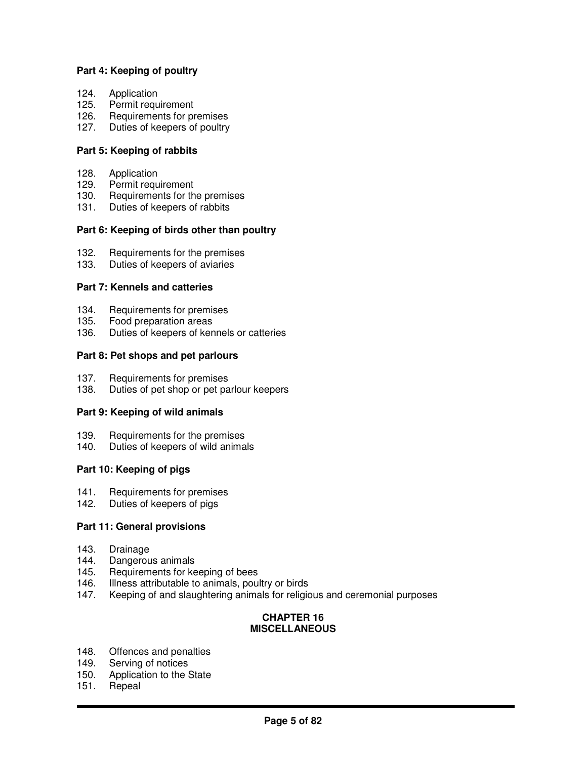**Part 4: Keeping of poultry**

124. Application
125. Permit requirement
126. Requirements for premises
127. Duties of keepers of poultry

**Part 5: Keeping of rabbits**

128. Application
129. Permit requirement
130. Requirements for the premises
131. Duties of keepers of rabbits

**Part 6: Keeping of birds other than poultry**

132. Requirements for the premises
133. Duties of keepers of aviaries

**Part 7: Kennels and catteries**

134. Requirements for premises
135. Food preparation areas
136. Duties of keepers of kennels or catteries

**Part 8: Pet shops and pet parlours**

137. Requirements for premises
138. Duties of pet shop or pet parlour keepers

**Part 9: Keeping of wild animals**

139. Requirements for the premises
140. Duties of keepers of wild animals

**Part 10: Keeping of pigs**

141. Requirements for premises
142. Duties of keepers of pigs

**Part 11: General provisions**

143. Drainage
144. Dangerous animals
145. Requirements for keeping of bees
146. Illness attributable to animals, poultry or birds
147. Keeping of and slaughtering animals for religious and ceremonial purposes

## CHAPTER 16
## MISCELLANEOUS

148. Offences and penalties
149. Serving of notices
150. Application to the State
151. Repeal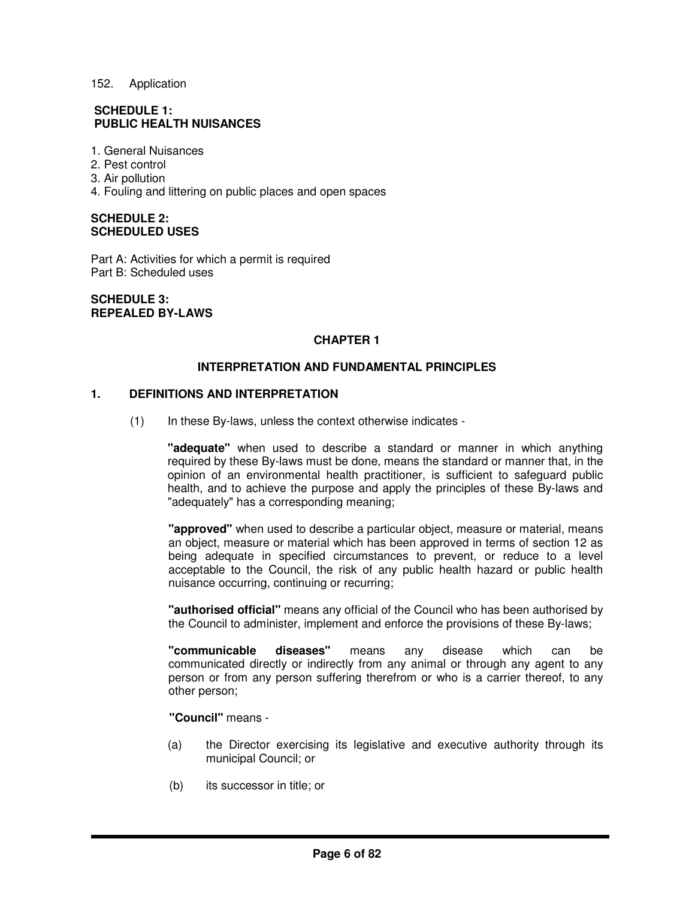152. Application

**SCHEDULE 1:**
**PUBLIC HEALTH NUISANCES**

1. General Nuisances
2. Pest control
3. Air pollution
4. Fouling and littering on public places and open spaces

**SCHEDULE 2:**
**SCHEDULED USES**

Part A: Activities for which a permit is required
Part B: Scheduled uses

**SCHEDULE 3:**
**REPEALED BY-LAWS**

## CHAPTER 1

## INTERPRETATION AND FUNDAMENTAL PRINCIPLES

### 1. DEFINITIONS AND INTERPRETATION

(1) In these By-laws, unless the context otherwise indicates -

**"adequate"** when used to describe a standard or manner in which anything required by these By-laws must be done, means the standard or manner that, in the opinion of an environmental health practitioner, is sufficient to safeguard public health, and to achieve the purpose and apply the principles of these By-laws and "adequately" has a corresponding meaning;

**"approved"** when used to describe a particular object, measure or material, means an object, measure or material which has been approved in terms of section 12 as being adequate in specified circumstances to prevent, or reduce to a level acceptable to the Council, the risk of any public health hazard or public health nuisance occurring, continuing or recurring;

**"authorised official"** means any official of the Council who has been authorised by the Council to administer, implement and enforce the provisions of these By-laws;

**"communicable diseases"** means any disease which can be communicated directly or indirectly from any animal or through any agent to any person or from any person suffering therefrom or who is a carrier thereof, to any other person;

**"Council"** means -

(a) the Director exercising its legislative and executive authority through its municipal Council; or

(b) its successor in title; or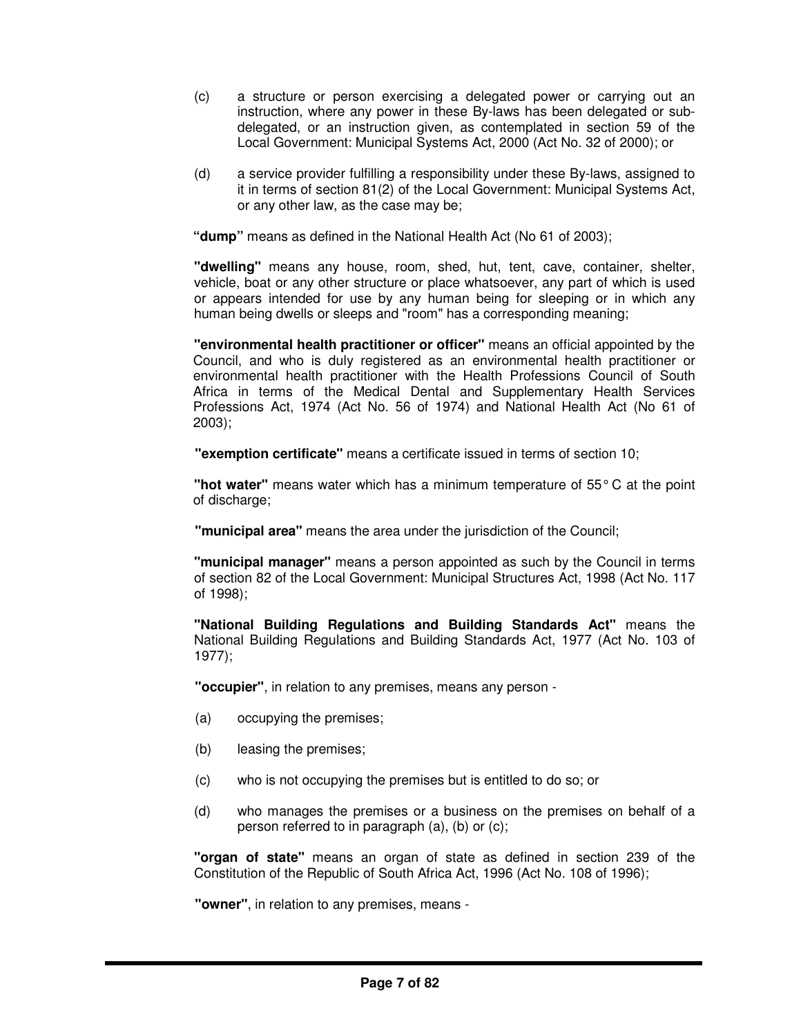(c) a structure or person exercising a delegated power or carrying out an instruction, where any power in these By-laws has been delegated or sub-delegated, or an instruction given, as contemplated in section 59 of the Local Government: Municipal Systems Act, 2000 (Act No. 32 of 2000); or

(d) a service provider fulfilling a responsibility under these By-laws, assigned to it in terms of section 81(2) of the Local Government: Municipal Systems Act, or any other law, as the case may be;

**"dump"** means as defined in the National Health Act (No 61 of 2003);

**"dwelling"** means any house, room, shed, hut, tent, cave, container, shelter, vehicle, boat or any other structure or place whatsoever, any part of which is used or appears intended for use by any human being for sleeping or in which any human being dwells or sleeps and "room" has a corresponding meaning;

**"environmental health practitioner or officer"** means an official appointed by the Council, and who is duly registered as an environmental health practitioner or environmental health practitioner with the Health Professions Council of South Africa in terms of the Medical Dental and Supplementary Health Services Professions Act, 1974 (Act No. 56 of 1974) and National Health Act (No 61 of 2003);

**"exemption certificate"** means a certificate issued in terms of section 10;

**"hot water"** means water which has a minimum temperature of 55° C at the point of discharge;

**"municipal area"** means the area under the jurisdiction of the Council;

**"municipal manager"** means a person appointed as such by the Council in terms of section 82 of the Local Government: Municipal Structures Act, 1998 (Act No. 117 of 1998);

**"National Building Regulations and Building Standards Act"** means the National Building Regulations and Building Standards Act, 1977 (Act No. 103 of 1977);

**"occupier"**, in relation to any premises, means any person -

(a) occupying the premises;

(b) leasing the premises;

(c) who is not occupying the premises but is entitled to do so; or

(d) who manages the premises or a business on the premises on behalf of a person referred to in paragraph (a), (b) or (c);

**"organ of state"** means an organ of state as defined in section 239 of the Constitution of the Republic of South Africa Act, 1996 (Act No. 108 of 1996);

**"owner"**, in relation to any premises, means -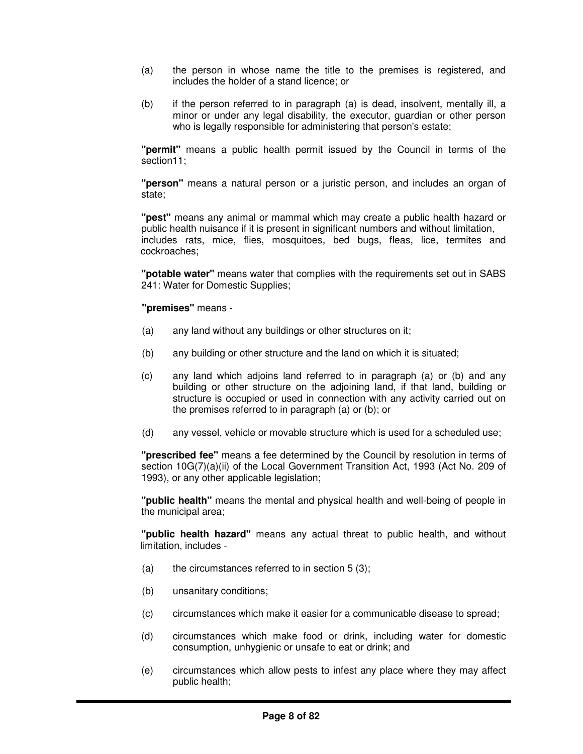(a) the person in whose name the title to the premises is registered, and includes the holder of a stand licence; or

(b) if the person referred to in paragraph (a) is dead, insolvent, mentally ill, a minor or under any legal disability, the executor, guardian or other person who is legally responsible for administering that person's estate;

**"permit"** means a public health permit issued by the Council in terms of the section11;

**"person"** means a natural person or a juristic person, and includes an organ of state;

**"pest"** means any animal or mammal which may create a public health hazard or public health nuisance if it is present in significant numbers and without limitation, includes rats, mice, flies, mosquitoes, bed bugs, fleas, lice, termites and cockroaches;

**"potable water"** means water that complies with the requirements set out in SABS 241: Water for Domestic Supplies;

**"premises"** means -

(a) any land without any buildings or other structures on it;

(b) any building or other structure and the land on which it is situated;

(c) any land which adjoins land referred to in paragraph (a) or (b) and any building or other structure on the adjoining land, if that land, building or structure is occupied or used in connection with any activity carried out on the premises referred to in paragraph (a) or (b); or

(d) any vessel, vehicle or movable structure which is used for a scheduled use;

**"prescribed fee"** means a fee determined by the Council by resolution in terms of section 10G(7)(a)(ii) of the Local Government Transition Act, 1993 (Act No. 209 of 1993), or any other applicable legislation;

**"public health"** means the mental and physical health and well-being of people in the municipal area;

**"public health hazard"** means any actual threat to public health, and without limitation, includes -

(a) the circumstances referred to in section 5 (3);

(b) unsanitary conditions;

(c) circumstances which make it easier for a communicable disease to spread;

(d) circumstances which make food or drink, including water for domestic consumption, unhygienic or unsafe to eat or drink; and

(e) circumstances which allow pests to infest any place where they may affect public health;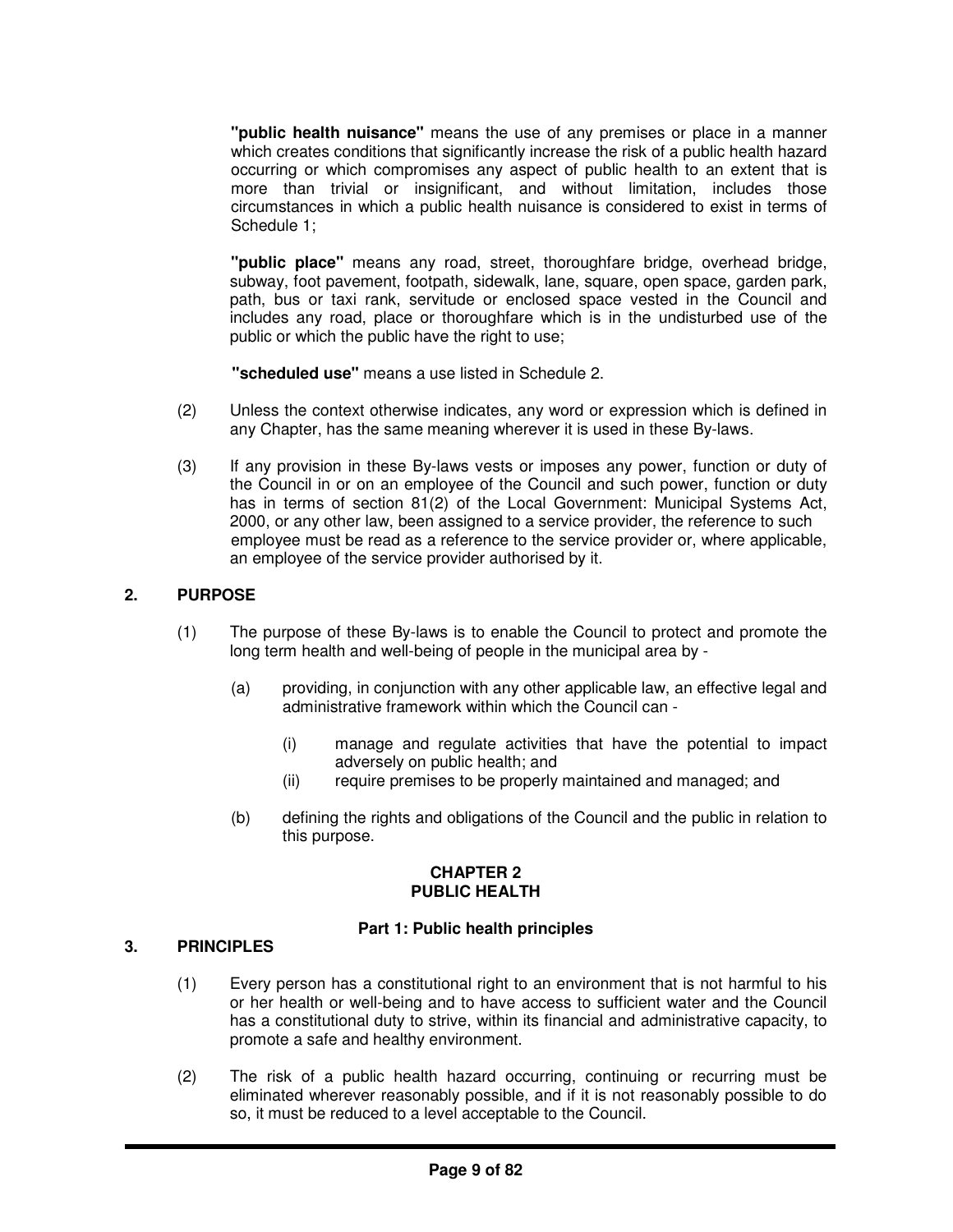**"public health nuisance"** means the use of any premises or place in a manner which creates conditions that significantly increase the risk of a public health hazard occurring or which compromises any aspect of public health to an extent that is more than trivial or insignificant, and without limitation, includes those circumstances in which a public health nuisance is considered to exist in terms of Schedule 1;

**"public place"** means any road, street, thoroughfare bridge, overhead bridge, subway, foot pavement, footpath, sidewalk, lane, square, open space, garden park, path, bus or taxi rank, servitude or enclosed space vested in the Council and includes any road, place or thoroughfare which is in the undisturbed use of the public or which the public have the right to use;

**"scheduled use"** means a use listed in Schedule 2.

(2) Unless the context otherwise indicates, any word or expression which is defined in any Chapter, has the same meaning wherever it is used in these By-laws.

(3) If any provision in these By-laws vests or imposes any power, function or duty of the Council in or on an employee of the Council and such power, function or duty has in terms of section 81(2) of the Local Government: Municipal Systems Act, 2000, or any other law, been assigned to a service provider, the reference to such employee must be read as a reference to the service provider or, where applicable, an employee of the service provider authorised by it.

## 2. PURPOSE

(1) The purpose of these By-laws is to enable the Council to protect and promote the long term health and well-being of people in the municipal area by -

- (a) providing, in conjunction with any other applicable law, an effective legal and administrative framework within which the Council can -
  - (i) manage and regulate activities that have the potential to impact adversely on public health; and
  - (ii) require premises to be properly maintained and managed; and
- (b) defining the rights and obligations of the Council and the public in relation to this purpose.

## CHAPTER 2
## PUBLIC HEALTH

### Part 1: Public health principles

## 3. PRINCIPLES

(1) Every person has a constitutional right to an environment that is not harmful to his or her health or well-being and to have access to sufficient water and the Council has a constitutional duty to strive, within its financial and administrative capacity, to promote a safe and healthy environment.

(2) The risk of a public health hazard occurring, continuing or recurring must be eliminated wherever reasonably possible, and if it is not reasonably possible to do so, it must be reduced to a level acceptable to the Council.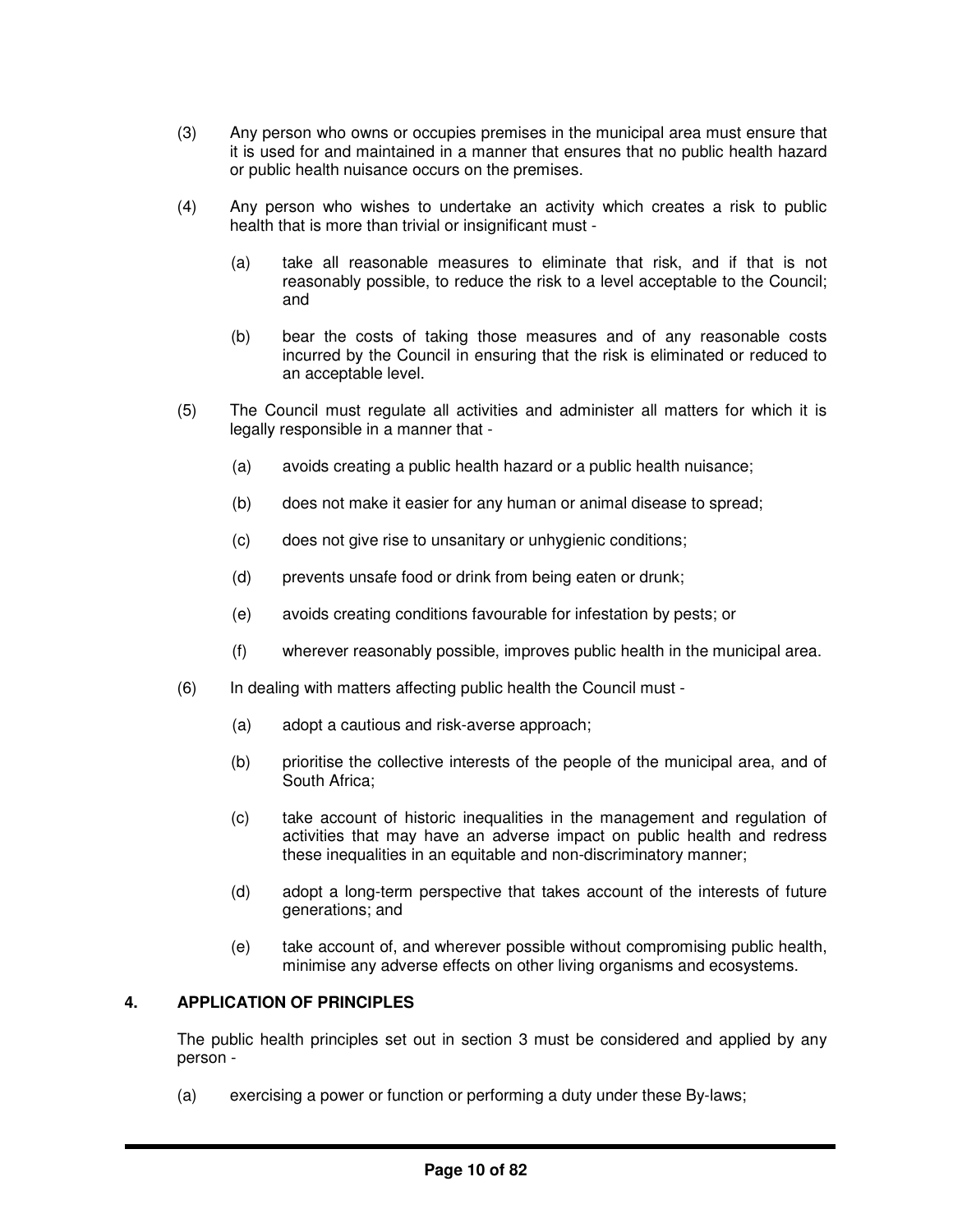(3) Any person who owns or occupies premises in the municipal area must ensure that it is used for and maintained in a manner that ensures that no public health hazard or public health nuisance occurs on the premises.

(4) Any person who wishes to undertake an activity which creates a risk to public health that is more than trivial or insignificant must -

(a) take all reasonable measures to eliminate that risk, and if that is not reasonably possible, to reduce the risk to a level acceptable to the Council; and

(b) bear the costs of taking those measures and of any reasonable costs incurred by the Council in ensuring that the risk is eliminated or reduced to an acceptable level.

(5) The Council must regulate all activities and administer all matters for which it is legally responsible in a manner that -

(a) avoids creating a public health hazard or a public health nuisance;

(b) does not make it easier for any human or animal disease to spread;

(c) does not give rise to unsanitary or unhygienic conditions;

(d) prevents unsafe food or drink from being eaten or drunk;

(e) avoids creating conditions favourable for infestation by pests; or

(f) wherever reasonably possible, improves public health in the municipal area.

(6) In dealing with matters affecting public health the Council must -

(a) adopt a cautious and risk-averse approach;

(b) prioritise the collective interests of the people of the municipal area, and of South Africa;

(c) take account of historic inequalities in the management and regulation of activities that may have an adverse impact on public health and redress these inequalities in an equitable and non-discriminatory manner;

(d) adopt a long-term perspective that takes account of the interests of future generations; and

(e) take account of, and wherever possible without compromising public health, minimise any adverse effects on other living organisms and ecosystems.

## 4. APPLICATION OF PRINCIPLES

The public health principles set out in section 3 must be considered and applied by any person -

(a) exercising a power or function or performing a duty under these By-laws;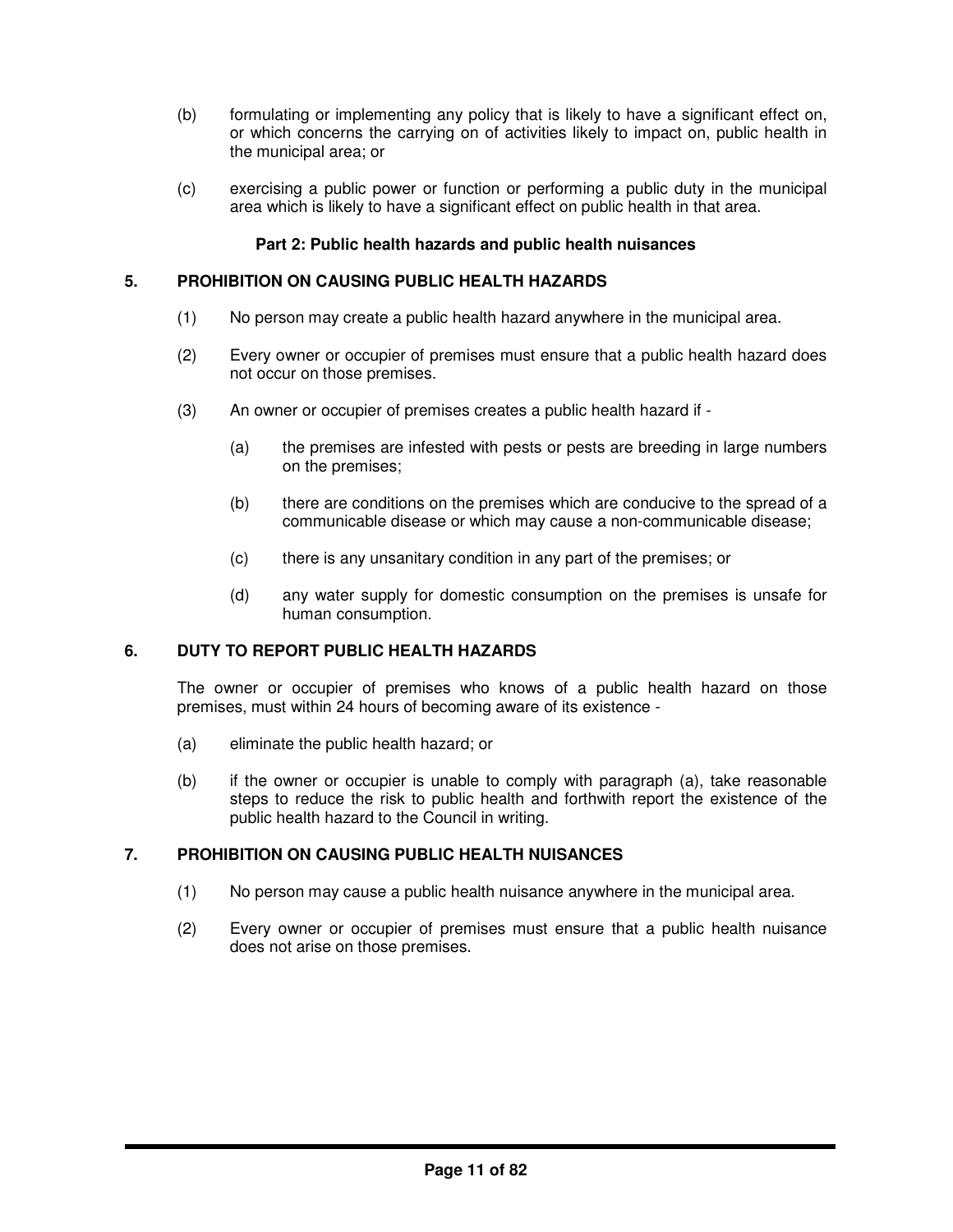(b) formulating or implementing any policy that is likely to have a significant effect on, or which concerns the carrying on of activities likely to impact on, public health in the municipal area; or

(c) exercising a public power or function or performing a public duty in the municipal area which is likely to have a significant effect on public health in that area.

### Part 2: Public health hazards and public health nuisances

## 5. PROHIBITION ON CAUSING PUBLIC HEALTH HAZARDS

(1) No person may create a public health hazard anywhere in the municipal area.

(2) Every owner or occupier of premises must ensure that a public health hazard does not occur on those premises.

(3) An owner or occupier of premises creates a public health hazard if -

(a) the premises are infested with pests or pests are breeding in large numbers on the premises;

(b) there are conditions on the premises which are conducive to the spread of a communicable disease or which may cause a non-communicable disease;

(c) there is any unsanitary condition in any part of the premises; or

(d) any water supply for domestic consumption on the premises is unsafe for human consumption.

## 6. DUTY TO REPORT PUBLIC HEALTH HAZARDS

The owner or occupier of premises who knows of a public health hazard on those premises, must within 24 hours of becoming aware of its existence -

(a) eliminate the public health hazard; or

(b) if the owner or occupier is unable to comply with paragraph (a), take reasonable steps to reduce the risk to public health and forthwith report the existence of the public health hazard to the Council in writing.

## 7. PROHIBITION ON CAUSING PUBLIC HEALTH NUISANCES

(1) No person may cause a public health nuisance anywhere in the municipal area.

(2) Every owner or occupier of premises must ensure that a public health nuisance does not arise on those premises.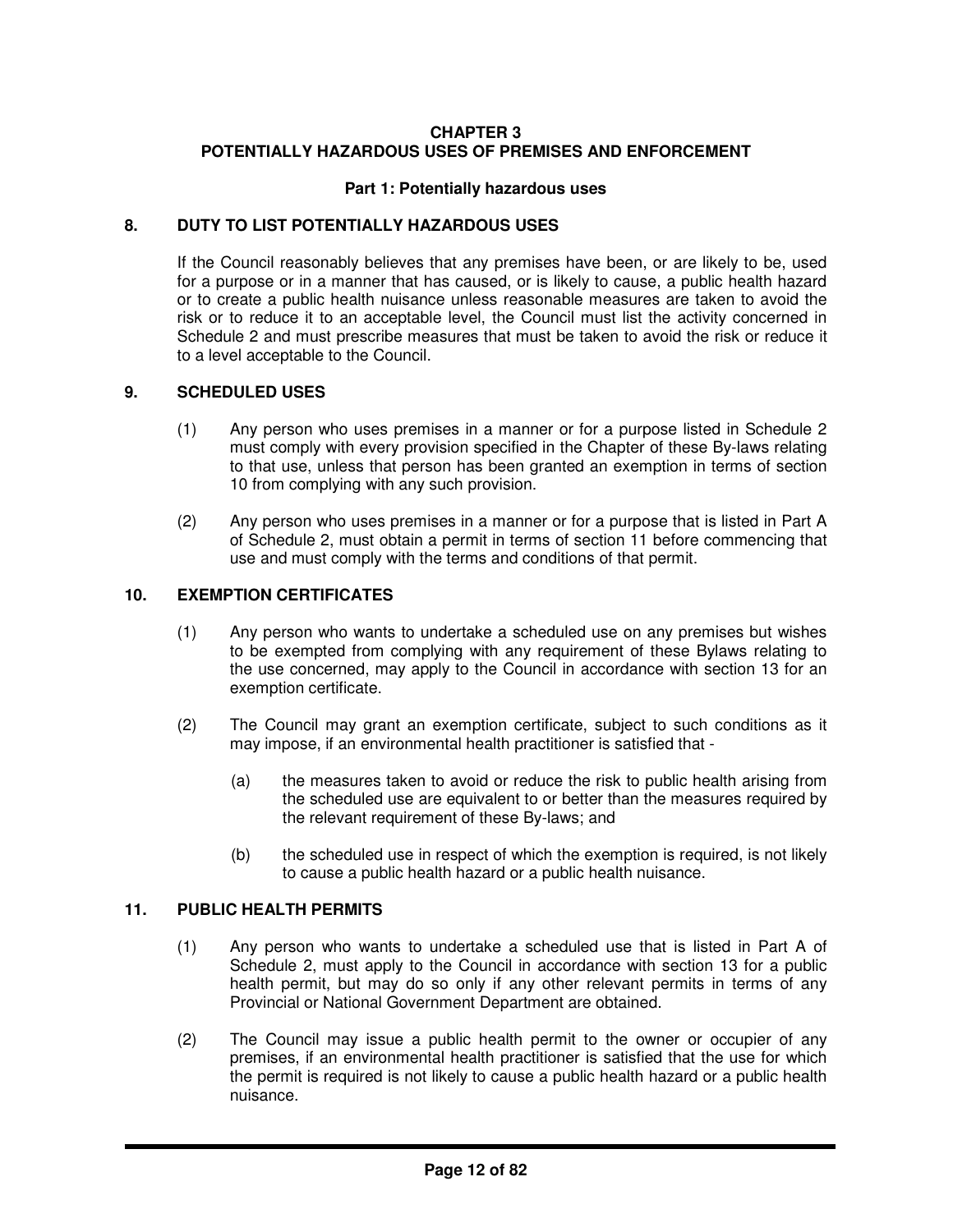# CHAPTER 3
# POTENTIALLY HAZARDOUS USES OF PREMISES AND ENFORCEMENT

### Part 1: Potentially hazardous uses

## 8. DUTY TO LIST POTENTIALLY HAZARDOUS USES

If the Council reasonably believes that any premises have been, or are likely to be, used for a purpose or in a manner that has caused, or is likely to cause, a public health hazard or to create a public health nuisance unless reasonable measures are taken to avoid the risk or to reduce it to an acceptable level, the Council must list the activity concerned in Schedule 2 and must prescribe measures that must be taken to avoid the risk or reduce it to a level acceptable to the Council.

## 9. SCHEDULED USES

(1) Any person who uses premises in a manner or for a purpose listed in Schedule 2 must comply with every provision specified in the Chapter of these By-laws relating to that use, unless that person has been granted an exemption in terms of section 10 from complying with any such provision.

(2) Any person who uses premises in a manner or for a purpose that is listed in Part A of Schedule 2, must obtain a permit in terms of section 11 before commencing that use and must comply with the terms and conditions of that permit.

## 10. EXEMPTION CERTIFICATES

(1) Any person who wants to undertake a scheduled use on any premises but wishes to be exempted from complying with any requirement of these Bylaws relating to the use concerned, may apply to the Council in accordance with section 13 for an exemption certificate.

(2) The Council may grant an exemption certificate, subject to such conditions as it may impose, if an environmental health practitioner is satisfied that -

(a) the measures taken to avoid or reduce the risk to public health arising from the scheduled use are equivalent to or better than the measures required by the relevant requirement of these By-laws; and

(b) the scheduled use in respect of which the exemption is required, is not likely to cause a public health hazard or a public health nuisance.

## 11. PUBLIC HEALTH PERMITS

(1) Any person who wants to undertake a scheduled use that is listed in Part A of Schedule 2, must apply to the Council in accordance with section 13 for a public health permit, but may do so only if any other relevant permits in terms of any Provincial or National Government Department are obtained.

(2) The Council may issue a public health permit to the owner or occupier of any premises, if an environmental health practitioner is satisfied that the use for which the permit is required is not likely to cause a public health hazard or a public health nuisance.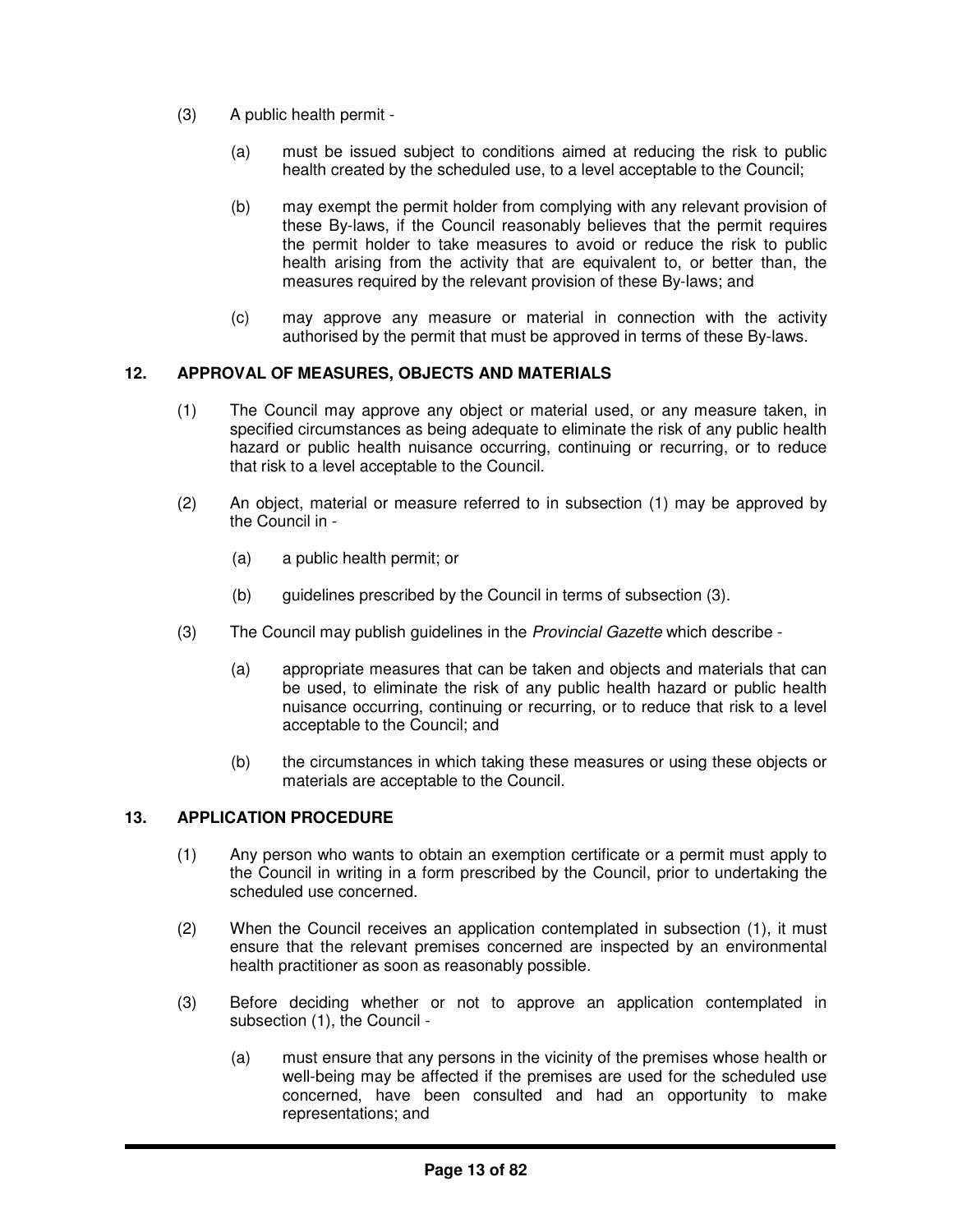(3) A public health permit -

   (a) must be issued subject to conditions aimed at reducing the risk to public health created by the scheduled use, to a level acceptable to the Council;

   (b) may exempt the permit holder from complying with any relevant provision of these By-laws, if the Council reasonably believes that the permit requires the permit holder to take measures to avoid or reduce the risk to public health arising from the activity that are equivalent to, or better than, the measures required by the relevant provision of these By-laws; and

   (c) may approve any measure or material in connection with the activity authorised by the permit that must be approved in terms of these By-laws.

## 12. APPROVAL OF MEASURES, OBJECTS AND MATERIALS

(1) The Council may approve any object or material used, or any measure taken, in specified circumstances as being adequate to eliminate the risk of any public health hazard or public health nuisance occurring, continuing or recurring, or to reduce that risk to a level acceptable to the Council.

(2) An object, material or measure referred to in subsection (1) may be approved by the Council in -

   (a) a public health permit; or

   (b) guidelines prescribed by the Council in terms of subsection (3).

(3) The Council may publish guidelines in the *Provincial Gazette* which describe -

   (a) appropriate measures that can be taken and objects and materials that can be used, to eliminate the risk of any public health hazard or public health nuisance occurring, continuing or recurring, or to reduce that risk to a level acceptable to the Council; and

   (b) the circumstances in which taking these measures or using these objects or materials are acceptable to the Council.

## 13. APPLICATION PROCEDURE

(1) Any person who wants to obtain an exemption certificate or a permit must apply to the Council in writing in a form prescribed by the Council, prior to undertaking the scheduled use concerned.

(2) When the Council receives an application contemplated in subsection (1), it must ensure that the relevant premises concerned are inspected by an environmental health practitioner as soon as reasonably possible.

(3) Before deciding whether or not to approve an application contemplated in subsection (1), the Council -

   (a) must ensure that any persons in the vicinity of the premises whose health or well-being may be affected if the premises are used for the scheduled use concerned, have been consulted and had an opportunity to make representations; and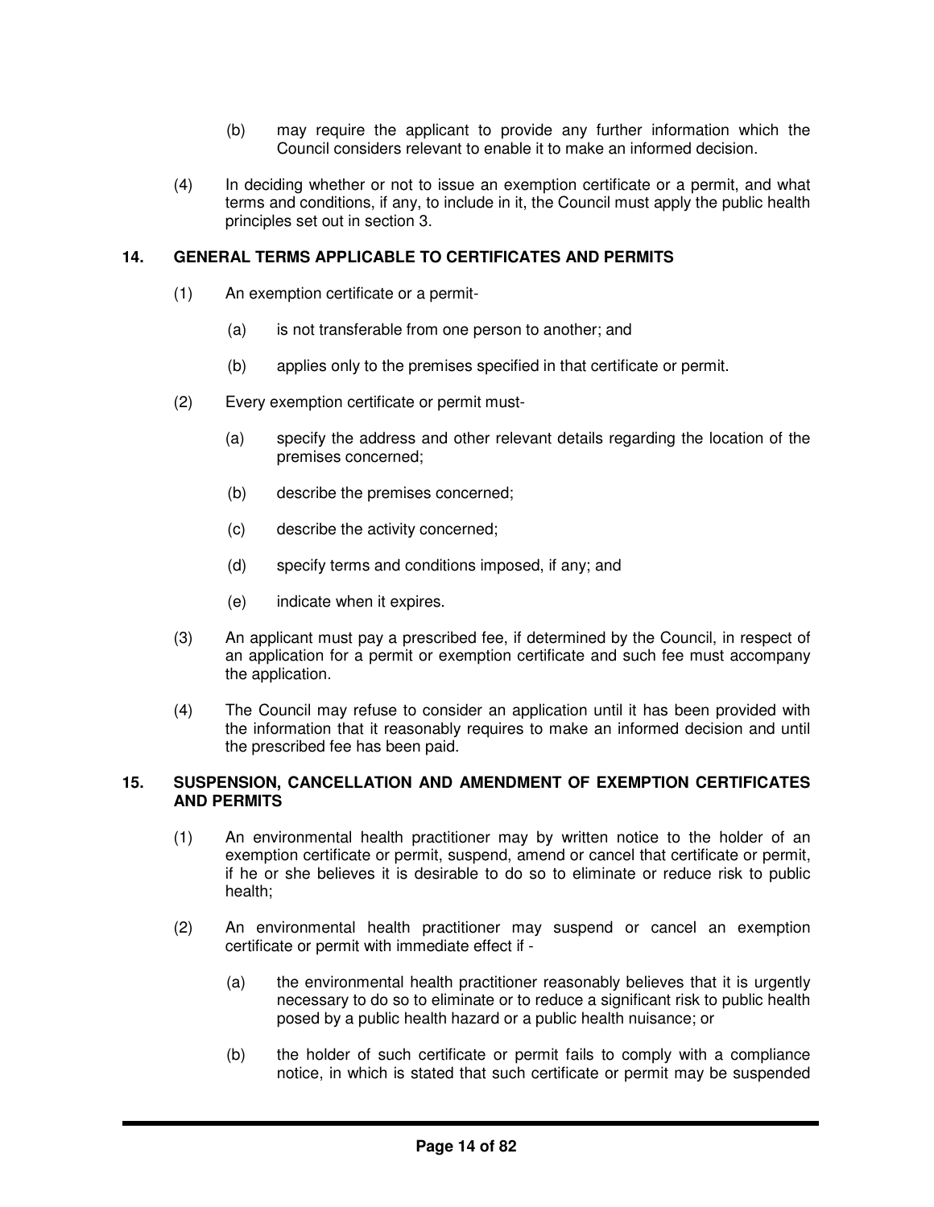(b) may require the applicant to provide any further information which the Council considers relevant to enable it to make an informed decision.

(4) In deciding whether or not to issue an exemption certificate or a permit, and what terms and conditions, if any, to include in it, the Council must apply the public health principles set out in section 3.

## 14. GENERAL TERMS APPLICABLE TO CERTIFICATES AND PERMITS

(1) An exemption certificate or a permit-

(a) is not transferable from one person to another; and

(b) applies only to the premises specified in that certificate or permit.

(2) Every exemption certificate or permit must-

(a) specify the address and other relevant details regarding the location of the premises concerned;

(b) describe the premises concerned;

(c) describe the activity concerned;

(d) specify terms and conditions imposed, if any; and

(e) indicate when it expires.

(3) An applicant must pay a prescribed fee, if determined by the Council, in respect of an application for a permit or exemption certificate and such fee must accompany the application.

(4) The Council may refuse to consider an application until it has been provided with the information that it reasonably requires to make an informed decision and until the prescribed fee has been paid.

## 15. SUSPENSION, CANCELLATION AND AMENDMENT OF EXEMPTION CERTIFICATES AND PERMITS

(1) An environmental health practitioner may by written notice to the holder of an exemption certificate or permit, suspend, amend or cancel that certificate or permit, if he or she believes it is desirable to do so to eliminate or reduce risk to public health;

(2) An environmental health practitioner may suspend or cancel an exemption certificate or permit with immediate effect if -

(a) the environmental health practitioner reasonably believes that it is urgently necessary to do so to eliminate or to reduce a significant risk to public health posed by a public health hazard or a public health nuisance; or

(b) the holder of such certificate or permit fails to comply with a compliance notice, in which is stated that such certificate or permit may be suspended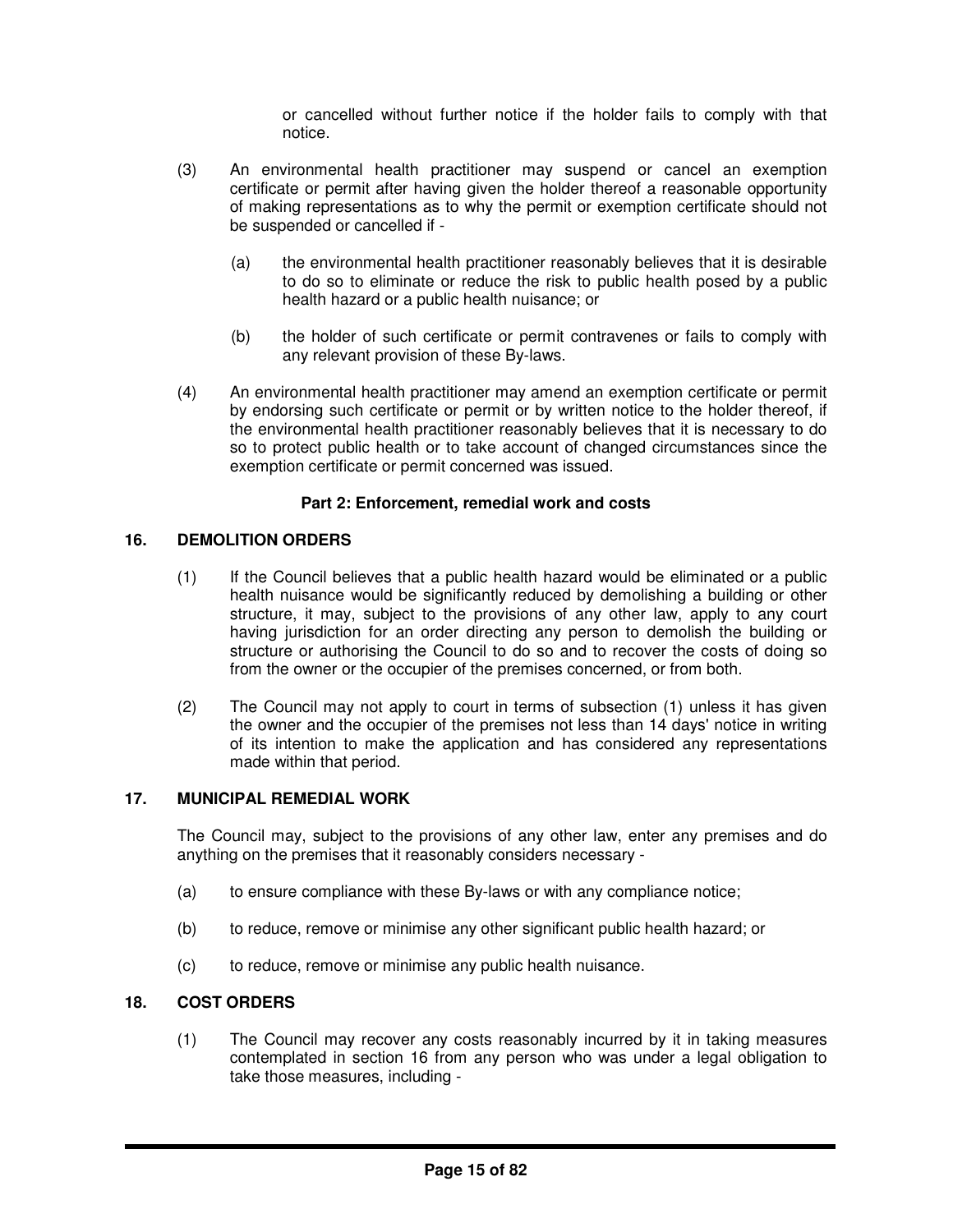or cancelled without further notice if the holder fails to comply with that notice.

(3) An environmental health practitioner may suspend or cancel an exemption certificate or permit after having given the holder thereof a reasonable opportunity of making representations as to why the permit or exemption certificate should not be suspended or cancelled if -

(a) the environmental health practitioner reasonably believes that it is desirable to do so to eliminate or reduce the risk to public health posed by a public health hazard or a public health nuisance; or

(b) the holder of such certificate or permit contravenes or fails to comply with any relevant provision of these By-laws.

(4) An environmental health practitioner may amend an exemption certificate or permit by endorsing such certificate or permit or by written notice to the holder thereof, if the environmental health practitioner reasonably believes that it is necessary to do so to protect public health or to take account of changed circumstances since the exemption certificate or permit concerned was issued.

### Part 2: Enforcement, remedial work and costs

#### 16. DEMOLITION ORDERS

(1) If the Council believes that a public health hazard would be eliminated or a public health nuisance would be significantly reduced by demolishing a building or other structure, it may, subject to the provisions of any other law, apply to any court having jurisdiction for an order directing any person to demolish the building or structure or authorising the Council to do so and to recover the costs of doing so from the owner or the occupier of the premises concerned, or from both.

(2) The Council may not apply to court in terms of subsection (1) unless it has given the owner and the occupier of the premises not less than 14 days' notice in writing of its intention to make the application and has considered any representations made within that period.

#### 17. MUNICIPAL REMEDIAL WORK

The Council may, subject to the provisions of any other law, enter any premises and do anything on the premises that it reasonably considers necessary -

(a) to ensure compliance with these By-laws or with any compliance notice;

(b) to reduce, remove or minimise any other significant public health hazard; or

(c) to reduce, remove or minimise any public health nuisance.

#### 18. COST ORDERS

(1) The Council may recover any costs reasonably incurred by it in taking measures contemplated in section 16 from any person who was under a legal obligation to take those measures, including -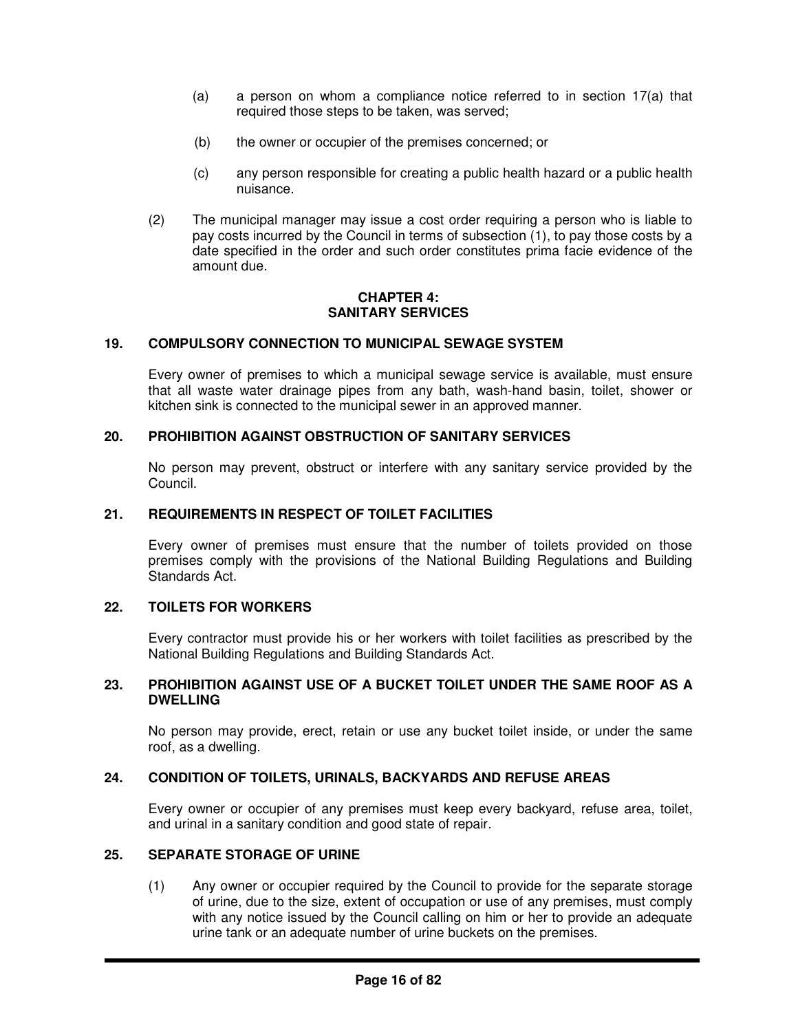(a) a person on whom a compliance notice referred to in section 17(a) that required those steps to be taken, was served;

(b) the owner or occupier of the premises concerned; or

(c) any person responsible for creating a public health hazard or a public health nuisance.

(2) The municipal manager may issue a cost order requiring a person who is liable to pay costs incurred by the Council in terms of subsection (1), to pay those costs by a date specified in the order and such order constitutes prima facie evidence of the amount due.

## CHAPTER 4: SANITARY SERVICES

### 19. COMPULSORY CONNECTION TO MUNICIPAL SEWAGE SYSTEM

Every owner of premises to which a municipal sewage service is available, must ensure that all waste water drainage pipes from any bath, wash-hand basin, toilet, shower or kitchen sink is connected to the municipal sewer in an approved manner.

### 20. PROHIBITION AGAINST OBSTRUCTION OF SANITARY SERVICES

No person may prevent, obstruct or interfere with any sanitary service provided by the Council.

### 21. REQUIREMENTS IN RESPECT OF TOILET FACILITIES

Every owner of premises must ensure that the number of toilets provided on those premises comply with the provisions of the National Building Regulations and Building Standards Act.

### 22. TOILETS FOR WORKERS

Every contractor must provide his or her workers with toilet facilities as prescribed by the National Building Regulations and Building Standards Act.

### 23. PROHIBITION AGAINST USE OF A BUCKET TOILET UNDER THE SAME ROOF AS A DWELLING

No person may provide, erect, retain or use any bucket toilet inside, or under the same roof, as a dwelling.

### 24. CONDITION OF TOILETS, URINALS, BACKYARDS AND REFUSE AREAS

Every owner or occupier of any premises must keep every backyard, refuse area, toilet, and urinal in a sanitary condition and good state of repair.

### 25. SEPARATE STORAGE OF URINE

(1) Any owner or occupier required by the Council to provide for the separate storage of urine, due to the size, extent of occupation or use of any premises, must comply with any notice issued by the Council calling on him or her to provide an adequate urine tank or an adequate number of urine buckets on the premises.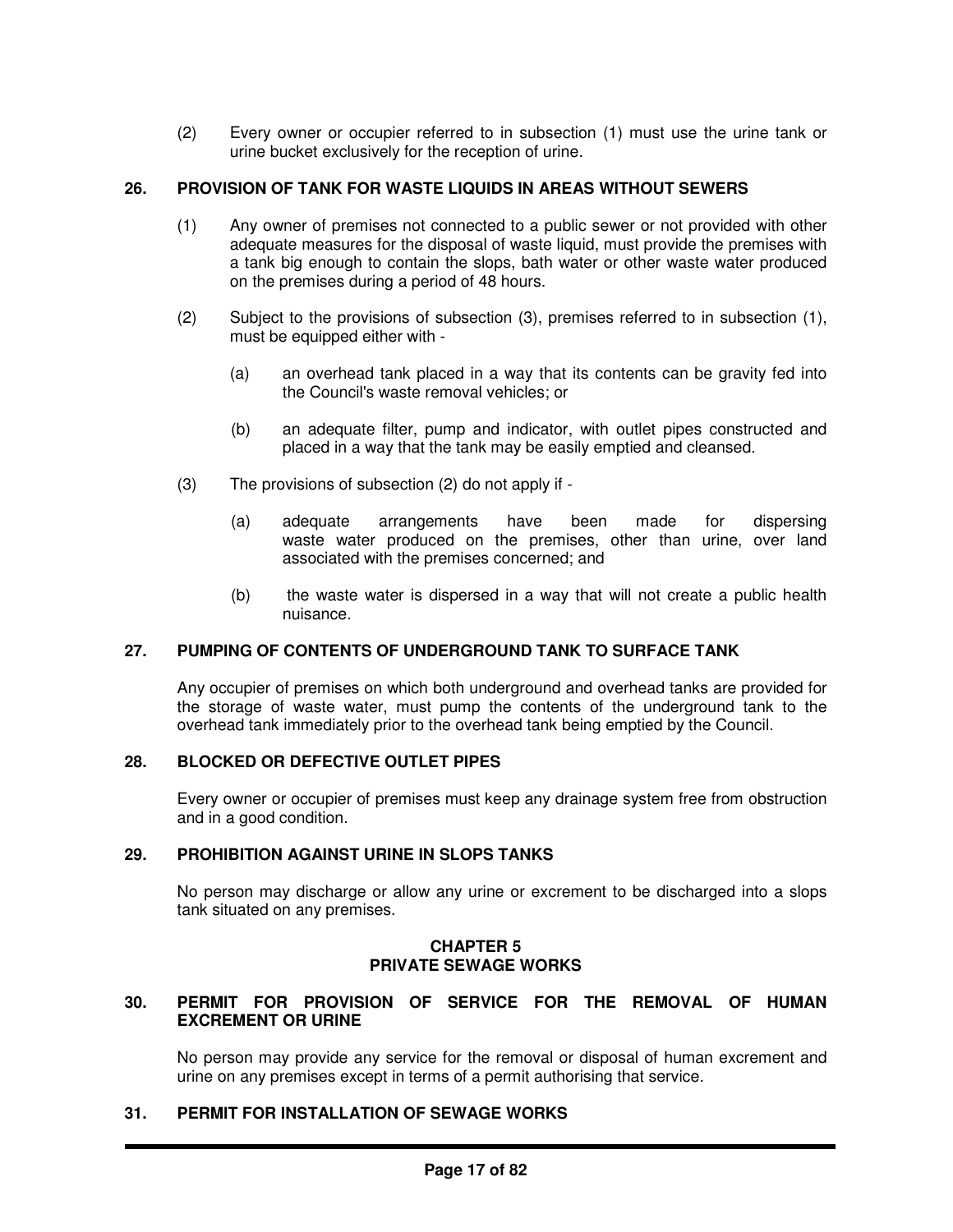(2) Every owner or occupier referred to in subsection (1) must use the urine tank or urine bucket exclusively for the reception of urine.

### 26. PROVISION OF TANK FOR WASTE LIQUIDS IN AREAS WITHOUT SEWERS

(1) Any owner of premises not connected to a public sewer or not provided with other adequate measures for the disposal of waste liquid, must provide the premises with a tank big enough to contain the slops, bath water or other waste water produced on the premises during a period of 48 hours.

(2) Subject to the provisions of subsection (3), premises referred to in subsection (1), must be equipped either with -

(a) an overhead tank placed in a way that its contents can be gravity fed into the Council's waste removal vehicles; or

(b) an adequate filter, pump and indicator, with outlet pipes constructed and placed in a way that the tank may be easily emptied and cleansed.

(3) The provisions of subsection (2) do not apply if -

(a) adequate arrangements have been made for dispersing waste water produced on the premises, other than urine, over land associated with the premises concerned; and

(b) the waste water is dispersed in a way that will not create a public health nuisance.

### 27. PUMPING OF CONTENTS OF UNDERGROUND TANK TO SURFACE TANK

Any occupier of premises on which both underground and overhead tanks are provided for the storage of waste water, must pump the contents of the underground tank to the overhead tank immediately prior to the overhead tank being emptied by the Council.

### 28. BLOCKED OR DEFECTIVE OUTLET PIPES

Every owner or occupier of premises must keep any drainage system free from obstruction and in a good condition.

### 29. PROHIBITION AGAINST URINE IN SLOPS TANKS

No person may discharge or allow any urine or excrement to be discharged into a slops tank situated on any premises.

## CHAPTER 5
## PRIVATE SEWAGE WORKS

### 30. PERMIT FOR PROVISION OF SERVICE FOR THE REMOVAL OF HUMAN EXCREMENT OR URINE

No person may provide any service for the removal or disposal of human excrement and urine on any premises except in terms of a permit authorising that service.

### 31. PERMIT FOR INSTALLATION OF SEWAGE WORKS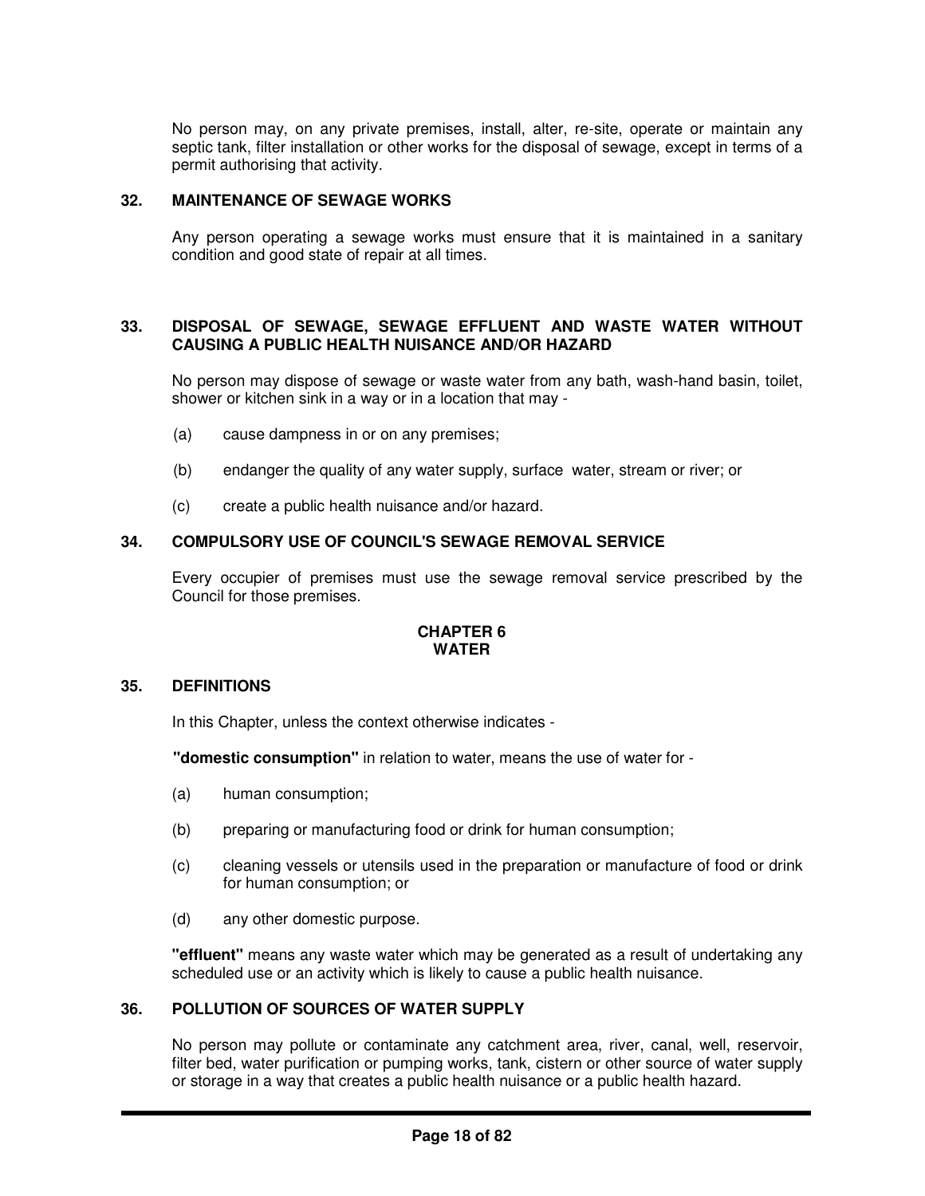No person may, on any private premises, install, alter, re-site, operate or maintain any septic tank, filter installation or other works for the disposal of sewage, except in terms of a permit authorising that activity.

### 32. MAINTENANCE OF SEWAGE WORKS

Any person operating a sewage works must ensure that it is maintained in a sanitary condition and good state of repair at all times.

### 33. DISPOSAL OF SEWAGE, SEWAGE EFFLUENT AND WASTE WATER WITHOUT CAUSING A PUBLIC HEALTH NUISANCE AND/OR HAZARD

No person may dispose of sewage or waste water from any bath, wash-hand basin, toilet, shower or kitchen sink in a way or in a location that may -

(a) cause dampness in or on any premises;

(b) endanger the quality of any water supply, surface water, stream or river; or

(c) create a public health nuisance and/or hazard.

### 34. COMPULSORY USE OF COUNCIL'S SEWAGE REMOVAL SERVICE

Every occupier of premises must use the sewage removal service prescribed by the Council for those premises.

## CHAPTER 6
## WATER

### 35. DEFINITIONS

In this Chapter, unless the context otherwise indicates -

**"domestic consumption"** in relation to water, means the use of water for -

(a) human consumption;

(b) preparing or manufacturing food or drink for human consumption;

(c) cleaning vessels or utensils used in the preparation or manufacture of food or drink for human consumption; or

(d) any other domestic purpose.

**"effluent"** means any waste water which may be generated as a result of undertaking any scheduled use or an activity which is likely to cause a public health nuisance.

### 36. POLLUTION OF SOURCES OF WATER SUPPLY

No person may pollute or contaminate any catchment area, river, canal, well, reservoir, filter bed, water purification or pumping works, tank, cistern or other source of water supply or storage in a way that creates a public health nuisance or a public health hazard.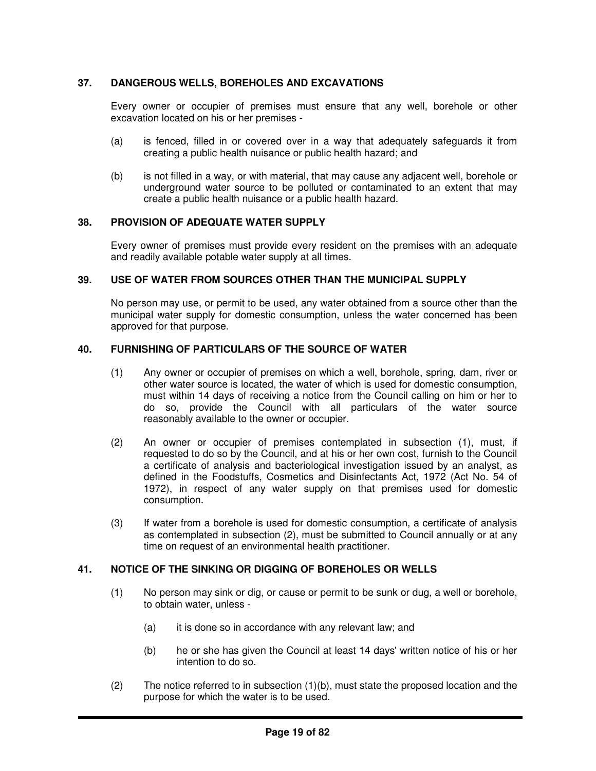### 37. DANGEROUS WELLS, BOREHOLES AND EXCAVATIONS

Every owner or occupier of premises must ensure that any well, borehole or other excavation located on his or her premises -

(a) is fenced, filled in or covered over in a way that adequately safeguards it from creating a public health nuisance or public health hazard; and

(b) is not filled in a way, or with material, that may cause any adjacent well, borehole or underground water source to be polluted or contaminated to an extent that may create a public health nuisance or a public health hazard.

### 38. PROVISION OF ADEQUATE WATER SUPPLY

Every owner of premises must provide every resident on the premises with an adequate and readily available potable water supply at all times.

### 39. USE OF WATER FROM SOURCES OTHER THAN THE MUNICIPAL SUPPLY

No person may use, or permit to be used, any water obtained from a source other than the municipal water supply for domestic consumption, unless the water concerned has been approved for that purpose.

### 40. FURNISHING OF PARTICULARS OF THE SOURCE OF WATER

(1) Any owner or occupier of premises on which a well, borehole, spring, dam, river or other water source is located, the water of which is used for domestic consumption, must within 14 days of receiving a notice from the Council calling on him or her to do so, provide the Council with all particulars of the water source reasonably available to the owner or occupier.

(2) An owner or occupier of premises contemplated in subsection (1), must, if requested to do so by the Council, and at his or her own cost, furnish to the Council a certificate of analysis and bacteriological investigation issued by an analyst, as defined in the Foodstuffs, Cosmetics and Disinfectants Act, 1972 (Act No. 54 of 1972), in respect of any water supply on that premises used for domestic consumption.

(3) If water from a borehole is used for domestic consumption, a certificate of analysis as contemplated in subsection (2), must be submitted to Council annually or at any time on request of an environmental health practitioner.

### 41. NOTICE OF THE SINKING OR DIGGING OF BOREHOLES OR WELLS

(1) No person may sink or dig, or cause or permit to be sunk or dug, a well or borehole, to obtain water, unless -

(a) it is done so in accordance with any relevant law; and

(b) he or she has given the Council at least 14 days' written notice of his or her intention to do so.

(2) The notice referred to in subsection (1)(b), must state the proposed location and the purpose for which the water is to be used.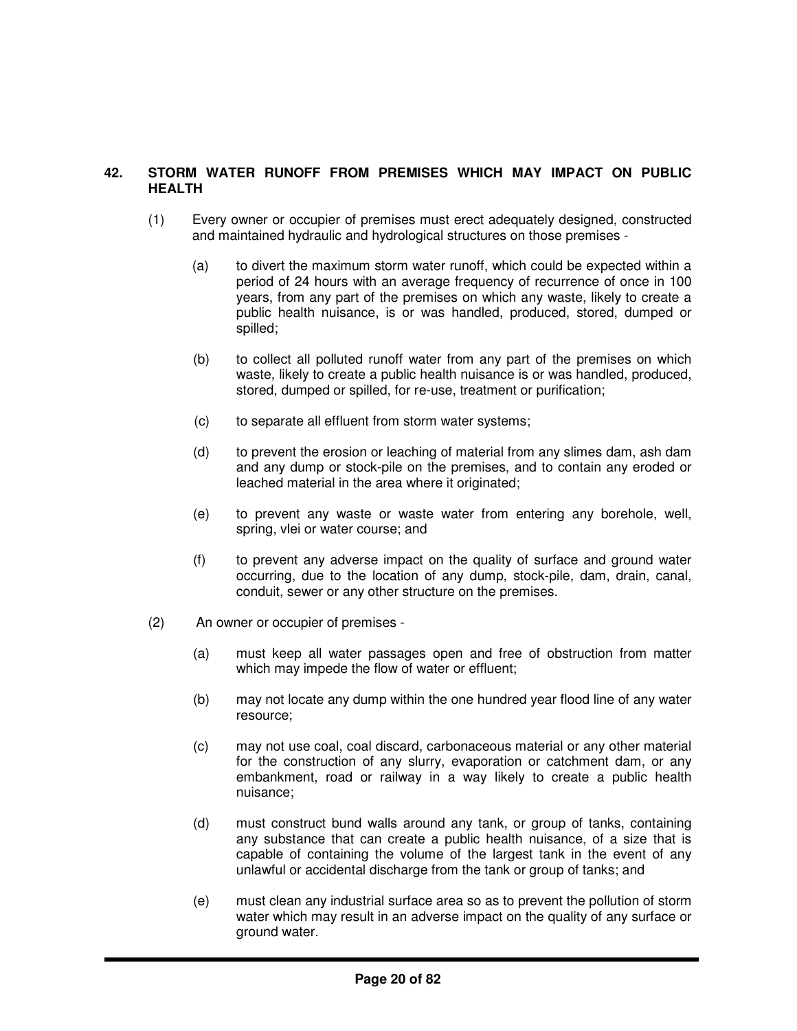## 42. STORM WATER RUNOFF FROM PREMISES WHICH MAY IMPACT ON PUBLIC HEALTH

(1) Every owner or occupier of premises must erect adequately designed, constructed and maintained hydraulic and hydrological structures on those premises -

(a) to divert the maximum storm water runoff, which could be expected within a period of 24 hours with an average frequency of recurrence of once in 100 years, from any part of the premises on which any waste, likely to create a public health nuisance, is or was handled, produced, stored, dumped or spilled;

(b) to collect all polluted runoff water from any part of the premises on which waste, likely to create a public health nuisance is or was handled, produced, stored, dumped or spilled, for re-use, treatment or purification;

(c) to separate all effluent from storm water systems;

(d) to prevent the erosion or leaching of material from any slimes dam, ash dam and any dump or stock-pile on the premises, and to contain any eroded or leached material in the area where it originated;

(e) to prevent any waste or waste water from entering any borehole, well, spring, vlei or water course; and

(f) to prevent any adverse impact on the quality of surface and ground water occurring, due to the location of any dump, stock-pile, dam, drain, canal, conduit, sewer or any other structure on the premises.

(2) An owner or occupier of premises -

(a) must keep all water passages open and free of obstruction from matter which may impede the flow of water or effluent;

(b) may not locate any dump within the one hundred year flood line of any water resource;

(c) may not use coal, coal discard, carbonaceous material or any other material for the construction of any slurry, evaporation or catchment dam, or any embankment, road or railway in a way likely to create a public health nuisance;

(d) must construct bund walls around any tank, or group of tanks, containing any substance that can create a public health nuisance, of a size that is capable of containing the volume of the largest tank in the event of any unlawful or accidental discharge from the tank or group of tanks; and

(e) must clean any industrial surface area so as to prevent the pollution of storm water which may result in an adverse impact on the quality of any surface or ground water.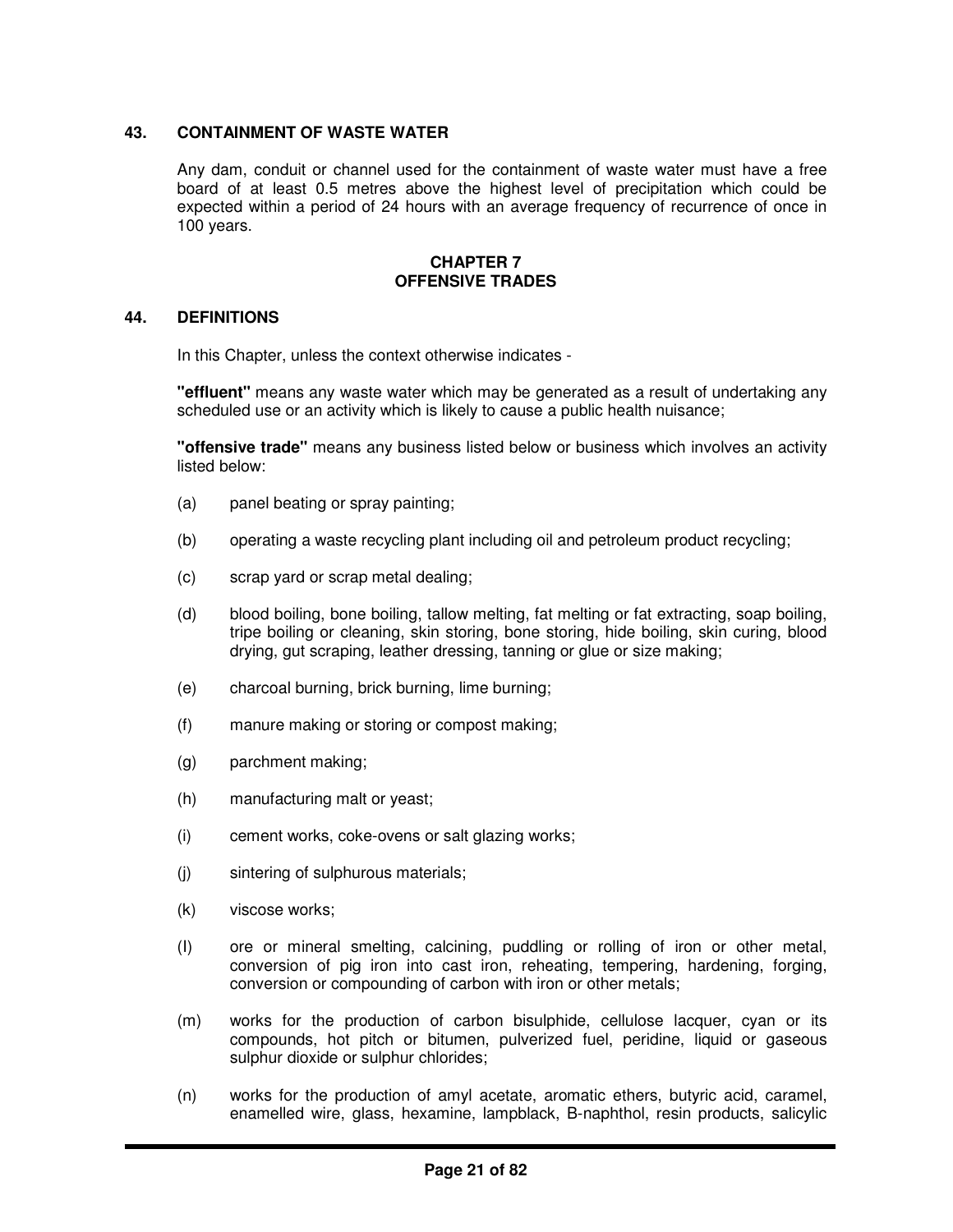## 43. CONTAINMENT OF WASTE WATER

Any dam, conduit or channel used for the containment of waste water must have a free board of at least 0.5 metres above the highest level of precipitation which could be expected within a period of 24 hours with an average frequency of recurrence of once in 100 years.

# CHAPTER 7
# OFFENSIVE TRADES

## 44. DEFINITIONS

In this Chapter, unless the context otherwise indicates -

**"effluent"** means any waste water which may be generated as a result of undertaking any scheduled use or an activity which is likely to cause a public health nuisance;

**"offensive trade"** means any business listed below or business which involves an activity listed below:

(a) panel beating or spray painting;

(b) operating a waste recycling plant including oil and petroleum product recycling;

(c) scrap yard or scrap metal dealing;

(d) blood boiling, bone boiling, tallow melting, fat melting or fat extracting, soap boiling, tripe boiling or cleaning, skin storing, bone storing, hide boiling, skin curing, blood drying, gut scraping, leather dressing, tanning or glue or size making;

(e) charcoal burning, brick burning, lime burning;

(f) manure making or storing or compost making;

(g) parchment making;

(h) manufacturing malt or yeast;

(i) cement works, coke-ovens or salt glazing works;

(j) sintering of sulphurous materials;

(k) viscose works;

(l) ore or mineral smelting, calcining, puddling or rolling of iron or other metal, conversion of pig iron into cast iron, reheating, tempering, hardening, forging, conversion or compounding of carbon with iron or other metals;

(m) works for the production of carbon bisulphide, cellulose lacquer, cyan or its compounds, hot pitch or bitumen, pulverized fuel, peridine, liquid or gaseous sulphur dioxide or sulphur chlorides;

(n) works for the production of amyl acetate, aromatic ethers, butyric acid, caramel, enamelled wire, glass, hexamine, lampblack, B-naphthol, resin products, salicylic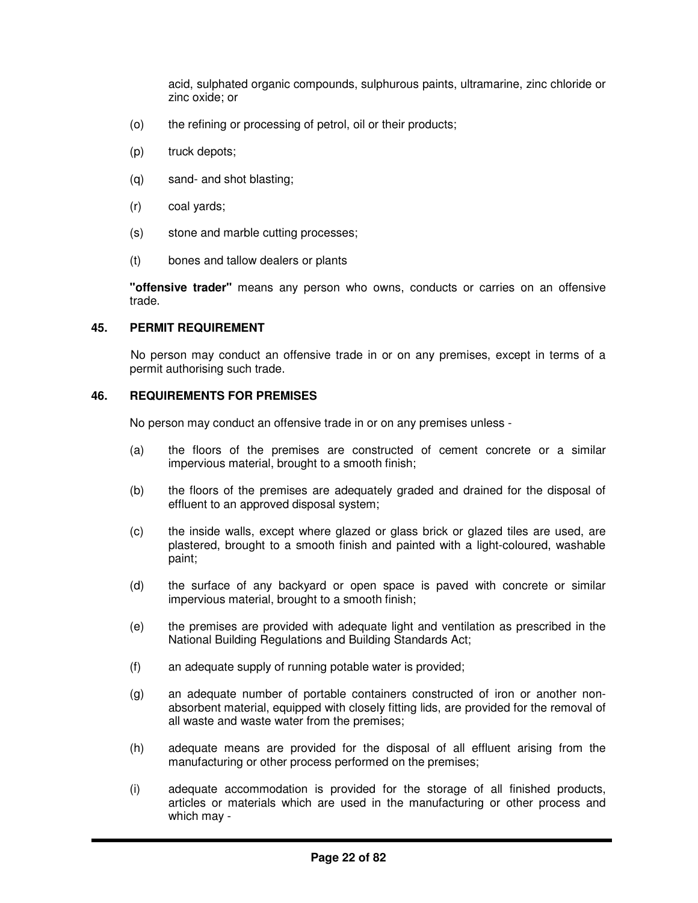acid, sulphated organic compounds, sulphurous paints, ultramarine, zinc chloride or zinc oxide; or

(o) the refining or processing of petrol, oil or their products;

(p) truck depots;

(q) sand- and shot blasting;

(r) coal yards;

(s) stone and marble cutting processes;

(t) bones and tallow dealers or plants

**"offensive trader"** means any person who owns, conducts or carries on an offensive trade.

### 45. PERMIT REQUIREMENT

No person may conduct an offensive trade in or on any premises, except in terms of a permit authorising such trade.

### 46. REQUIREMENTS FOR PREMISES

No person may conduct an offensive trade in or on any premises unless -

(a) the floors of the premises are constructed of cement concrete or a similar impervious material, brought to a smooth finish;

(b) the floors of the premises are adequately graded and drained for the disposal of effluent to an approved disposal system;

(c) the inside walls, except where glazed or glass brick or glazed tiles are used, are plastered, brought to a smooth finish and painted with a light-coloured, washable paint;

(d) the surface of any backyard or open space is paved with concrete or similar impervious material, brought to a smooth finish;

(e) the premises are provided with adequate light and ventilation as prescribed in the National Building Regulations and Building Standards Act;

(f) an adequate supply of running potable water is provided;

(g) an adequate number of portable containers constructed of iron or another non-absorbent material, equipped with closely fitting lids, are provided for the removal of all waste and waste water from the premises;

(h) adequate means are provided for the disposal of all effluent arising from the manufacturing or other process performed on the premises;

(i) adequate accommodation is provided for the storage of all finished products, articles or materials which are used in the manufacturing or other process and which may -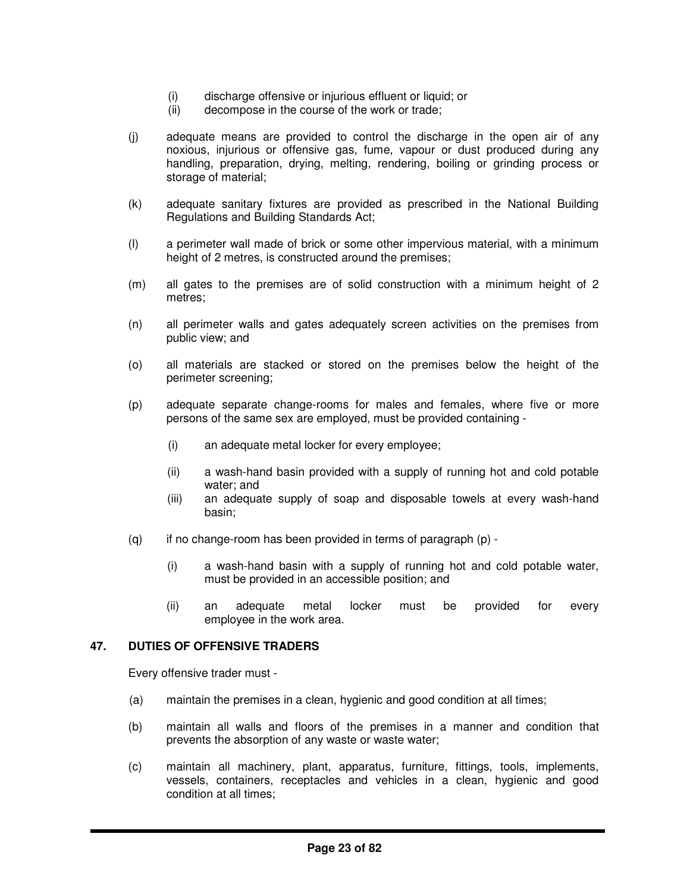(i) discharge offensive or injurious effluent or liquid; or
(ii) decompose in the course of the work or trade;

(j) adequate means are provided to control the discharge in the open air of any noxious, injurious or offensive gas, fume, vapour or dust produced during any handling, preparation, drying, melting, rendering, boiling or grinding process or storage of material;

(k) adequate sanitary fixtures are provided as prescribed in the National Building Regulations and Building Standards Act;

(l) a perimeter wall made of brick or some other impervious material, with a minimum height of 2 metres, is constructed around the premises;

(m) all gates to the premises are of solid construction with a minimum height of 2 metres;

(n) all perimeter walls and gates adequately screen activities on the premises from public view; and

(o) all materials are stacked or stored on the premises below the height of the perimeter screening;

(p) adequate separate change-rooms for males and females, where five or more persons of the same sex are employed, must be provided containing -

  (i) an adequate metal locker for every employee;

  (ii) a wash-hand basin provided with a supply of running hot and cold potable water; and

  (iii) an adequate supply of soap and disposable towels at every wash-hand basin;

(q) if no change-room has been provided in terms of paragraph (p) -

  (i) a wash-hand basin with a supply of running hot and cold potable water, must be provided in an accessible position; and

  (ii) an adequate metal locker must be provided for every employee in the work area.

## 47. DUTIES OF OFFENSIVE TRADERS

Every offensive trader must -

(a) maintain the premises in a clean, hygienic and good condition at all times;

(b) maintain all walls and floors of the premises in a manner and condition that prevents the absorption of any waste or waste water;

(c) maintain all machinery, plant, apparatus, furniture, fittings, tools, implements, vessels, containers, receptacles and vehicles in a clean, hygienic and good condition at all times;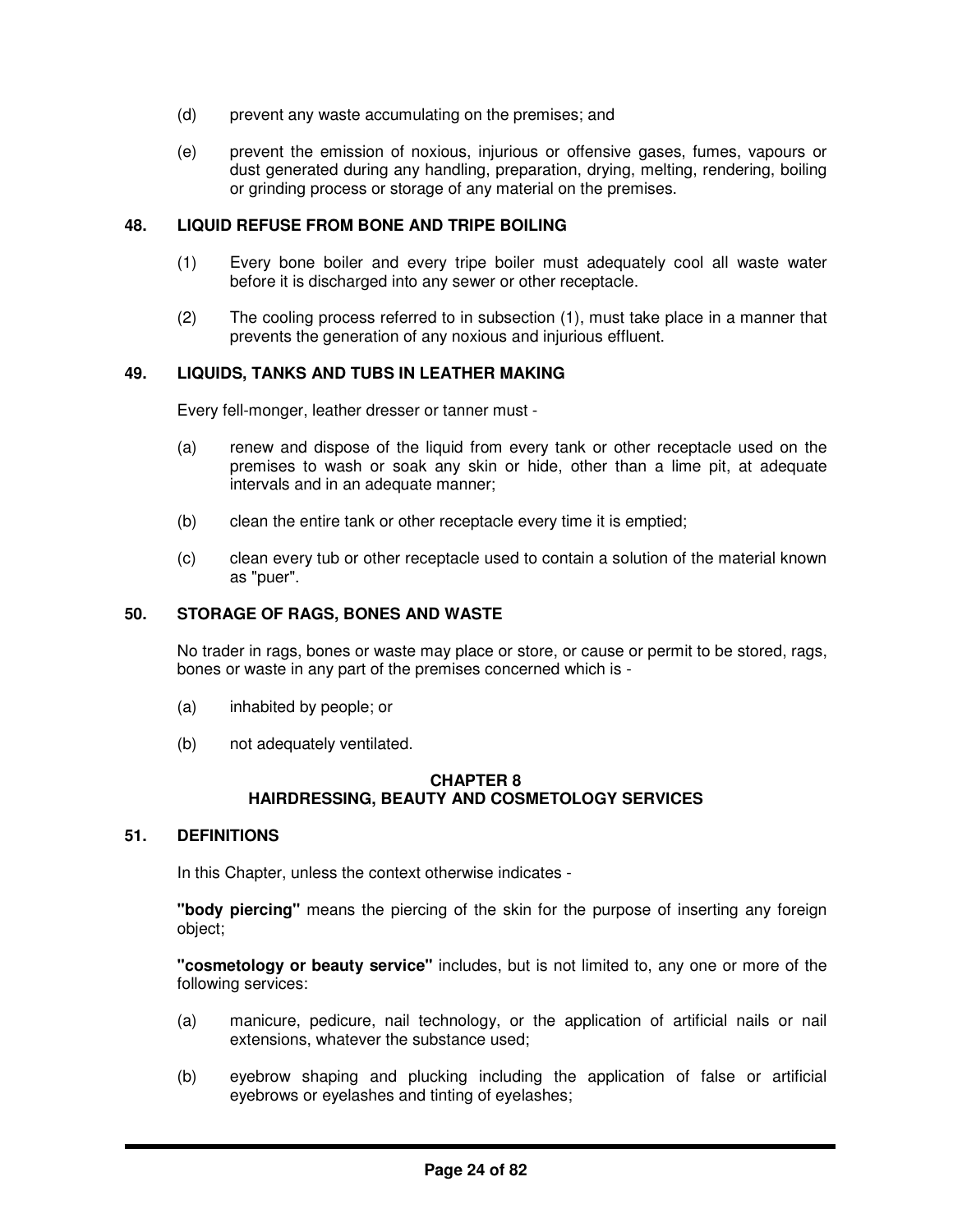(d) prevent any waste accumulating on the premises; and

(e) prevent the emission of noxious, injurious or offensive gases, fumes, vapours or dust generated during any handling, preparation, drying, melting, rendering, boiling or grinding process or storage of any material on the premises.

### 48. LIQUID REFUSE FROM BONE AND TRIPE BOILING

(1) Every bone boiler and every tripe boiler must adequately cool all waste water before it is discharged into any sewer or other receptacle.

(2) The cooling process referred to in subsection (1), must take place in a manner that prevents the generation of any noxious and injurious effluent.

### 49. LIQUIDS, TANKS AND TUBS IN LEATHER MAKING

Every fell-monger, leather dresser or tanner must -

(a) renew and dispose of the liquid from every tank or other receptacle used on the premises to wash or soak any skin or hide, other than a lime pit, at adequate intervals and in an adequate manner;

(b) clean the entire tank or other receptacle every time it is emptied;

(c) clean every tub or other receptacle used to contain a solution of the material known as "puer".

### 50. STORAGE OF RAGS, BONES AND WASTE

No trader in rags, bones or waste may place or store, or cause or permit to be stored, rags, bones or waste in any part of the premises concerned which is -

(a) inhabited by people; or

(b) not adequately ventilated.

## CHAPTER 8
## HAIRDRESSING, BEAUTY AND COSMETOLOGY SERVICES

### 51. DEFINITIONS

In this Chapter, unless the context otherwise indicates -

**"body piercing"** means the piercing of the skin for the purpose of inserting any foreign object;

**"cosmetology or beauty service"** includes, but is not limited to, any one or more of the following services:

(a) manicure, pedicure, nail technology, or the application of artificial nails or nail extensions, whatever the substance used;

(b) eyebrow shaping and plucking including the application of false or artificial eyebrows or eyelashes and tinting of eyelashes;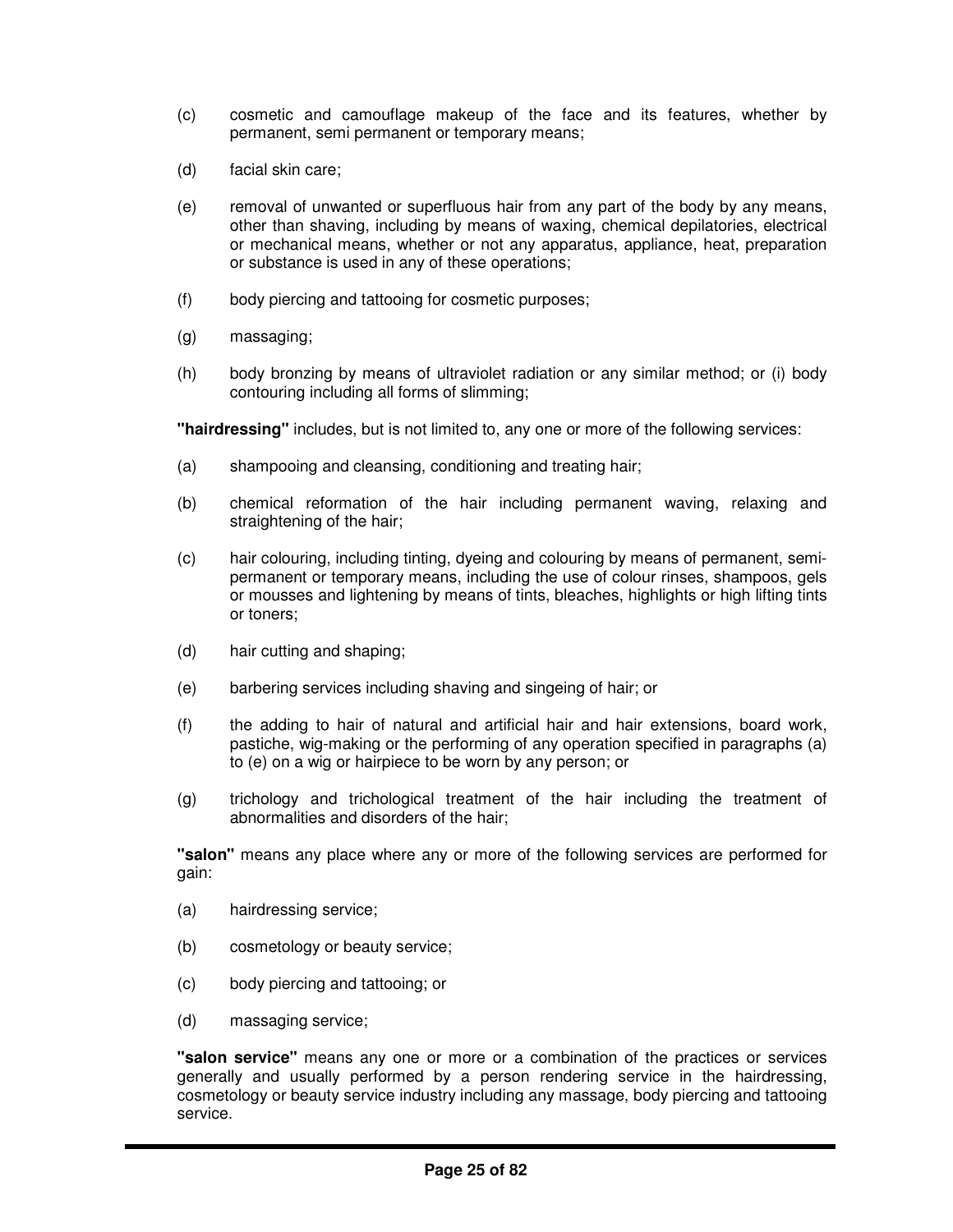(c) cosmetic and camouflage makeup of the face and its features, whether by permanent, semi permanent or temporary means;

(d) facial skin care;

(e) removal of unwanted or superfluous hair from any part of the body by any means, other than shaving, including by means of waxing, chemical depilatories, electrical or mechanical means, whether or not any apparatus, appliance, heat, preparation or substance is used in any of these operations;

(f) body piercing and tattooing for cosmetic purposes;

(g) massaging;

(h) body bronzing by means of ultraviolet radiation or any similar method; or (i) body contouring including all forms of slimming;

**"hairdressing"** includes, but is not limited to, any one or more of the following services:

(a) shampooing and cleansing, conditioning and treating hair;

(b) chemical reformation of the hair including permanent waving, relaxing and straightening of the hair;

(c) hair colouring, including tinting, dyeing and colouring by means of permanent, semi-permanent or temporary means, including the use of colour rinses, shampoos, gels or mousses and lightening by means of tints, bleaches, highlights or high lifting tints or toners;

(d) hair cutting and shaping;

(e) barbering services including shaving and singeing of hair; or

(f) the adding to hair of natural and artificial hair and hair extensions, board work, pastiche, wig-making or the performing of any operation specified in paragraphs (a) to (e) on a wig or hairpiece to be worn by any person; or

(g) trichology and trichological treatment of the hair including the treatment of abnormalities and disorders of the hair;

**"salon"** means any place where any or more of the following services are performed for gain:

(a) hairdressing service;

(b) cosmetology or beauty service;

(c) body piercing and tattooing; or

(d) massaging service;

**"salon service"** means any one or more or a combination of the practices or services generally and usually performed by a person rendering service in the hairdressing, cosmetology or beauty service industry including any massage, body piercing and tattooing service.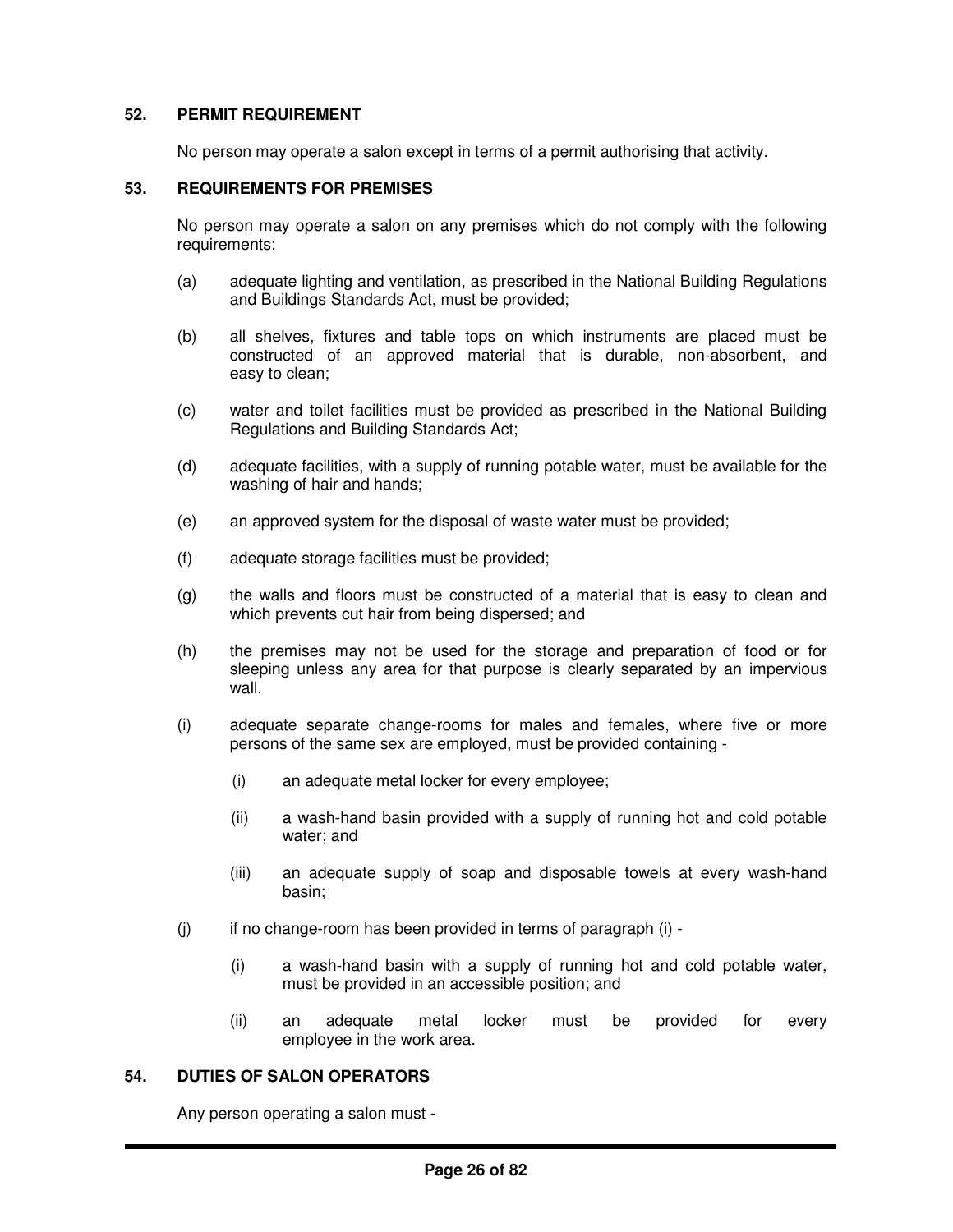## 52. PERMIT REQUIREMENT

No person may operate a salon except in terms of a permit authorising that activity.

## 53. REQUIREMENTS FOR PREMISES

No person may operate a salon on any premises which do not comply with the following requirements:

(a) adequate lighting and ventilation, as prescribed in the National Building Regulations and Buildings Standards Act, must be provided;

(b) all shelves, fixtures and table tops on which instruments are placed must be constructed of an approved material that is durable, non-absorbent, and easy to clean;

(c) water and toilet facilities must be provided as prescribed in the National Building Regulations and Building Standards Act;

(d) adequate facilities, with a supply of running potable water, must be available for the washing of hair and hands;

(e) an approved system for the disposal of waste water must be provided;

(f) adequate storage facilities must be provided;

(g) the walls and floors must be constructed of a material that is easy to clean and which prevents cut hair from being dispersed; and

(h) the premises may not be used for the storage and preparation of food or for sleeping unless any area for that purpose is clearly separated by an impervious wall.

(i) adequate separate change-rooms for males and females, where five or more persons of the same sex are employed, must be provided containing -

   (i) an adequate metal locker for every employee;

   (ii) a wash-hand basin provided with a supply of running hot and cold potable water; and

   (iii) an adequate supply of soap and disposable towels at every wash-hand basin;

(j) if no change-room has been provided in terms of paragraph (i) -

   (i) a wash-hand basin with a supply of running hot and cold potable water, must be provided in an accessible position; and

   (ii) an adequate metal locker must be provided for every employee in the work area.

## 54. DUTIES OF SALON OPERATORS

Any person operating a salon must -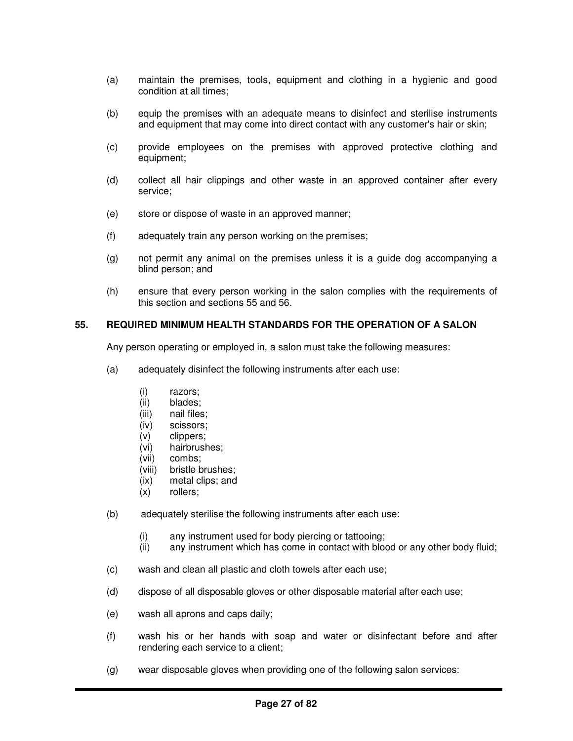(a) maintain the premises, tools, equipment and clothing in a hygienic and good condition at all times;

(b) equip the premises with an adequate means to disinfect and sterilise instruments and equipment that may come into direct contact with any customer's hair or skin;

(c) provide employees on the premises with approved protective clothing and equipment;

(d) collect all hair clippings and other waste in an approved container after every service;

(e) store or dispose of waste in an approved manner;

(f) adequately train any person working on the premises;

(g) not permit any animal on the premises unless it is a guide dog accompanying a blind person; and

(h) ensure that every person working in the salon complies with the requirements of this section and sections 55 and 56.

**55. REQUIRED MINIMUM HEALTH STANDARDS FOR THE OPERATION OF A SALON**

Any person operating or employed in, a salon must take the following measures:

(a) adequately disinfect the following instruments after each use:

  (i) razors;
  (ii) blades;
  (iii) nail files;
  (iv) scissors;
  (v) clippers;
  (vi) hairbrushes;
  (vii) combs;
  (viii) bristle brushes;
  (ix) metal clips; and
  (x) rollers;

(b) adequately sterilise the following instruments after each use:

  (i) any instrument used for body piercing or tattooing;
  (ii) any instrument which has come in contact with blood or any other body fluid;

(c) wash and clean all plastic and cloth towels after each use;

(d) dispose of all disposable gloves or other disposable material after each use;

(e) wash all aprons and caps daily;

(f) wash his or her hands with soap and water or disinfectant before and after rendering each service to a client;

(g) wear disposable gloves when providing one of the following salon services: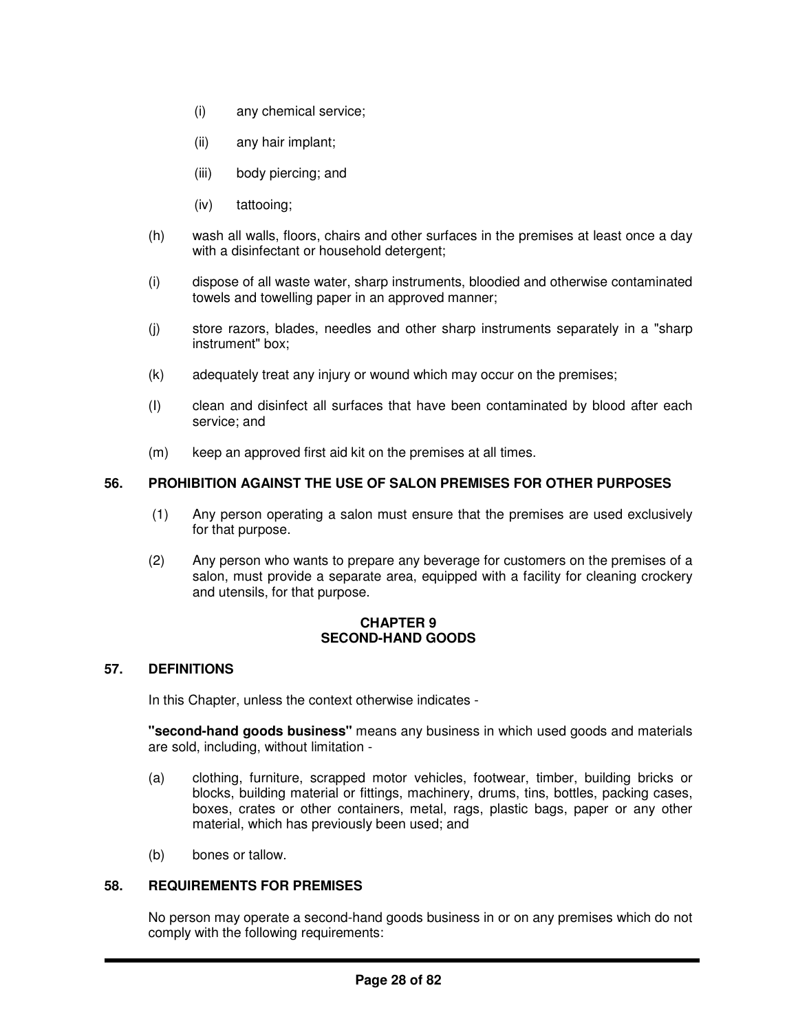(i) any chemical service;

(ii) any hair implant;

(iii) body piercing; and

(iv) tattooing;

(h) wash all walls, floors, chairs and other surfaces in the premises at least once a day with a disinfectant or household detergent;

(i) dispose of all waste water, sharp instruments, bloodied and otherwise contaminated towels and towelling paper in an approved manner;

(j) store razors, blades, needles and other sharp instruments separately in a "sharp instrument" box;

(k) adequately treat any injury or wound which may occur on the premises;

(l) clean and disinfect all surfaces that have been contaminated by blood after each service; and

(m) keep an approved first aid kit on the premises at all times.

**56. PROHIBITION AGAINST THE USE OF SALON PREMISES FOR OTHER PURPOSES**

(1) Any person operating a salon must ensure that the premises are used exclusively for that purpose.

(2) Any person who wants to prepare any beverage for customers on the premises of a salon, must provide a separate area, equipped with a facility for cleaning crockery and utensils, for that purpose.

## CHAPTER 9
## SECOND-HAND GOODS

**57. DEFINITIONS**

In this Chapter, unless the context otherwise indicates -

**"second-hand goods business"** means any business in which used goods and materials are sold, including, without limitation -

(a) clothing, furniture, scrapped motor vehicles, footwear, timber, building bricks or blocks, building material or fittings, machinery, drums, tins, bottles, packing cases, boxes, crates or other containers, metal, rags, plastic bags, paper or any other material, which has previously been used; and

(b) bones or tallow.

**58. REQUIREMENTS FOR PREMISES**

No person may operate a second-hand goods business in or on any premises which do not comply with the following requirements: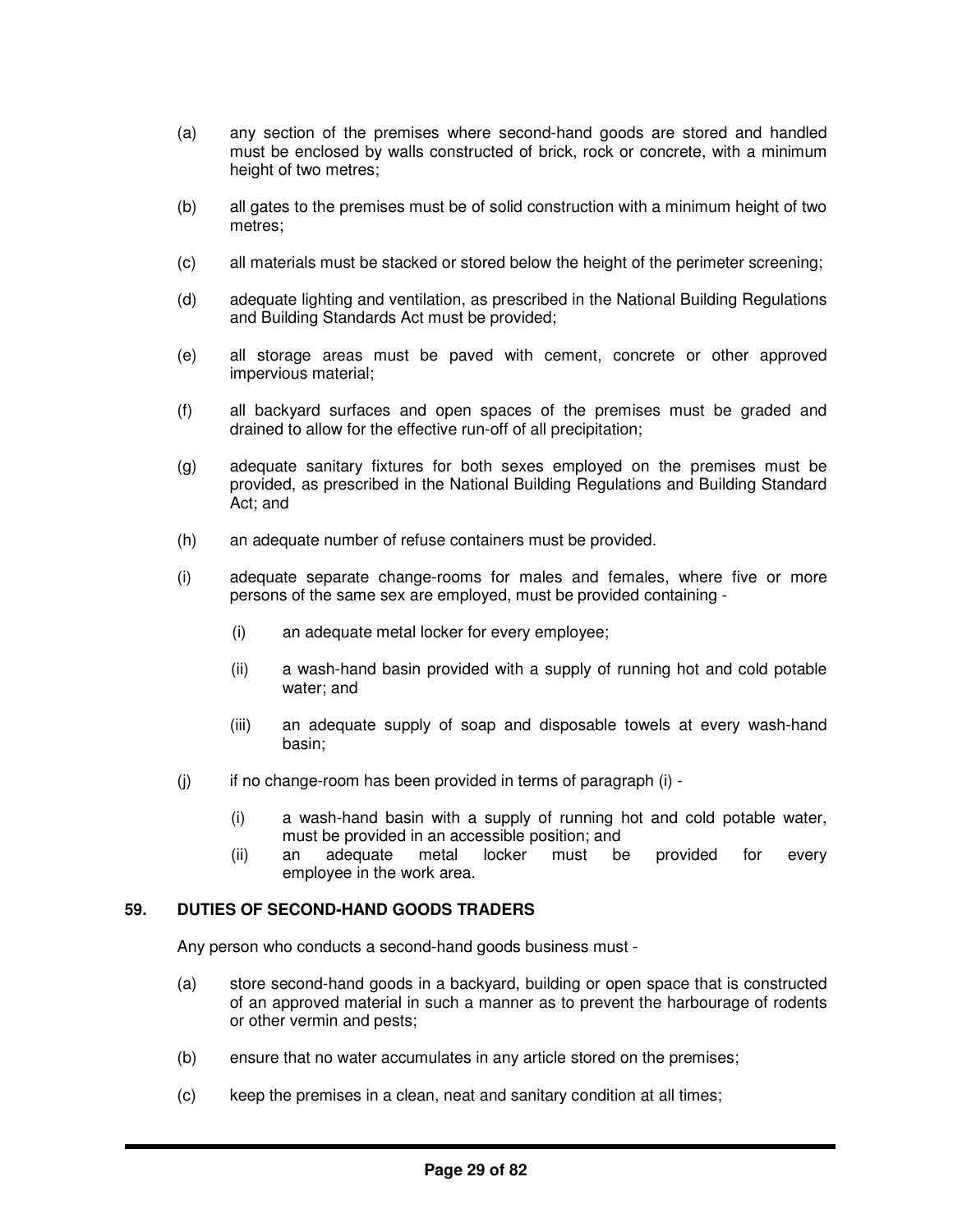(a) any section of the premises where second-hand goods are stored and handled must be enclosed by walls constructed of brick, rock or concrete, with a minimum height of two metres;

(b) all gates to the premises must be of solid construction with a minimum height of two metres;

(c) all materials must be stacked or stored below the height of the perimeter screening;

(d) adequate lighting and ventilation, as prescribed in the National Building Regulations and Building Standards Act must be provided;

(e) all storage areas must be paved with cement, concrete or other approved impervious material;

(f) all backyard surfaces and open spaces of the premises must be graded and drained to allow for the effective run-off of all precipitation;

(g) adequate sanitary fixtures for both sexes employed on the premises must be provided, as prescribed in the National Building Regulations and Building Standard Act; and

(h) an adequate number of refuse containers must be provided.

(i) adequate separate change-rooms for males and females, where five or more persons of the same sex are employed, must be provided containing -

    (i) an adequate metal locker for every employee;

    (ii) a wash-hand basin provided with a supply of running hot and cold potable water; and

    (iii) an adequate supply of soap and disposable towels at every wash-hand basin;

(j) if no change-room has been provided in terms of paragraph (i) -

    (i) a wash-hand basin with a supply of running hot and cold potable water, must be provided in an accessible position; and
    (ii) an adequate metal locker must be provided for every employee in the work area.

## 59. DUTIES OF SECOND-HAND GOODS TRADERS

Any person who conducts a second-hand goods business must -

(a) store second-hand goods in a backyard, building or open space that is constructed of an approved material in such a manner as to prevent the harbourage of rodents or other vermin and pests;

(b) ensure that no water accumulates in any article stored on the premises;

(c) keep the premises in a clean, neat and sanitary condition at all times;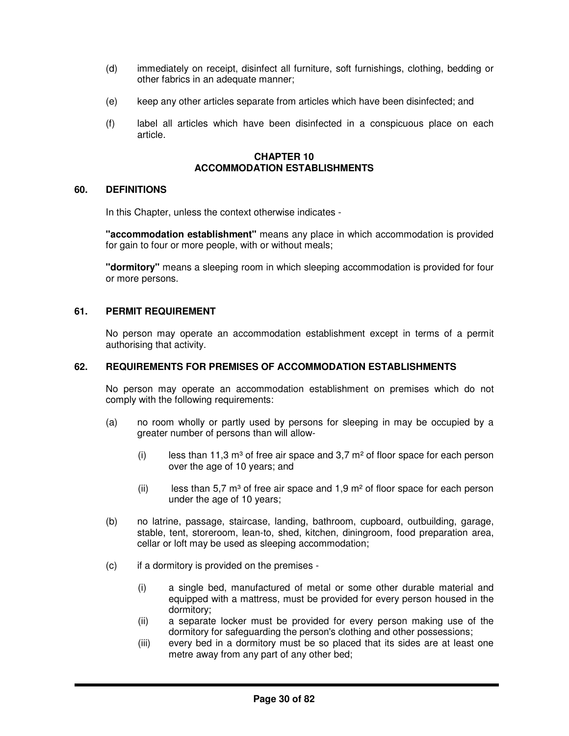(d) immediately on receipt, disinfect all furniture, soft furnishings, clothing, bedding or other fabrics in an adequate manner;

(e) keep any other articles separate from articles which have been disinfected; and

(f) label all articles which have been disinfected in a conspicuous place on each article.

## CHAPTER 10
## ACCOMMODATION ESTABLISHMENTS

### 60. DEFINITIONS

In this Chapter, unless the context otherwise indicates -

**"accommodation establishment"** means any place in which accommodation is provided for gain to four or more people, with or without meals;

**"dormitory"** means a sleeping room in which sleeping accommodation is provided for four or more persons.

### 61. PERMIT REQUIREMENT

No person may operate an accommodation establishment except in terms of a permit authorising that activity.

### 62. REQUIREMENTS FOR PREMISES OF ACCOMMODATION ESTABLISHMENTS

No person may operate an accommodation establishment on premises which do not comply with the following requirements:

(a) no room wholly or partly used by persons for sleeping in may be occupied by a greater number of persons than will allow-

  (i) less than 11,3 $m^3$ of free air space and 3,7 $m^2$ of floor space for each person over the age of 10 years; and

  (ii) less than 5,7 $m^3$ of free air space and 1,9 $m^2$ of floor space for each person under the age of 10 years;

(b) no latrine, passage, staircase, landing, bathroom, cupboard, outbuilding, garage, stable, tent, storeroom, lean-to, shed, kitchen, diningroom, food preparation area, cellar or loft may be used as sleeping accommodation;

(c) if a dormitory is provided on the premises -

  (i) a single bed, manufactured of metal or some other durable material and equipped with a mattress, must be provided for every person housed in the dormitory;

  (ii) a separate locker must be provided for every person making use of the dormitory for safeguarding the person's clothing and other possessions;

  (iii) every bed in a dormitory must be so placed that its sides are at least one metre away from any part of any other bed;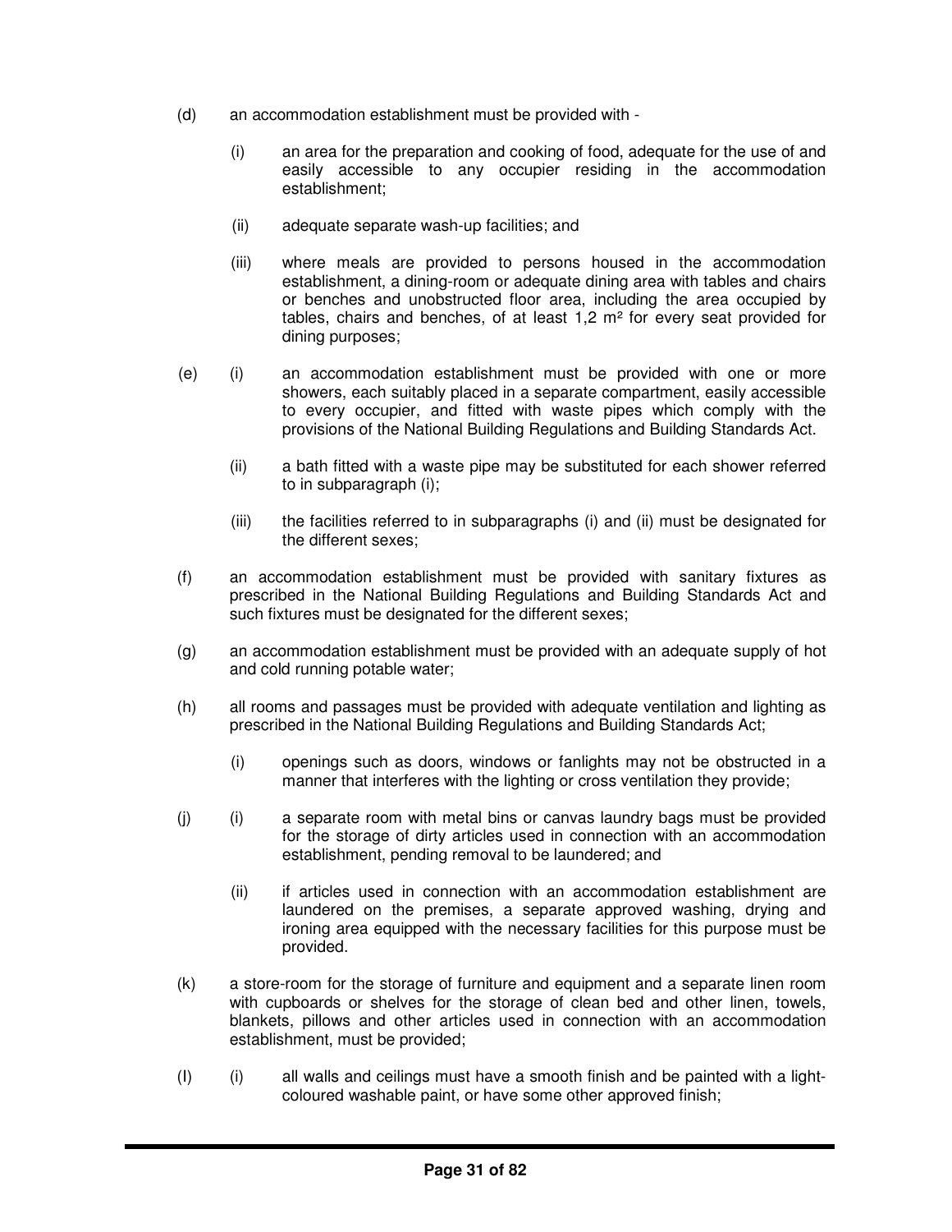(d) an accommodation establishment must be provided with -

  (i) an area for the preparation and cooking of food, adequate for the use of and easily accessible to any occupier residing in the accommodation establishment;

  (ii) adequate separate wash-up facilities; and

  (iii) where meals are provided to persons housed in the accommodation establishment, a dining-room or adequate dining area with tables and chairs or benches and unobstructed floor area, including the area occupied by tables, chairs and benches, of at least 1,2 $m^2$ for every seat provided for dining purposes;

(e) (i) an accommodation establishment must be provided with one or more showers, each suitably placed in a separate compartment, easily accessible to every occupier, and fitted with waste pipes which comply with the provisions of the National Building Regulations and Building Standards Act.

  (ii) a bath fitted with a waste pipe may be substituted for each shower referred to in subparagraph (i);

  (iii) the facilities referred to in subparagraphs (i) and (ii) must be designated for the different sexes;

(f) an accommodation establishment must be provided with sanitary fixtures as prescribed in the National Building Regulations and Building Standards Act and such fixtures must be designated for the different sexes;

(g) an accommodation establishment must be provided with an adequate supply of hot and cold running potable water;

(h) all rooms and passages must be provided with adequate ventilation and lighting as prescribed in the National Building Regulations and Building Standards Act;

  (i) openings such as doors, windows or fanlights may not be obstructed in a manner that interferes with the lighting or cross ventilation they provide;

(j) (i) a separate room with metal bins or canvas laundry bags must be provided for the storage of dirty articles used in connection with an accommodation establishment, pending removal to be laundered; and

  (ii) if articles used in connection with an accommodation establishment are laundered on the premises, a separate approved washing, drying and ironing area equipped with the necessary facilities for this purpose must be provided.

(k) a store-room for the storage of furniture and equipment and a separate linen room with cupboards or shelves for the storage of clean bed and other linen, towels, blankets, pillows and other articles used in connection with an accommodation establishment, must be provided;

(l) (i) all walls and ceilings must have a smooth finish and be painted with a light-coloured washable paint, or have some other approved finish;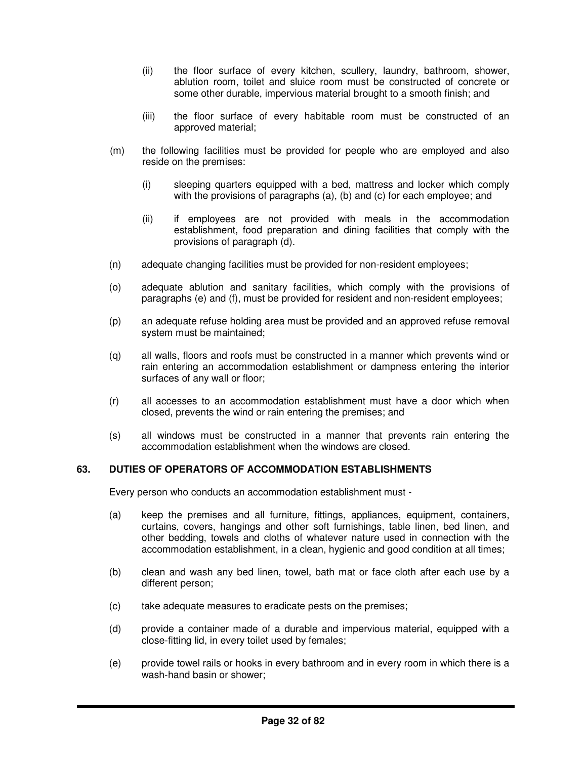(ii) the floor surface of every kitchen, scullery, laundry, bathroom, shower, ablution room, toilet and sluice room must be constructed of concrete or some other durable, impervious material brought to a smooth finish; and

(iii) the floor surface of every habitable room must be constructed of an approved material;

(m) the following facilities must be provided for people who are employed and also reside on the premises:

(i) sleeping quarters equipped with a bed, mattress and locker which comply with the provisions of paragraphs (a), (b) and (c) for each employee; and

(ii) if employees are not provided with meals in the accommodation establishment, food preparation and dining facilities that comply with the provisions of paragraph (d).

(n) adequate changing facilities must be provided for non-resident employees;

(o) adequate ablution and sanitary facilities, which comply with the provisions of paragraphs (e) and (f), must be provided for resident and non-resident employees;

(p) an adequate refuse holding area must be provided and an approved refuse removal system must be maintained;

(q) all walls, floors and roofs must be constructed in a manner which prevents wind or rain entering an accommodation establishment or dampness entering the interior surfaces of any wall or floor;

(r) all accesses to an accommodation establishment must have a door which when closed, prevents the wind or rain entering the premises; and

(s) all windows must be constructed in a manner that prevents rain entering the accommodation establishment when the windows are closed.

## 63. DUTIES OF OPERATORS OF ACCOMMODATION ESTABLISHMENTS

Every person who conducts an accommodation establishment must -

(a) keep the premises and all furniture, fittings, appliances, equipment, containers, curtains, covers, hangings and other soft furnishings, table linen, bed linen, and other bedding, towels and cloths of whatever nature used in connection with the accommodation establishment, in a clean, hygienic and good condition at all times;

(b) clean and wash any bed linen, towel, bath mat or face cloth after each use by a different person;

(c) take adequate measures to eradicate pests on the premises;

(d) provide a container made of a durable and impervious material, equipped with a close-fitting lid, in every toilet used by females;

(e) provide towel rails or hooks in every bathroom and in every room in which there is a wash-hand basin or shower;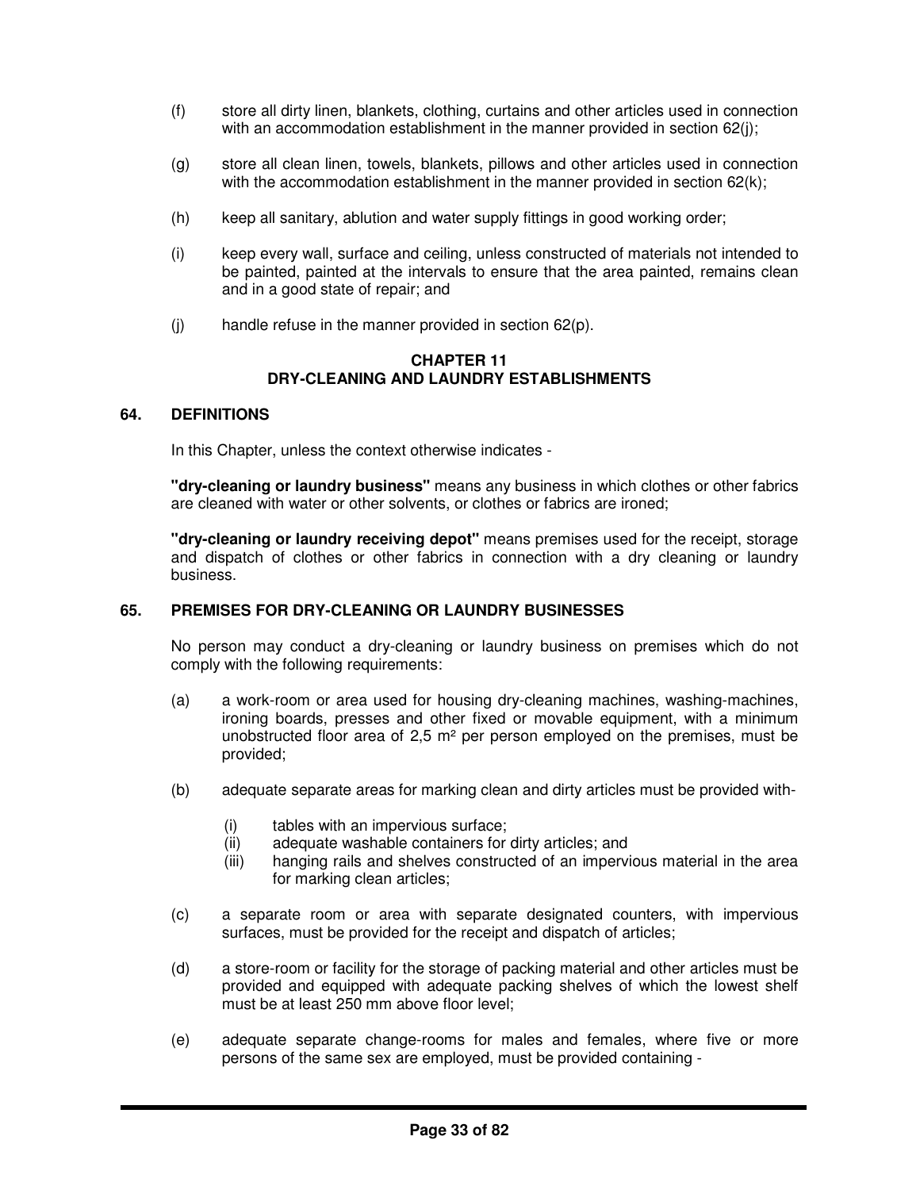(f) store all dirty linen, blankets, clothing, curtains and other articles used in connection with an accommodation establishment in the manner provided in section 62(j);

(g) store all clean linen, towels, blankets, pillows and other articles used in connection with the accommodation establishment in the manner provided in section 62(k);

(h) keep all sanitary, ablution and water supply fittings in good working order;

(i) keep every wall, surface and ceiling, unless constructed of materials not intended to be painted, painted at the intervals to ensure that the area painted, remains clean and in a good state of repair; and

(j) handle refuse in the manner provided in section 62(p).

## CHAPTER 11
## DRY-CLEANING AND LAUNDRY ESTABLISHMENTS

### 64. DEFINITIONS

In this Chapter, unless the context otherwise indicates -

**"dry-cleaning or laundry business"** means any business in which clothes or other fabrics are cleaned with water or other solvents, or clothes or fabrics are ironed;

**"dry-cleaning or laundry receiving depot"** means premises used for the receipt, storage and dispatch of clothes or other fabrics in connection with a dry cleaning or laundry business.

### 65. PREMISES FOR DRY-CLEANING OR LAUNDRY BUSINESSES

No person may conduct a dry-cleaning or laundry business on premises which do not comply with the following requirements:

(a) a work-room or area used for housing dry-cleaning machines, washing-machines, ironing boards, presses and other fixed or movable equipment, with a minimum unobstructed floor area of 2,5 m² per person employed on the premises, must be provided;

(b) adequate separate areas for marking clean and dirty articles must be provided with-

(i) tables with an impervious surface;
(ii) adequate washable containers for dirty articles; and
(iii) hanging rails and shelves constructed of an impervious material in the area for marking clean articles;

(c) a separate room or area with separate designated counters, with impervious surfaces, must be provided for the receipt and dispatch of articles;

(d) a store-room or facility for the storage of packing material and other articles must be provided and equipped with adequate packing shelves of which the lowest shelf must be at least 250 mm above floor level;

(e) adequate separate change-rooms for males and females, where five or more persons of the same sex are employed, must be provided containing -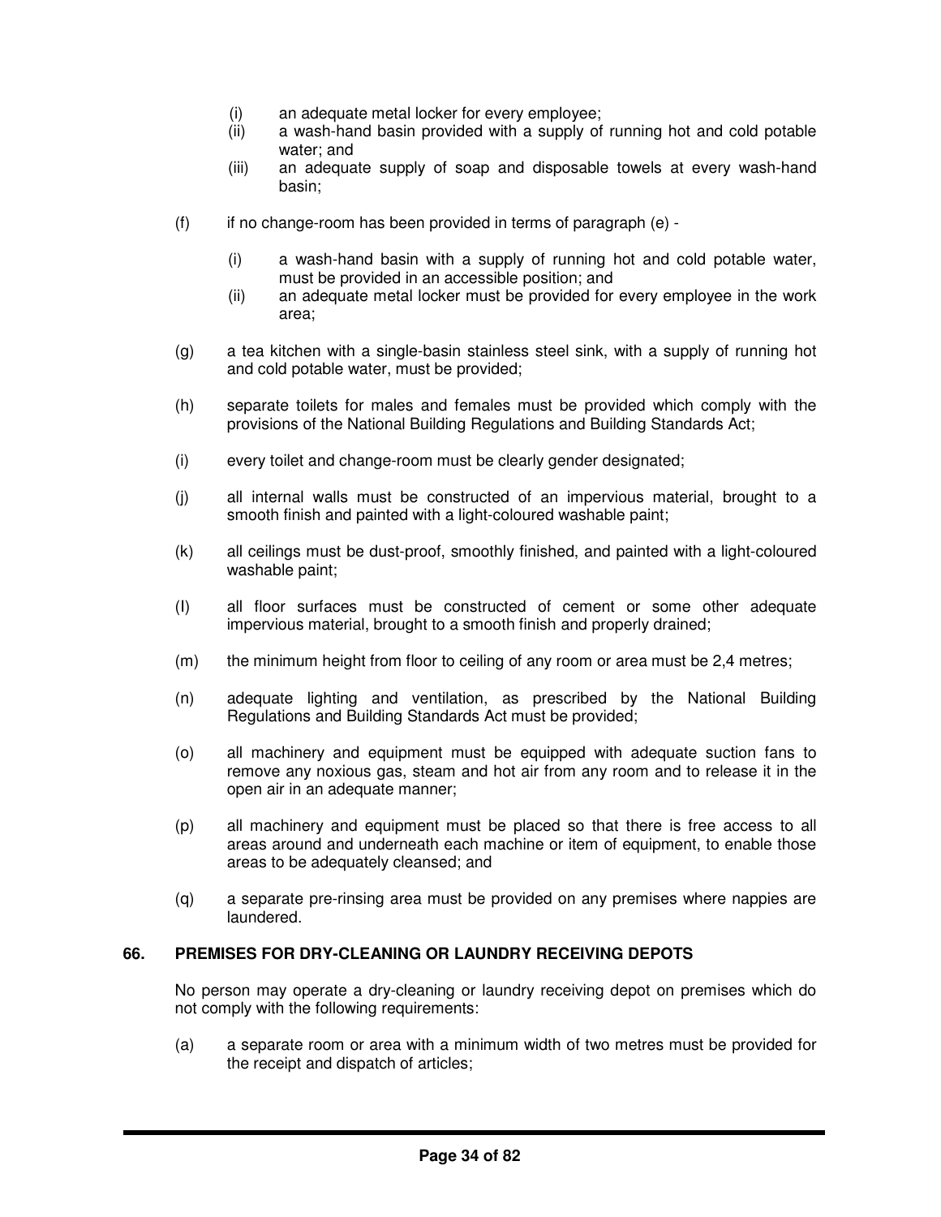- (i) an adequate metal locker for every employee;
   - (ii) a wash-hand basin provided with a supply of running hot and cold potable water; and
   - (iii) an adequate supply of soap and disposable towels at every wash-hand basin;

(f) if no change-room has been provided in terms of paragraph (e) -

   - (i) a wash-hand basin with a supply of running hot and cold potable water, must be provided in an accessible position; and
   - (ii) an adequate metal locker must be provided for every employee in the work area;

(g) a tea kitchen with a single-basin stainless steel sink, with a supply of running hot and cold potable water, must be provided;

(h) separate toilets for males and females must be provided which comply with the provisions of the National Building Regulations and Building Standards Act;

(i) every toilet and change-room must be clearly gender designated;

(j) all internal walls must be constructed of an impervious material, brought to a smooth finish and painted with a light-coloured washable paint;

(k) all ceilings must be dust-proof, smoothly finished, and painted with a light-coloured washable paint;

(l) all floor surfaces must be constructed of cement or some other adequate impervious material, brought to a smooth finish and properly drained;

(m) the minimum height from floor to ceiling of any room or area must be 2,4 metres;

(n) adequate lighting and ventilation, as prescribed by the National Building Regulations and Building Standards Act must be provided;

(o) all machinery and equipment must be equipped with adequate suction fans to remove any noxious gas, steam and hot air from any room and to release it in the open air in an adequate manner;

(p) all machinery and equipment must be placed so that there is free access to all areas around and underneath each machine or item of equipment, to enable those areas to be adequately cleansed; and

(q) a separate pre-rinsing area must be provided on any premises where nappies are laundered.

### 66. PREMISES FOR DRY-CLEANING OR LAUNDRY RECEIVING DEPOTS

No person may operate a dry-cleaning or laundry receiving depot on premises which do not comply with the following requirements:

(a) a separate room or area with a minimum width of two metres must be provided for the receipt and dispatch of articles;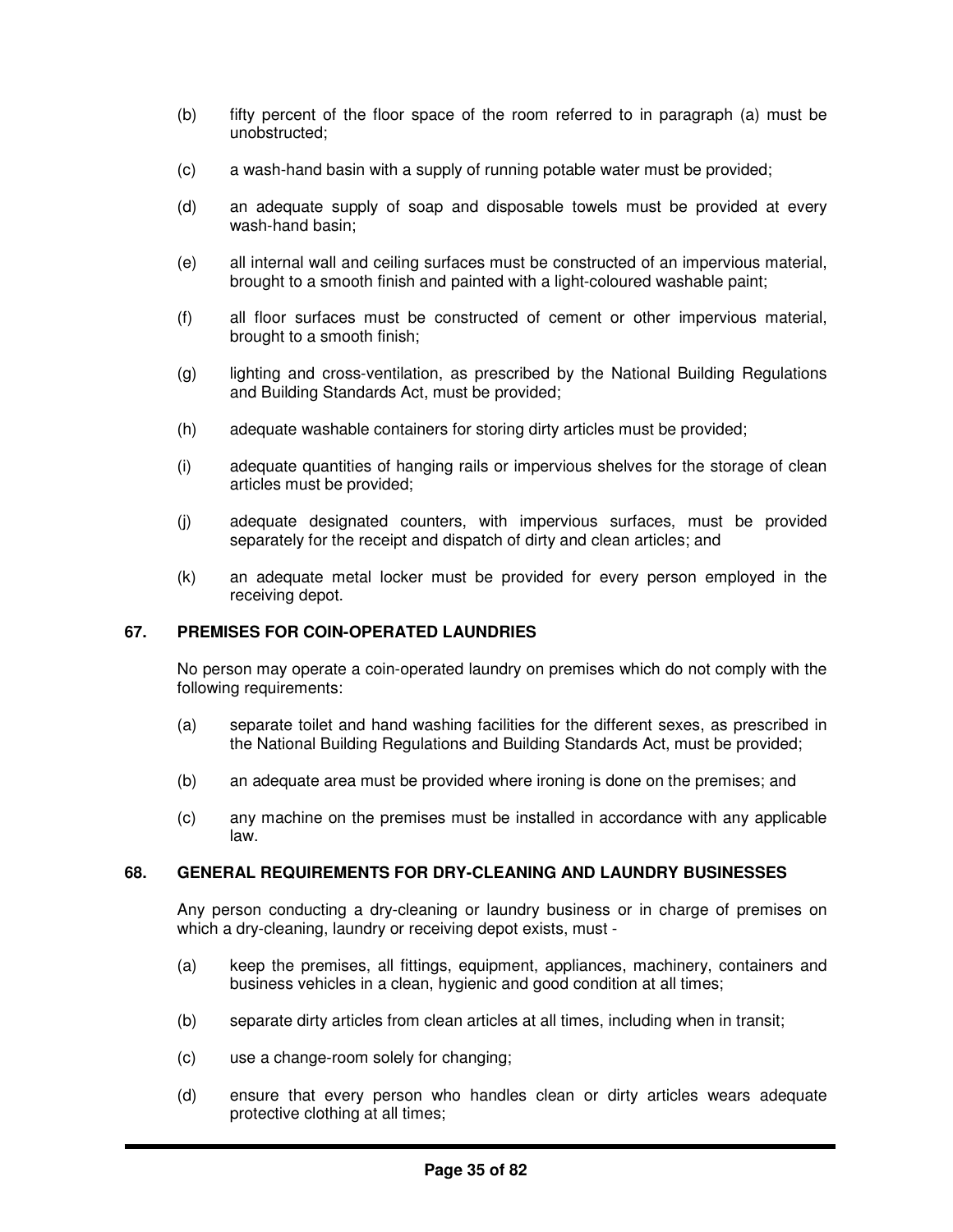(b) fifty percent of the floor space of the room referred to in paragraph (a) must be unobstructed;

(c) a wash-hand basin with a supply of running potable water must be provided;

(d) an adequate supply of soap and disposable towels must be provided at every wash-hand basin;

(e) all internal wall and ceiling surfaces must be constructed of an impervious material, brought to a smooth finish and painted with a light-coloured washable paint;

(f) all floor surfaces must be constructed of cement or other impervious material, brought to a smooth finish;

(g) lighting and cross-ventilation, as prescribed by the National Building Regulations and Building Standards Act, must be provided;

(h) adequate washable containers for storing dirty articles must be provided;

(i) adequate quantities of hanging rails or impervious shelves for the storage of clean articles must be provided;

(j) adequate designated counters, with impervious surfaces, must be provided separately for the receipt and dispatch of dirty and clean articles; and

(k) an adequate metal locker must be provided for every person employed in the receiving depot.

## 67. PREMISES FOR COIN-OPERATED LAUNDRIES

No person may operate a coin-operated laundry on premises which do not comply with the following requirements:

(a) separate toilet and hand washing facilities for the different sexes, as prescribed in the National Building Regulations and Building Standards Act, must be provided;

(b) an adequate area must be provided where ironing is done on the premises; and

(c) any machine on the premises must be installed in accordance with any applicable law.

## 68. GENERAL REQUIREMENTS FOR DRY-CLEANING AND LAUNDRY BUSINESSES

Any person conducting a dry-cleaning or laundry business or in charge of premises on which a dry-cleaning, laundry or receiving depot exists, must -

(a) keep the premises, all fittings, equipment, appliances, machinery, containers and business vehicles in a clean, hygienic and good condition at all times;

(b) separate dirty articles from clean articles at all times, including when in transit;

(c) use a change-room solely for changing;

(d) ensure that every person who handles clean or dirty articles wears adequate protective clothing at all times;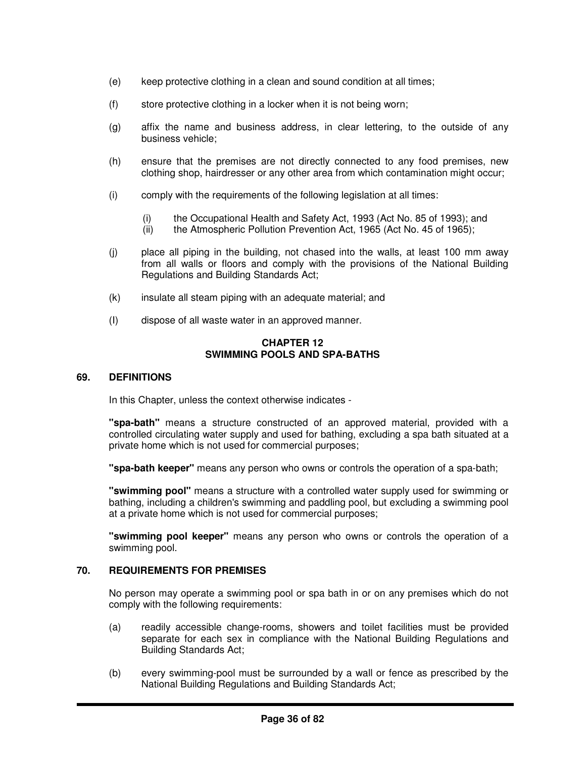(e) keep protective clothing in a clean and sound condition at all times;

(f) store protective clothing in a locker when it is not being worn;

(g) affix the name and business address, in clear lettering, to the outside of any business vehicle;

(h) ensure that the premises are not directly connected to any food premises, new clothing shop, hairdresser or any other area from which contamination might occur;

(i) comply with the requirements of the following legislation at all times:

   (i) the Occupational Health and Safety Act, 1993 (Act No. 85 of 1993); and
   (ii) the Atmospheric Pollution Prevention Act, 1965 (Act No. 45 of 1965);

(j) place all piping in the building, not chased into the walls, at least 100 mm away from all walls or floors and comply with the provisions of the National Building Regulations and Building Standards Act;

(k) insulate all steam piping with an adequate material; and

(l) dispose of all waste water in an approved manner.

## CHAPTER 12
## SWIMMING POOLS AND SPA-BATHS

### 69. DEFINITIONS

In this Chapter, unless the context otherwise indicates -

**"spa-bath"** means a structure constructed of an approved material, provided with a controlled circulating water supply and used for bathing, excluding a spa bath situated at a private home which is not used for commercial purposes;

**"spa-bath keeper"** means any person who owns or controls the operation of a spa-bath;

**"swimming pool"** means a structure with a controlled water supply used for swimming or bathing, including a children's swimming and paddling pool, but excluding a swimming pool at a private home which is not used for commercial purposes;

**"swimming pool keeper"** means any person who owns or controls the operation of a swimming pool.

### 70. REQUIREMENTS FOR PREMISES

No person may operate a swimming pool or spa bath in or on any premises which do not comply with the following requirements:

(a) readily accessible change-rooms, showers and toilet facilities must be provided separate for each sex in compliance with the National Building Regulations and Building Standards Act;

(b) every swimming-pool must be surrounded by a wall or fence as prescribed by the National Building Regulations and Building Standards Act;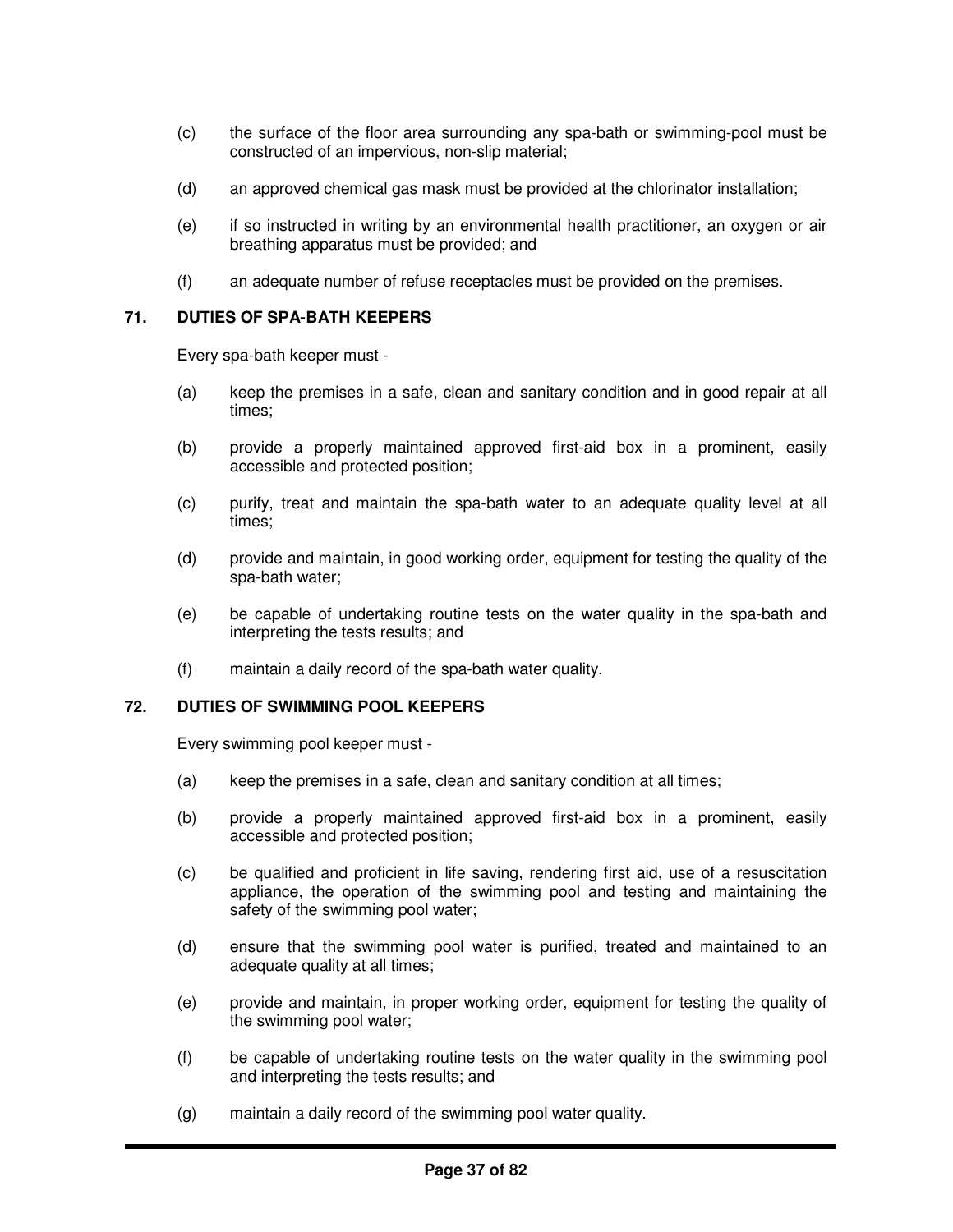(c) the surface of the floor area surrounding any spa-bath or swimming-pool must be constructed of an impervious, non-slip material;

(d) an approved chemical gas mask must be provided at the chlorinator installation;

(e) if so instructed in writing by an environmental health practitioner, an oxygen or air breathing apparatus must be provided; and

(f) an adequate number of refuse receptacles must be provided on the premises.

### 71. DUTIES OF SPA-BATH KEEPERS

Every spa-bath keeper must -

(a) keep the premises in a safe, clean and sanitary condition and in good repair at all times;

(b) provide a properly maintained approved first-aid box in a prominent, easily accessible and protected position;

(c) purify, treat and maintain the spa-bath water to an adequate quality level at all times;

(d) provide and maintain, in good working order, equipment for testing the quality of the spa-bath water;

(e) be capable of undertaking routine tests on the water quality in the spa-bath and interpreting the tests results; and

(f) maintain a daily record of the spa-bath water quality.

### 72. DUTIES OF SWIMMING POOL KEEPERS

Every swimming pool keeper must -

(a) keep the premises in a safe, clean and sanitary condition at all times;

(b) provide a properly maintained approved first-aid box in a prominent, easily accessible and protected position;

(c) be qualified and proficient in life saving, rendering first aid, use of a resuscitation appliance, the operation of the swimming pool and testing and maintaining the safety of the swimming pool water;

(d) ensure that the swimming pool water is purified, treated and maintained to an adequate quality at all times;

(e) provide and maintain, in proper working order, equipment for testing the quality of the swimming pool water;

(f) be capable of undertaking routine tests on the water quality in the swimming pool and interpreting the tests results; and

(g) maintain a daily record of the swimming pool water quality.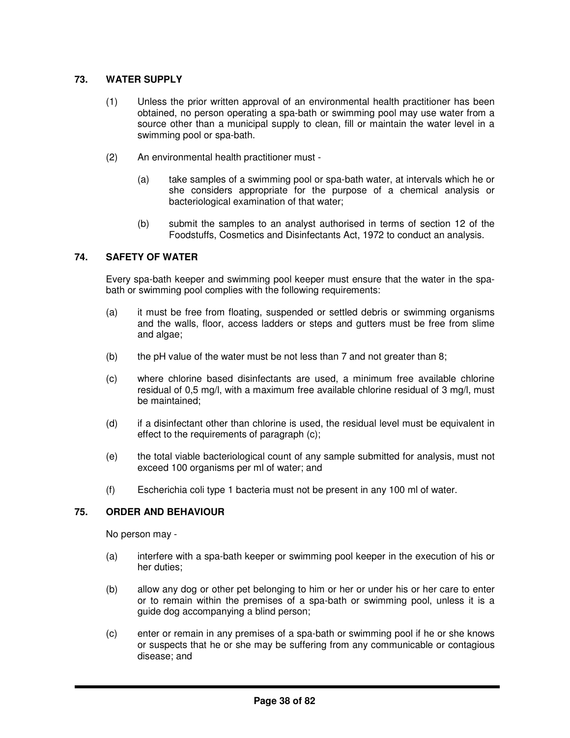### 73. WATER SUPPLY

(1) Unless the prior written approval of an environmental health practitioner has been obtained, no person operating a spa-bath or swimming pool may use water from a source other than a municipal supply to clean, fill or maintain the water level in a swimming pool or spa-bath.

(2) An environmental health practitioner must -

(a) take samples of a swimming pool or spa-bath water, at intervals which he or she considers appropriate for the purpose of a chemical analysis or bacteriological examination of that water;

(b) submit the samples to an analyst authorised in terms of section 12 of the Foodstuffs, Cosmetics and Disinfectants Act, 1972 to conduct an analysis.

### 74. SAFETY OF WATER

Every spa-bath keeper and swimming pool keeper must ensure that the water in the spa-bath or swimming pool complies with the following requirements:

(a) it must be free from floating, suspended or settled debris or swimming organisms and the walls, floor, access ladders or steps and gutters must be free from slime and algae;

(b) the pH value of the water must be not less than 7 and not greater than 8;

(c) where chlorine based disinfectants are used, a minimum free available chlorine residual of 0,5 mg/l, with a maximum free available chlorine residual of 3 mg/l, must be maintained;

(d) if a disinfectant other than chlorine is used, the residual level must be equivalent in effect to the requirements of paragraph (c);

(e) the total viable bacteriological count of any sample submitted for analysis, must not exceed 100 organisms per ml of water; and

(f) Escherichia coli type 1 bacteria must not be present in any 100 ml of water.

### 75. ORDER AND BEHAVIOUR

No person may -

(a) interfere with a spa-bath keeper or swimming pool keeper in the execution of his or her duties;

(b) allow any dog or other pet belonging to him or her or under his or her care to enter or to remain within the premises of a spa-bath or swimming pool, unless it is a guide dog accompanying a blind person;

(c) enter or remain in any premises of a spa-bath or swimming pool if he or she knows or suspects that he or she may be suffering from any communicable or contagious disease; and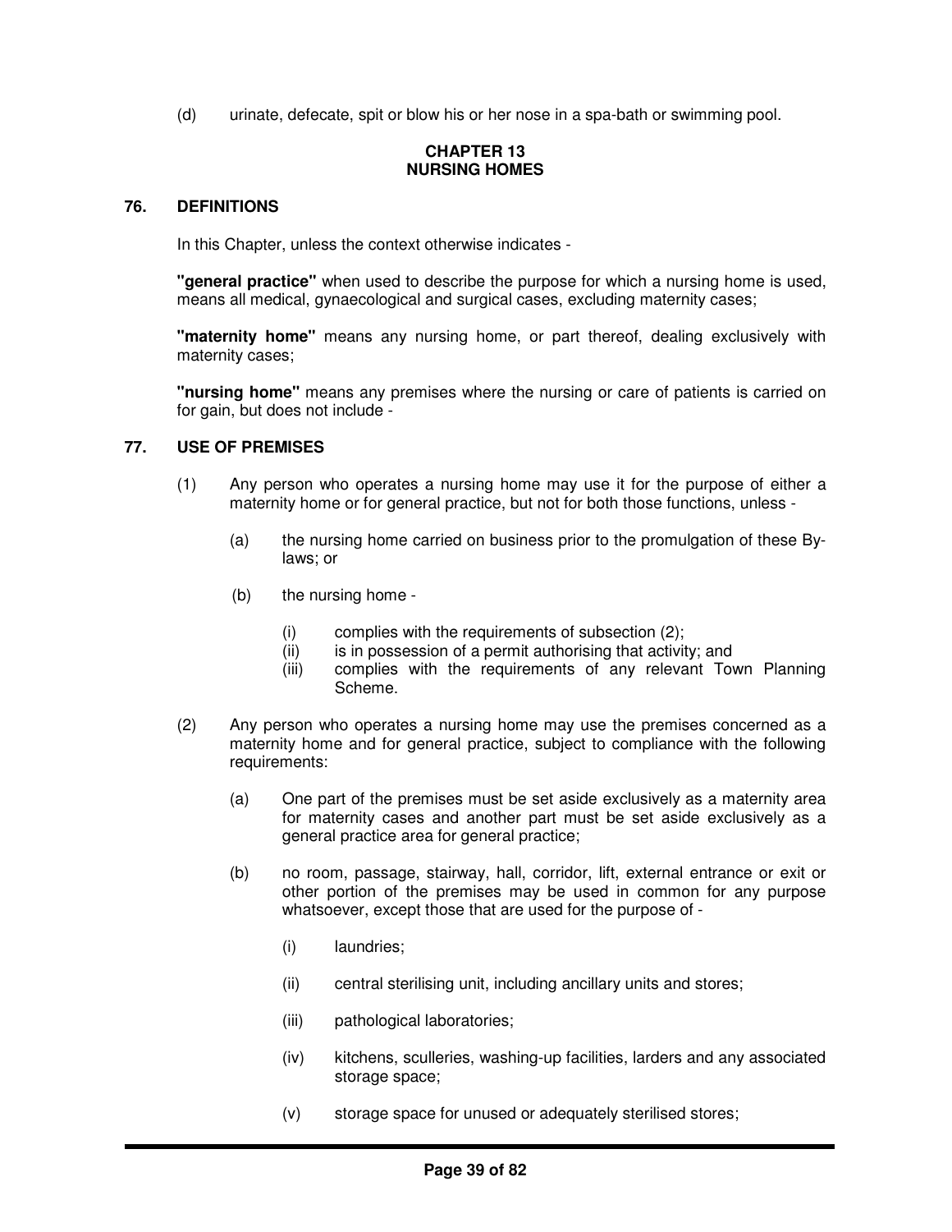(d) urinate, defecate, spit or blow his or her nose in a spa-bath or swimming pool.

## CHAPTER 13
## NURSING HOMES

### 76. DEFINITIONS

In this Chapter, unless the context otherwise indicates -

**"general practice"** when used to describe the purpose for which a nursing home is used, means all medical, gynaecological and surgical cases, excluding maternity cases;

**"maternity home"** means any nursing home, or part thereof, dealing exclusively with maternity cases;

**"nursing home"** means any premises where the nursing or care of patients is carried on for gain, but does not include -

### 77. USE OF PREMISES

(1) Any person who operates a nursing home may use it for the purpose of either a maternity home or for general practice, but not for both those functions, unless -

(a) the nursing home carried on business prior to the promulgation of these By-laws; or

(b) the nursing home -

(i) complies with the requirements of subsection (2);
(ii) is in possession of a permit authorising that activity; and
(iii) complies with the requirements of any relevant Town Planning Scheme.

(2) Any person who operates a nursing home may use the premises concerned as a maternity home and for general practice, subject to compliance with the following requirements:

(a) One part of the premises must be set aside exclusively as a maternity area for maternity cases and another part must be set aside exclusively as a general practice area for general practice;

(b) no room, passage, stairway, hall, corridor, lift, external entrance or exit or other portion of the premises may be used in common for any purpose whatsoever, except those that are used for the purpose of -

(i) laundries;

(ii) central sterilising unit, including ancillary units and stores;

(iii) pathological laboratories;

(iv) kitchens, sculleries, washing-up facilities, larders and any associated storage space;

(v) storage space for unused or adequately sterilised stores;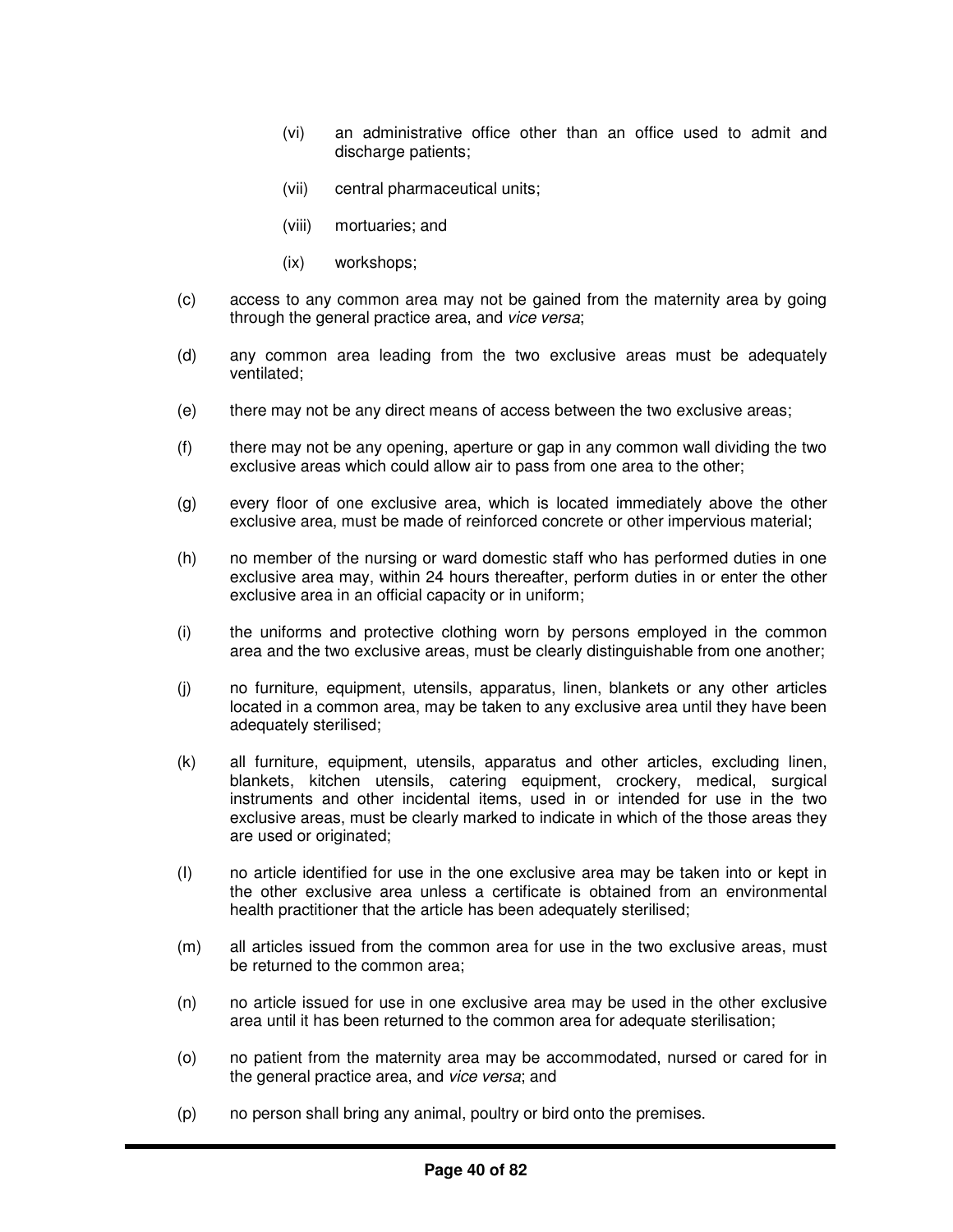(vi) an administrative office other than an office used to admit and discharge patients;

(vii) central pharmaceutical units;

(viii) mortuaries; and

(ix) workshops;

(c) access to any common area may not be gained from the maternity area by going through the general practice area, and *vice versa*;

(d) any common area leading from the two exclusive areas must be adequately ventilated;

(e) there may not be any direct means of access between the two exclusive areas;

(f) there may not be any opening, aperture or gap in any common wall dividing the two exclusive areas which could allow air to pass from one area to the other;

(g) every floor of one exclusive area, which is located immediately above the other exclusive area, must be made of reinforced concrete or other impervious material;

(h) no member of the nursing or ward domestic staff who has performed duties in one exclusive area may, within 24 hours thereafter, perform duties in or enter the other exclusive area in an official capacity or in uniform;

(i) the uniforms and protective clothing worn by persons employed in the common area and the two exclusive areas, must be clearly distinguishable from one another;

(j) no furniture, equipment, utensils, apparatus, linen, blankets or any other articles located in a common area, may be taken to any exclusive area until they have been adequately sterilised;

(k) all furniture, equipment, utensils, apparatus and other articles, excluding linen, blankets, kitchen utensils, catering equipment, crockery, medical, surgical instruments and other incidental items, used in or intended for use in the two exclusive areas, must be clearly marked to indicate in which of the those areas they are used or originated;

(l) no article identified for use in the one exclusive area may be taken into or kept in the other exclusive area unless a certificate is obtained from an environmental health practitioner that the article has been adequately sterilised;

(m) all articles issued from the common area for use in the two exclusive areas, must be returned to the common area;

(n) no article issued for use in one exclusive area may be used in the other exclusive area until it has been returned to the common area for adequate sterilisation;

(o) no patient from the maternity area may be accommodated, nursed or cared for in the general practice area, and *vice versa*; and

(p) no person shall bring any animal, poultry or bird onto the premises.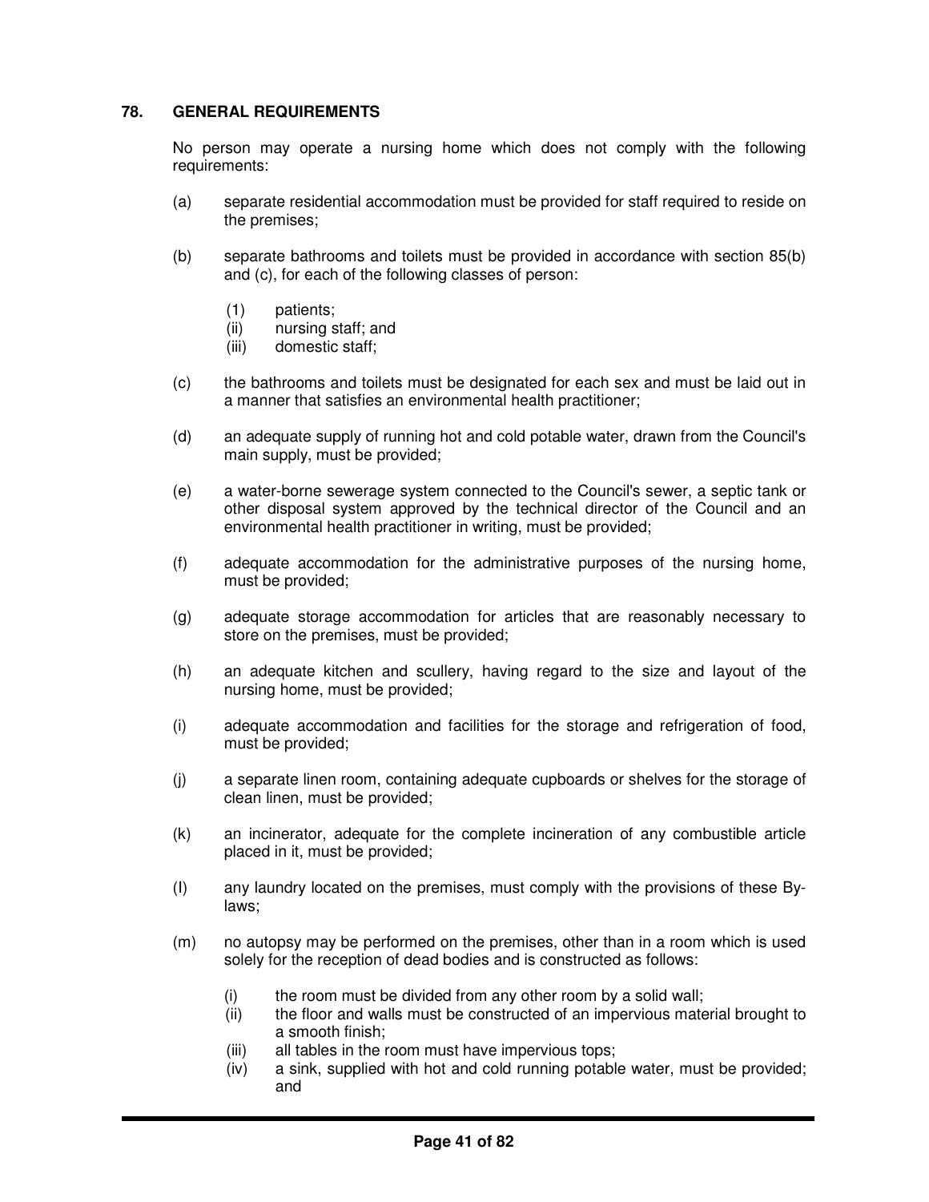## 78. GENERAL REQUIREMENTS

No person may operate a nursing home which does not comply with the following requirements:

(a) separate residential accommodation must be provided for staff required to reside on the premises;

(b) separate bathrooms and toilets must be provided in accordance with section 85(b) and (c), for each of the following classes of person:

   (1) patients;
   (ii) nursing staff; and
   (iii) domestic staff;

(c) the bathrooms and toilets must be designated for each sex and must be laid out in a manner that satisfies an environmental health practitioner;

(d) an adequate supply of running hot and cold potable water, drawn from the Council's main supply, must be provided;

(e) a water-borne sewerage system connected to the Council's sewer, a septic tank or other disposal system approved by the technical director of the Council and an environmental health practitioner in writing, must be provided;

(f) adequate accommodation for the administrative purposes of the nursing home, must be provided;

(g) adequate storage accommodation for articles that are reasonably necessary to store on the premises, must be provided;

(h) an adequate kitchen and scullery, having regard to the size and layout of the nursing home, must be provided;

(i) adequate accommodation and facilities for the storage and refrigeration of food, must be provided;

(j) a separate linen room, containing adequate cupboards or shelves for the storage of clean linen, must be provided;

(k) an incinerator, adequate for the complete incineration of any combustible article placed in it, must be provided;

(l) any laundry located on the premises, must comply with the provisions of these By-laws;

(m) no autopsy may be performed on the premises, other than in a room which is used solely for the reception of dead bodies and is constructed as follows:

   (i) the room must be divided from any other room by a solid wall;
   (ii) the floor and walls must be constructed of an impervious material brought to a smooth finish;
   (iii) all tables in the room must have impervious tops;
   (iv) a sink, supplied with hot and cold running potable water, must be provided; and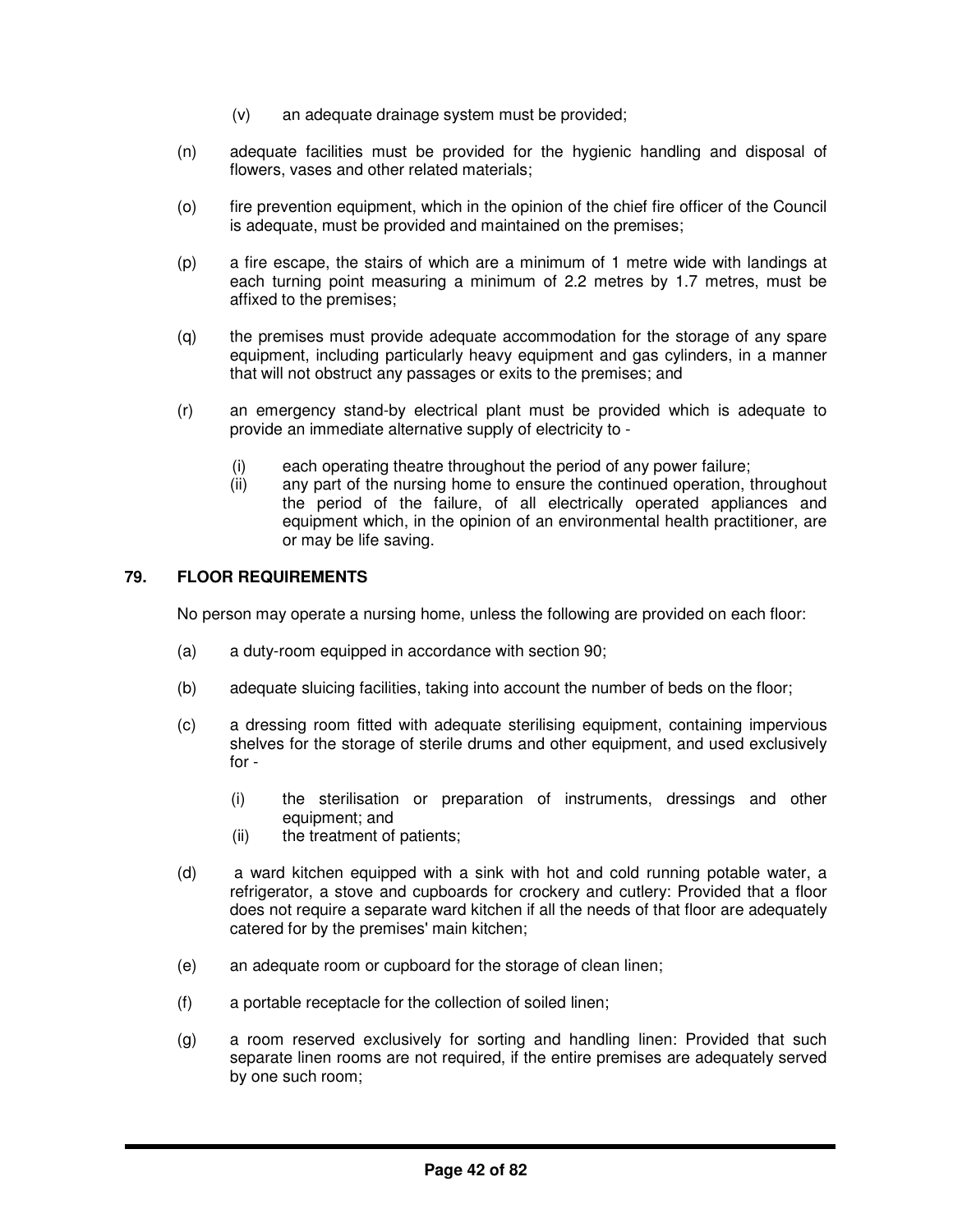(v) an adequate drainage system must be provided;

(n) adequate facilities must be provided for the hygienic handling and disposal of flowers, vases and other related materials;

(o) fire prevention equipment, which in the opinion of the chief fire officer of the Council is adequate, must be provided and maintained on the premises;

(p) a fire escape, the stairs of which are a minimum of 1 metre wide with landings at each turning point measuring a minimum of 2.2 metres by 1.7 metres, must be affixed to the premises;

(q) the premises must provide adequate accommodation for the storage of any spare equipment, including particularly heavy equipment and gas cylinders, in a manner that will not obstruct any passages or exits to the premises; and

(r) an emergency stand-by electrical plant must be provided which is adequate to provide an immediate alternative supply of electricity to -

    (i) each operating theatre throughout the period of any power failure;
    (ii) any part of the nursing home to ensure the continued operation, throughout the period of the failure, of all electrically operated appliances and equipment which, in the opinion of an environmental health practitioner, are or may be life saving.

## 79. FLOOR REQUIREMENTS

No person may operate a nursing home, unless the following are provided on each floor:

(a) a duty-room equipped in accordance with section 90;

(b) adequate sluicing facilities, taking into account the number of beds on the floor;

(c) a dressing room fitted with adequate sterilising equipment, containing impervious shelves for the storage of sterile drums and other equipment, and used exclusively for -

    (i) the sterilisation or preparation of instruments, dressings and other equipment; and
    (ii) the treatment of patients;

(d) a ward kitchen equipped with a sink with hot and cold running potable water, a refrigerator, a stove and cupboards for crockery and cutlery: Provided that a floor does not require a separate ward kitchen if all the needs of that floor are adequately catered for by the premises' main kitchen;

(e) an adequate room or cupboard for the storage of clean linen;

(f) a portable receptacle for the collection of soiled linen;

(g) a room reserved exclusively for sorting and handling linen: Provided that such separate linen rooms are not required, if the entire premises are adequately served by one such room;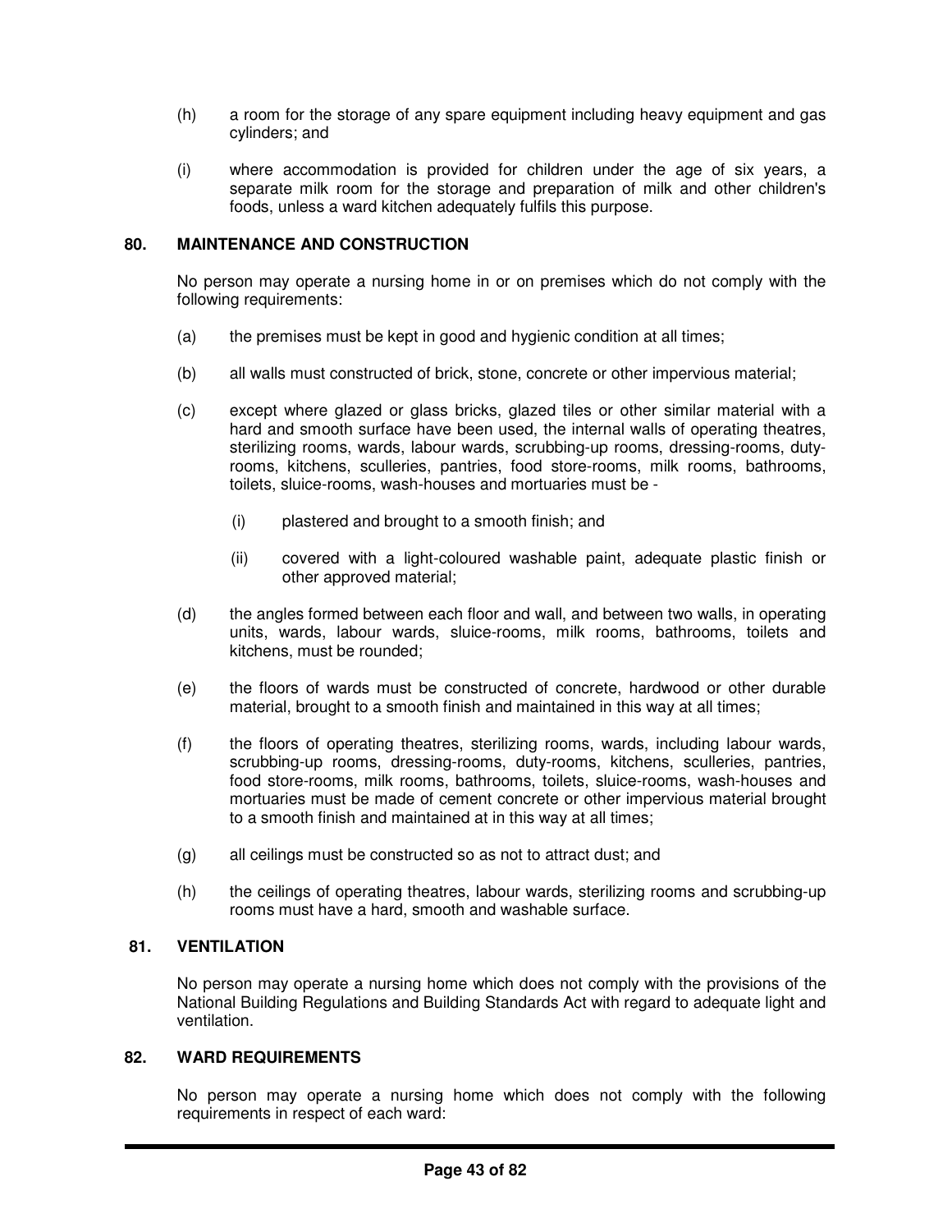(h) a room for the storage of any spare equipment including heavy equipment and gas cylinders; and

(i) where accommodation is provided for children under the age of six years, a separate milk room for the storage and preparation of milk and other children's foods, unless a ward kitchen adequately fulfils this purpose.

## 80. MAINTENANCE AND CONSTRUCTION

No person may operate a nursing home in or on premises which do not comply with the following requirements:

(a) the premises must be kept in good and hygienic condition at all times;

(b) all walls must constructed of brick, stone, concrete or other impervious material;

(c) except where glazed or glass bricks, glazed tiles or other similar material with a hard and smooth surface have been used, the internal walls of operating theatres, sterilizing rooms, wards, labour wards, scrubbing-up rooms, dressing-rooms, duty-rooms, kitchens, sculleries, pantries, food store-rooms, milk rooms, bathrooms, toilets, sluice-rooms, wash-houses and mortuaries must be -

  (i) plastered and brought to a smooth finish; and

  (ii) covered with a light-coloured washable paint, adequate plastic finish or other approved material;

(d) the angles formed between each floor and wall, and between two walls, in operating units, wards, labour wards, sluice-rooms, milk rooms, bathrooms, toilets and kitchens, must be rounded;

(e) the floors of wards must be constructed of concrete, hardwood or other durable material, brought to a smooth finish and maintained in this way at all times;

(f) the floors of operating theatres, sterilizing rooms, wards, including labour wards, scrubbing-up rooms, dressing-rooms, duty-rooms, kitchens, sculleries, pantries, food store-rooms, milk rooms, bathrooms, toilets, sluice-rooms, wash-houses and mortuaries must be made of cement concrete or other impervious material brought to a smooth finish and maintained at in this way at all times;

(g) all ceilings must be constructed so as not to attract dust; and

(h) the ceilings of operating theatres, labour wards, sterilizing rooms and scrubbing-up rooms must have a hard, smooth and washable surface.

## 81. VENTILATION

No person may operate a nursing home which does not comply with the provisions of the National Building Regulations and Building Standards Act with regard to adequate light and ventilation.

## 82. WARD REQUIREMENTS

No person may operate a nursing home which does not comply with the following requirements in respect of each ward: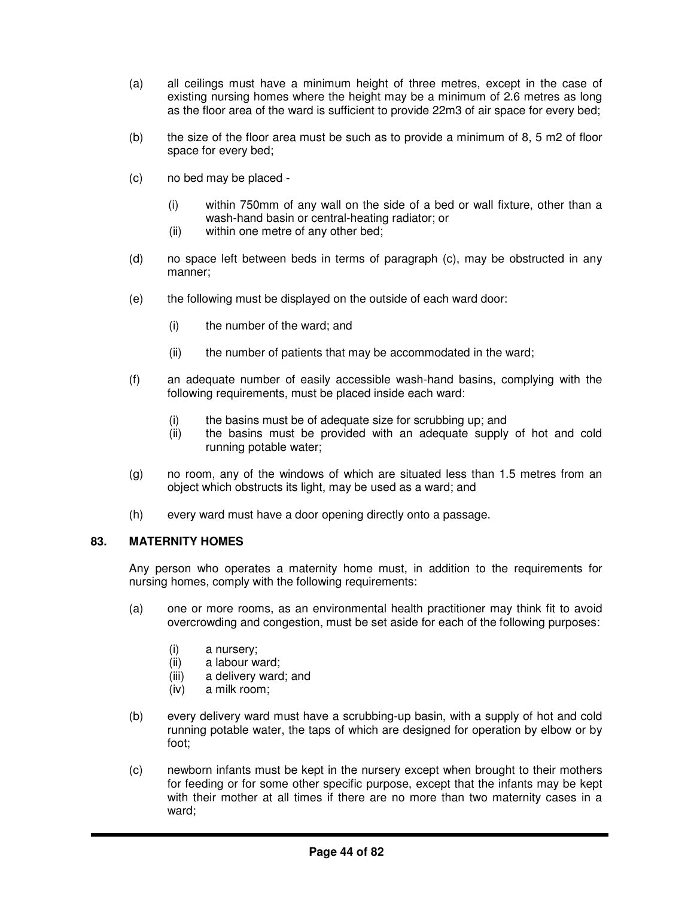(a) all ceilings must have a minimum height of three metres, except in the case of existing nursing homes where the height may be a minimum of 2.6 metres as long as the floor area of the ward is sufficient to provide 22m3 of air space for every bed;

(b) the size of the floor area must be such as to provide a minimum of 8, 5 m2 of floor space for every bed;

(c) no bed may be placed -

  (i) within 750mm of any wall on the side of a bed or wall fixture, other than a wash-hand basin or central-heating radiator; or
  (ii) within one metre of any other bed;

(d) no space left between beds in terms of paragraph (c), may be obstructed in any manner;

(e) the following must be displayed on the outside of each ward door:

  (i) the number of the ward; and

  (ii) the number of patients that may be accommodated in the ward;

(f) an adequate number of easily accessible wash-hand basins, complying with the following requirements, must be placed inside each ward:

  (i) the basins must be of adequate size for scrubbing up; and
  (ii) the basins must be provided with an adequate supply of hot and cold running potable water;

(g) no room, any of the windows of which are situated less than 1.5 metres from an object which obstructs its light, may be used as a ward; and

(h) every ward must have a door opening directly onto a passage.

### 83. MATERNITY HOMES

Any person who operates a maternity home must, in addition to the requirements for nursing homes, comply with the following requirements:

(a) one or more rooms, as an environmental health practitioner may think fit to avoid overcrowding and congestion, must be set aside for each of the following purposes:

  (i) a nursery;
  (ii) a labour ward;
  (iii) a delivery ward; and
  (iv) a milk room;

(b) every delivery ward must have a scrubbing-up basin, with a supply of hot and cold running potable water, the taps of which are designed for operation by elbow or by foot;

(c) newborn infants must be kept in the nursery except when brought to their mothers for feeding or for some other specific purpose, except that the infants may be kept with their mother at all times if there are no more than two maternity cases in a ward;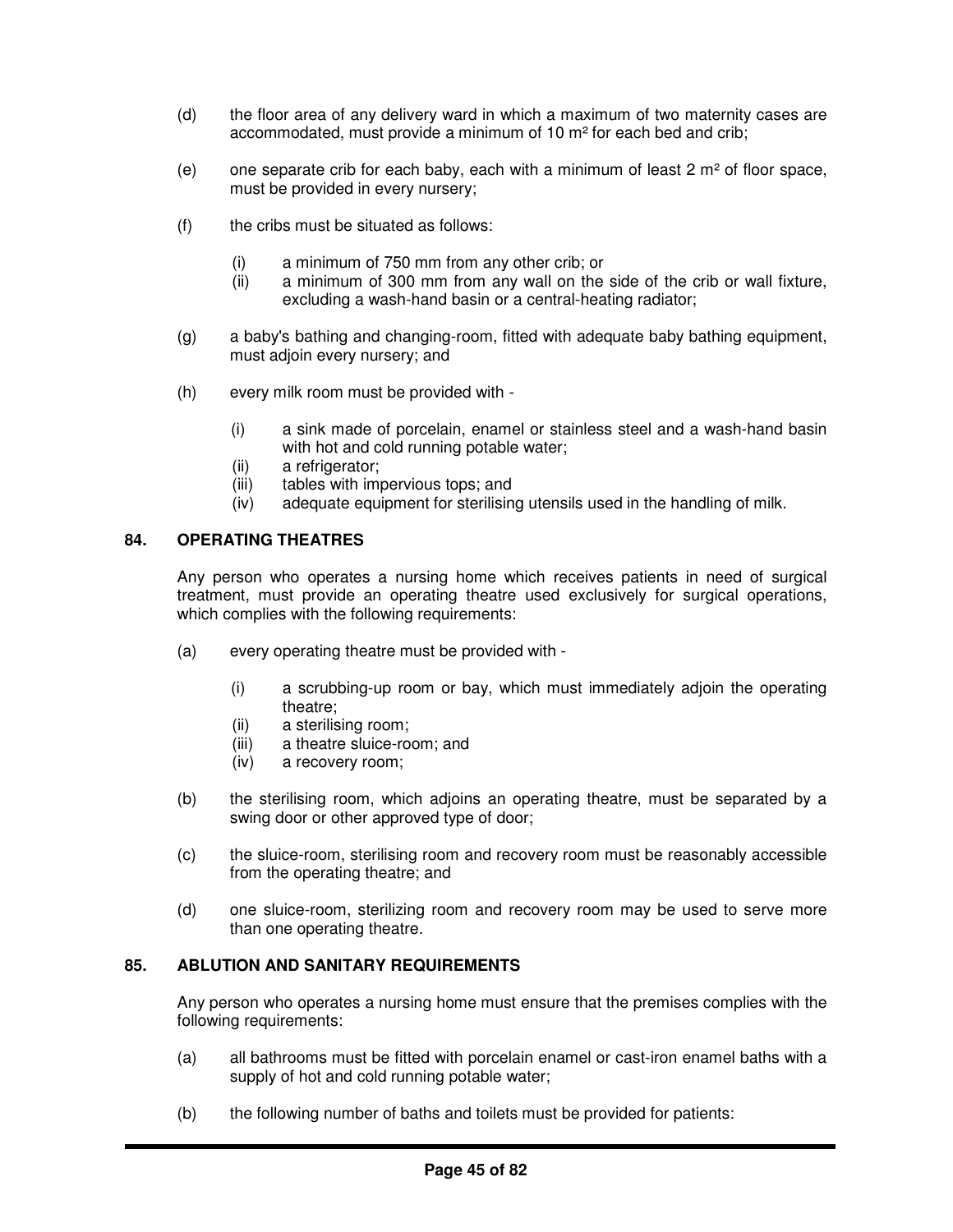(d) the floor area of any delivery ward in which a maximum of two maternity cases are accommodated, must provide a minimum of 10 m² for each bed and crib;

(e) one separate crib for each baby, each with a minimum of least 2 m² of floor space, must be provided in every nursery;

(f) the cribs must be situated as follows:

  (i) a minimum of 750 mm from any other crib; or
  (ii) a minimum of 300 mm from any wall on the side of the crib or wall fixture, excluding a wash-hand basin or a central-heating radiator;

(g) a baby's bathing and changing-room, fitted with adequate baby bathing equipment, must adjoin every nursery; and

(h) every milk room must be provided with -

  (i) a sink made of porcelain, enamel or stainless steel and a wash-hand basin with hot and cold running potable water;
  (ii) a refrigerator;
  (iii) tables with impervious tops; and
  (iv) adequate equipment for sterilising utensils used in the handling of milk.

### 84. OPERATING THEATRES

Any person who operates a nursing home which receives patients in need of surgical treatment, must provide an operating theatre used exclusively for surgical operations, which complies with the following requirements:

(a) every operating theatre must be provided with -

  (i) a scrubbing-up room or bay, which must immediately adjoin the operating theatre;
  (ii) a sterilising room;
  (iii) a theatre sluice-room; and
  (iv) a recovery room;

(b) the sterilising room, which adjoins an operating theatre, must be separated by a swing door or other approved type of door;

(c) the sluice-room, sterilising room and recovery room must be reasonably accessible from the operating theatre; and

(d) one sluice-room, sterilizing room and recovery room may be used to serve more than one operating theatre.

### 85. ABLUTION AND SANITARY REQUIREMENTS

Any person who operates a nursing home must ensure that the premises complies with the following requirements:

(a) all bathrooms must be fitted with porcelain enamel or cast-iron enamel baths with a supply of hot and cold running potable water;

(b) the following number of baths and toilets must be provided for patients: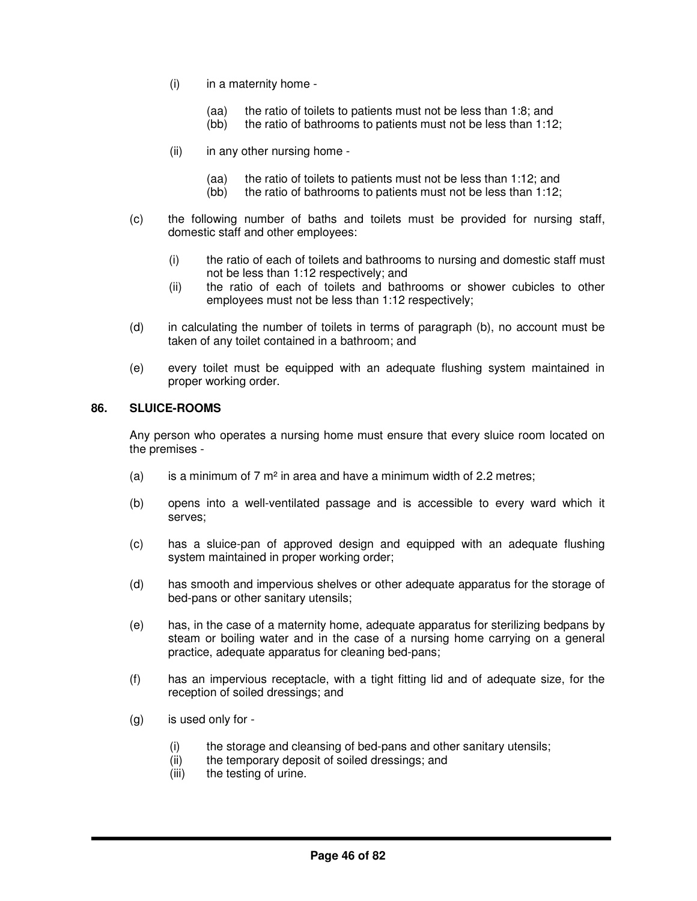(i) in a maternity home -

(aa) the ratio of toilets to patients must not be less than 1:8; and
(bb) the ratio of bathrooms to patients must not be less than 1:12;

(ii) in any other nursing home -

(aa) the ratio of toilets to patients must not be less than 1:12; and
(bb) the ratio of bathrooms to patients must not be less than 1:12;

(c) the following number of baths and toilets must be provided for nursing staff, domestic staff and other employees:

(i) the ratio of each of toilets and bathrooms to nursing and domestic staff must not be less than 1:12 respectively; and
(ii) the ratio of each of toilets and bathrooms or shower cubicles to other employees must not be less than 1:12 respectively;

(d) in calculating the number of toilets in terms of paragraph (b), no account must be taken of any toilet contained in a bathroom; and

(e) every toilet must be equipped with an adequate flushing system maintained in proper working order.

**86. SLUICE-ROOMS**

Any person who operates a nursing home must ensure that every sluice room located on the premises -

(a) is a minimum of 7 $m^2$ in area and have a minimum width of 2.2 metres;

(b) opens into a well-ventilated passage and is accessible to every ward which it serves;

(c) has a sluice-pan of approved design and equipped with an adequate flushing system maintained in proper working order;

(d) has smooth and impervious shelves or other adequate apparatus for the storage of bed-pans or other sanitary utensils;

(e) has, in the case of a maternity home, adequate apparatus for sterilizing bedpans by steam or boiling water and in the case of a nursing home carrying on a general practice, adequate apparatus for cleaning bed-pans;

(f) has an impervious receptacle, with a tight fitting lid and of adequate size, for the reception of soiled dressings; and

(g) is used only for -

(i) the storage and cleansing of bed-pans and other sanitary utensils;
(ii) the temporary deposit of soiled dressings; and
(iii) the testing of urine.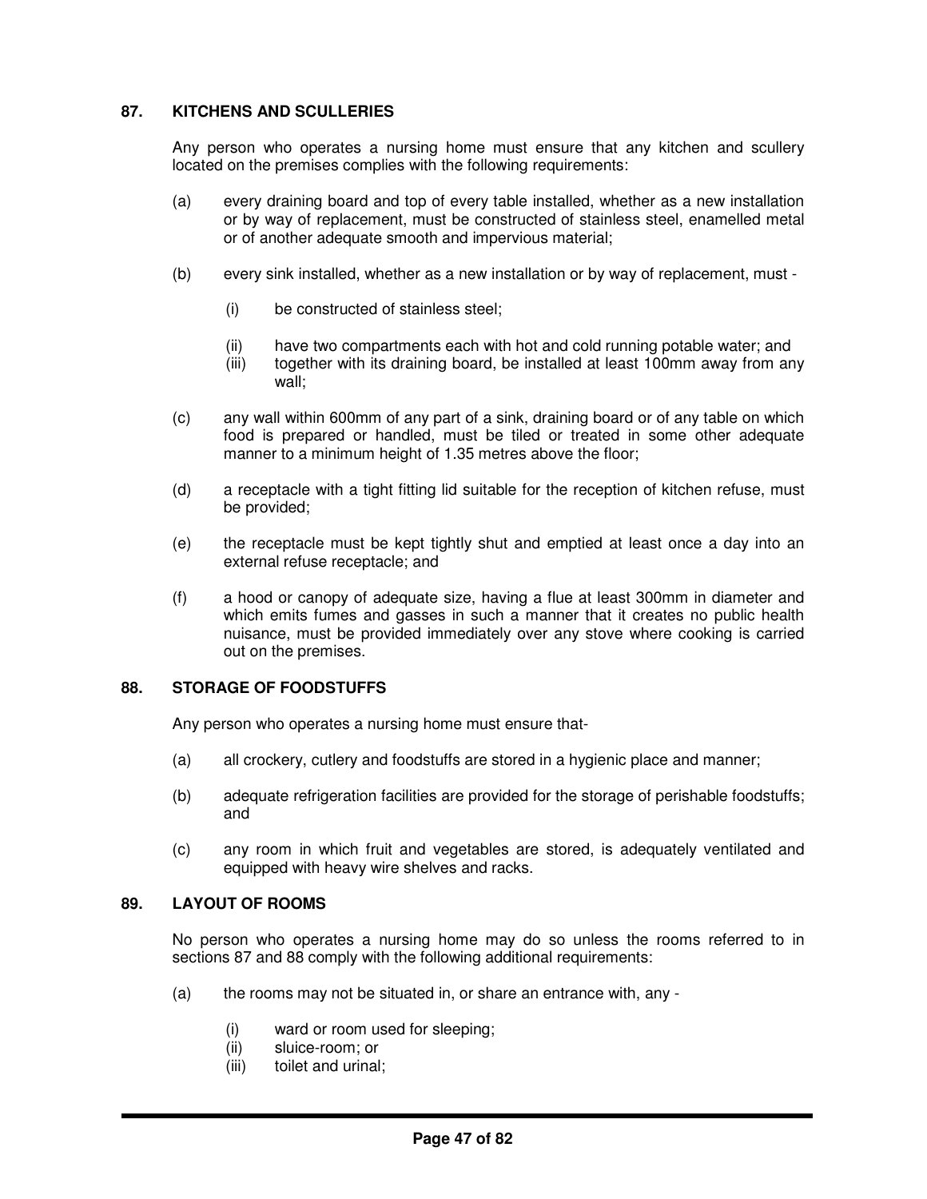## 87. KITCHENS AND SCULLERIES

Any person who operates a nursing home must ensure that any kitchen and scullery located on the premises complies with the following requirements:

(a) every draining board and top of every table installed, whether as a new installation or by way of replacement, must be constructed of stainless steel, enamelled metal or of another adequate smooth and impervious material;

(b) every sink installed, whether as a new installation or by way of replacement, must -

  (i) be constructed of stainless steel;

  (ii) have two compartments each with hot and cold running potable water; and

  (iii) together with its draining board, be installed at least 100mm away from any wall;

(c) any wall within 600mm of any part of a sink, draining board or of any table on which food is prepared or handled, must be tiled or treated in some other adequate manner to a minimum height of 1.35 metres above the floor;

(d) a receptacle with a tight fitting lid suitable for the reception of kitchen refuse, must be provided;

(e) the receptacle must be kept tightly shut and emptied at least once a day into an external refuse receptacle; and

(f) a hood or canopy of adequate size, having a flue at least 300mm in diameter and which emits fumes and gasses in such a manner that it creates no public health nuisance, must be provided immediately over any stove where cooking is carried out on the premises.

## 88. STORAGE OF FOODSTUFFS

Any person who operates a nursing home must ensure that-

(a) all crockery, cutlery and foodstuffs are stored in a hygienic place and manner;

(b) adequate refrigeration facilities are provided for the storage of perishable foodstuffs; and

(c) any room in which fruit and vegetables are stored, is adequately ventilated and equipped with heavy wire shelves and racks.

## 89. LAYOUT OF ROOMS

No person who operates a nursing home may do so unless the rooms referred to in sections 87 and 88 comply with the following additional requirements:

(a) the rooms may not be situated in, or share an entrance with, any -

  (i) ward or room used for sleeping;

  (ii) sluice-room; or

  (iii) toilet and urinal;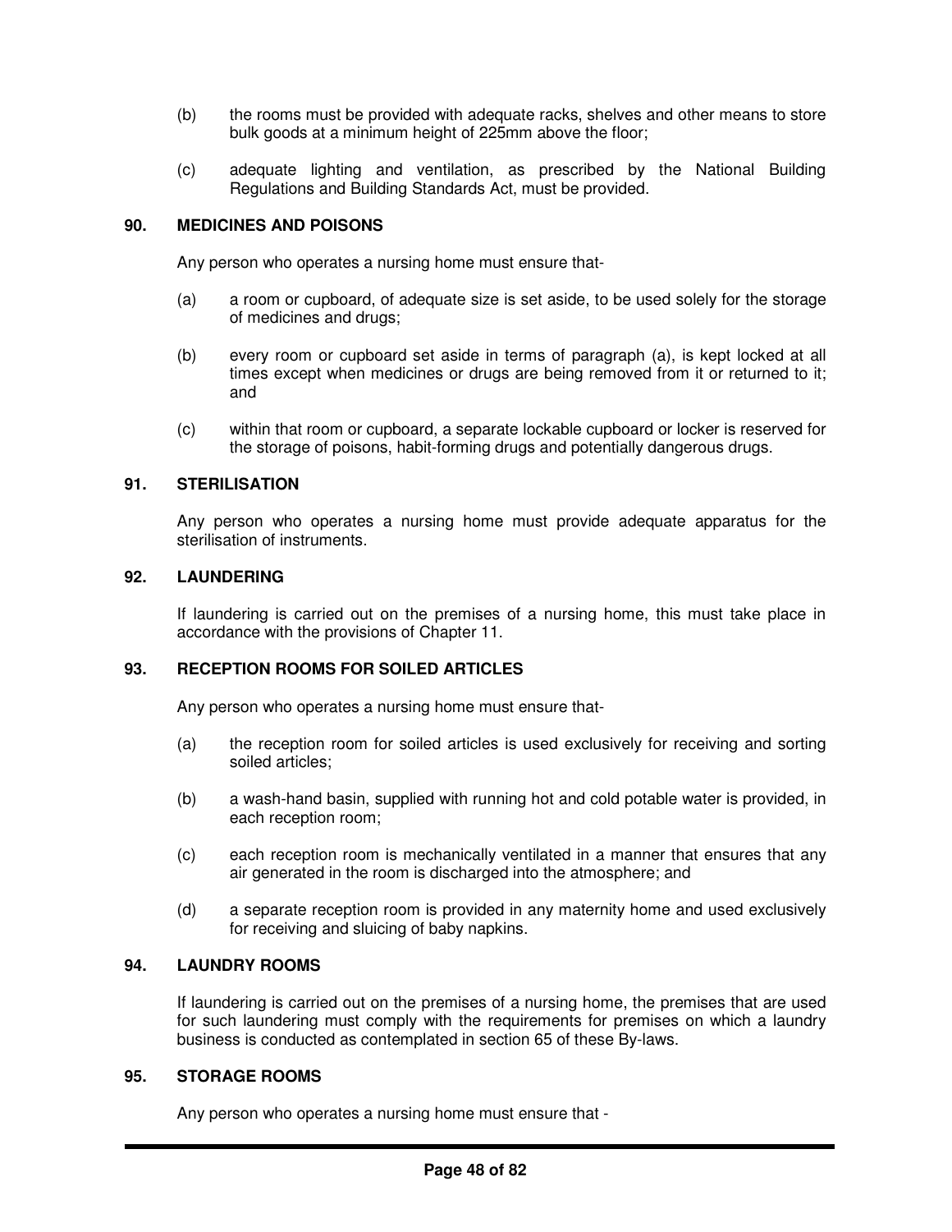(b) the rooms must be provided with adequate racks, shelves and other means to store bulk goods at a minimum height of 225mm above the floor;

(c) adequate lighting and ventilation, as prescribed by the National Building Regulations and Building Standards Act, must be provided.

### 90. MEDICINES AND POISONS

Any person who operates a nursing home must ensure that-

(a) a room or cupboard, of adequate size is set aside, to be used solely for the storage of medicines and drugs;

(b) every room or cupboard set aside in terms of paragraph (a), is kept locked at all times except when medicines or drugs are being removed from it or returned to it; and

(c) within that room or cupboard, a separate lockable cupboard or locker is reserved for the storage of poisons, habit-forming drugs and potentially dangerous drugs.

### 91. STERILISATION

Any person who operates a nursing home must provide adequate apparatus for the sterilisation of instruments.

### 92. LAUNDERING

If laundering is carried out on the premises of a nursing home, this must take place in accordance with the provisions of Chapter 11.

### 93. RECEPTION ROOMS FOR SOILED ARTICLES

Any person who operates a nursing home must ensure that-

(a) the reception room for soiled articles is used exclusively for receiving and sorting soiled articles;

(b) a wash-hand basin, supplied with running hot and cold potable water is provided, in each reception room;

(c) each reception room is mechanically ventilated in a manner that ensures that any air generated in the room is discharged into the atmosphere; and

(d) a separate reception room is provided in any maternity home and used exclusively for receiving and sluicing of baby napkins.

### 94. LAUNDRY ROOMS

If laundering is carried out on the premises of a nursing home, the premises that are used for such laundering must comply with the requirements for premises on which a laundry business is conducted as contemplated in section 65 of these By-laws.

### 95. STORAGE ROOMS

Any person who operates a nursing home must ensure that -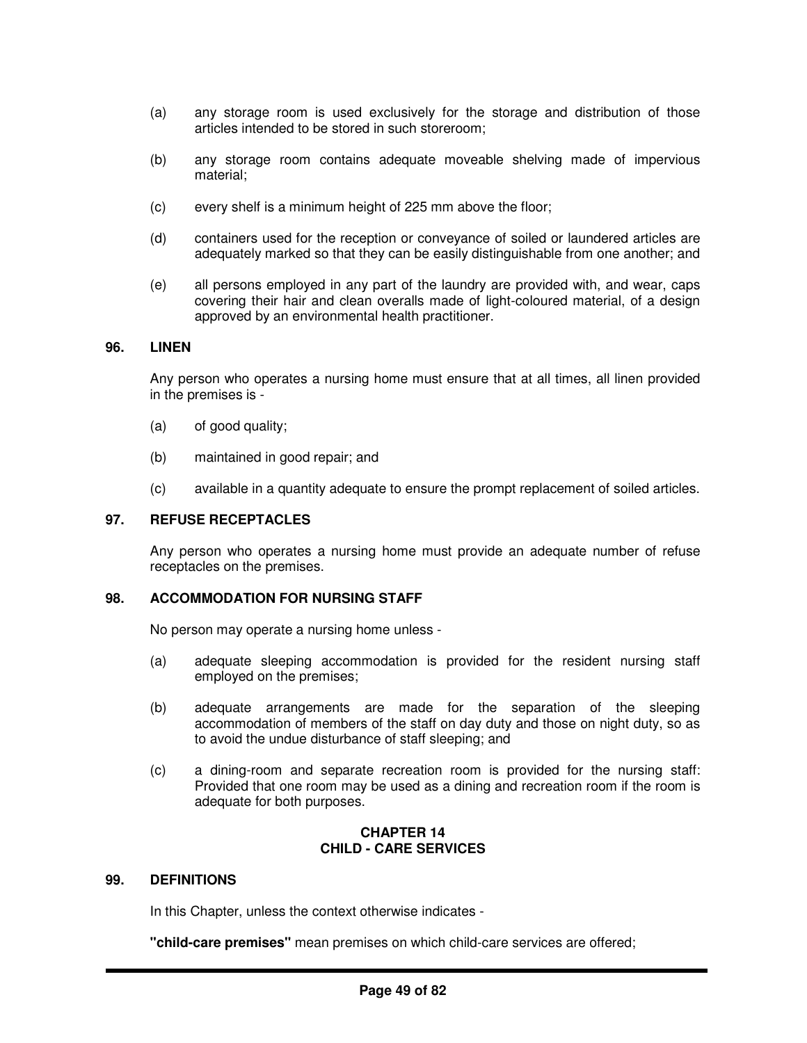(a) any storage room is used exclusively for the storage and distribution of those articles intended to be stored in such storeroom;

(b) any storage room contains adequate moveable shelving made of impervious material;

(c) every shelf is a minimum height of 225 mm above the floor;

(d) containers used for the reception or conveyance of soiled or laundered articles are adequately marked so that they can be easily distinguishable from one another; and

(e) all persons employed in any part of the laundry are provided with, and wear, caps covering their hair and clean overalls made of light-coloured material, of a design approved by an environmental health practitioner.

### 96. LINEN

Any person who operates a nursing home must ensure that at all times, all linen provided in the premises is -

(a) of good quality;

(b) maintained in good repair; and

(c) available in a quantity adequate to ensure the prompt replacement of soiled articles.

### 97. REFUSE RECEPTACLES

Any person who operates a nursing home must provide an adequate number of refuse receptacles on the premises.

### 98. ACCOMMODATION FOR NURSING STAFF

No person may operate a nursing home unless -

(a) adequate sleeping accommodation is provided for the resident nursing staff employed on the premises;

(b) adequate arrangements are made for the separation of the sleeping accommodation of members of the staff on day duty and those on night duty, so as to avoid the undue disturbance of staff sleeping; and

(c) a dining-room and separate recreation room is provided for the nursing staff: Provided that one room may be used as a dining and recreation room if the room is adequate for both purposes.

## CHAPTER 14
## CHILD - CARE SERVICES

### 99. DEFINITIONS

In this Chapter, unless the context otherwise indicates -

**"child-care premises"** mean premises on which child-care services are offered;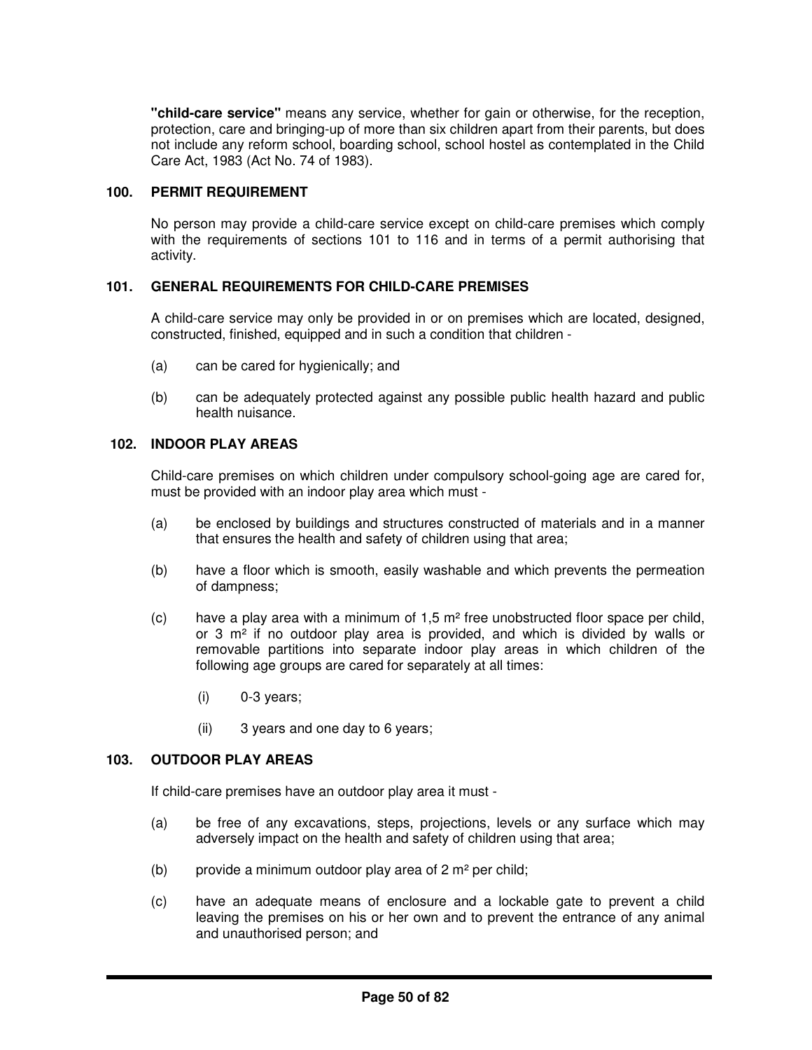**"child-care service"** means any service, whether for gain or otherwise, for the reception, protection, care and bringing-up of more than six children apart from their parents, but does not include any reform school, boarding school, school hostel as contemplated in the Child Care Act, 1983 (Act No. 74 of 1983).

### 100. PERMIT REQUIREMENT

No person may provide a child-care service except on child-care premises which comply with the requirements of sections 101 to 116 and in terms of a permit authorising that activity.

### 101. GENERAL REQUIREMENTS FOR CHILD-CARE PREMISES

A child-care service may only be provided in or on premises which are located, designed, constructed, finished, equipped and in such a condition that children -

(a) can be cared for hygienically; and

(b) can be adequately protected against any possible public health hazard and public health nuisance.

### 102. INDOOR PLAY AREAS

Child-care premises on which children under compulsory school-going age are cared for, must be provided with an indoor play area which must -

(a) be enclosed by buildings and structures constructed of materials and in a manner that ensures the health and safety of children using that area;

(b) have a floor which is smooth, easily washable and which prevents the permeation of dampness;

(c) have a play area with a minimum of 1,5 $m^2$ free unobstructed floor space per child, or 3 $m^2$ if no outdoor play area is provided, and which is divided by walls or removable partitions into separate indoor play areas in which children of the following age groups are cared for separately at all times:

  (i) 0-3 years;

  (ii) 3 years and one day to 6 years;

### 103. OUTDOOR PLAY AREAS

If child-care premises have an outdoor play area it must -

(a) be free of any excavations, steps, projections, levels or any surface which may adversely impact on the health and safety of children using that area;

(b) provide a minimum outdoor play area of 2 $m^2$ per child;

(c) have an adequate means of enclosure and a lockable gate to prevent a child leaving the premises on his or her own and to prevent the entrance of any animal and unauthorised person; and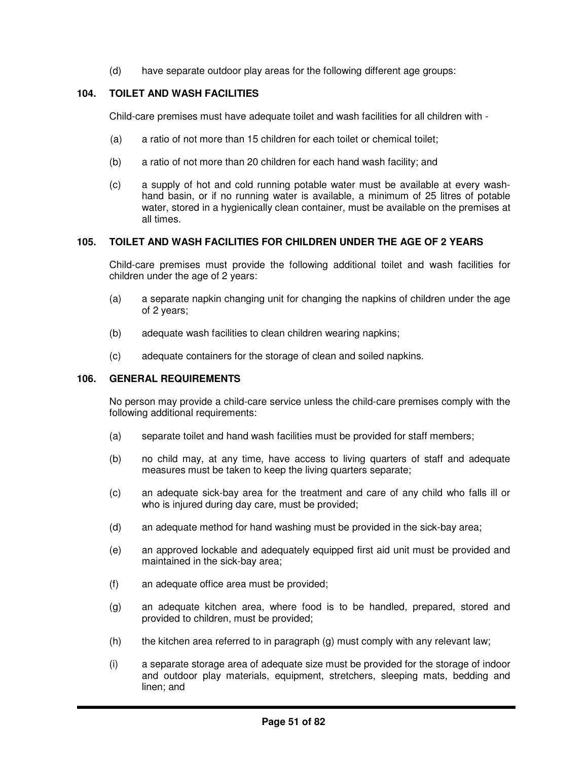(d) have separate outdoor play areas for the following different age groups:

## 104. TOILET AND WASH FACILITIES

Child-care premises must have adequate toilet and wash facilities for all children with -

(a) a ratio of not more than 15 children for each toilet or chemical toilet;

(b) a ratio of not more than 20 children for each hand wash facility; and

(c) a supply of hot and cold running potable water must be available at every wash-hand basin, or if no running water is available, a minimum of 25 litres of potable water, stored in a hygienically clean container, must be available on the premises at all times.

## 105. TOILET AND WASH FACILITIES FOR CHILDREN UNDER THE AGE OF 2 YEARS

Child-care premises must provide the following additional toilet and wash facilities for children under the age of 2 years:

(a) a separate napkin changing unit for changing the napkins of children under the age of 2 years;

(b) adequate wash facilities to clean children wearing napkins;

(c) adequate containers for the storage of clean and soiled napkins.

## 106. GENERAL REQUIREMENTS

No person may provide a child-care service unless the child-care premises comply with the following additional requirements:

(a) separate toilet and hand wash facilities must be provided for staff members;

(b) no child may, at any time, have access to living quarters of staff and adequate measures must be taken to keep the living quarters separate;

(c) an adequate sick-bay area for the treatment and care of any child who falls ill or who is injured during day care, must be provided;

(d) an adequate method for hand washing must be provided in the sick-bay area;

(e) an approved lockable and adequately equipped first aid unit must be provided and maintained in the sick-bay area;

(f) an adequate office area must be provided;

(g) an adequate kitchen area, where food is to be handled, prepared, stored and provided to children, must be provided;

(h) the kitchen area referred to in paragraph (g) must comply with any relevant law;

(i) a separate storage area of adequate size must be provided for the storage of indoor and outdoor play materials, equipment, stretchers, sleeping mats, bedding and linen; and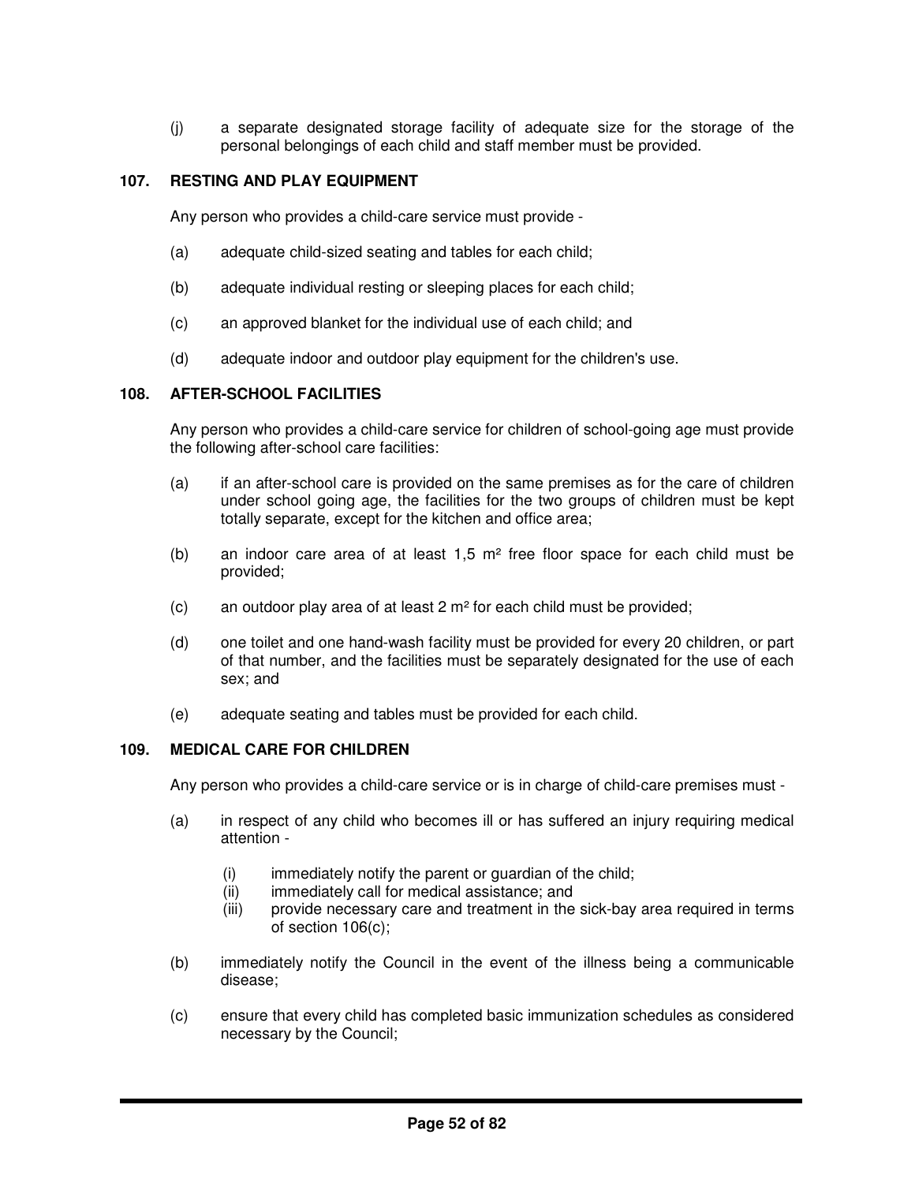(j) a separate designated storage facility of adequate size for the storage of the personal belongings of each child and staff member must be provided.

## 107. RESTING AND PLAY EQUIPMENT

Any person who provides a child-care service must provide -

(a) adequate child-sized seating and tables for each child;

(b) adequate individual resting or sleeping places for each child;

(c) an approved blanket for the individual use of each child; and

(d) adequate indoor and outdoor play equipment for the children's use.

## 108. AFTER-SCHOOL FACILITIES

Any person who provides a child-care service for children of school-going age must provide the following after-school care facilities:

(a) if an after-school care is provided on the same premises as for the care of children under school going age, the facilities for the two groups of children must be kept totally separate, except for the kitchen and office area;

(b) an indoor care area of at least 1,5 $m^2$ free floor space for each child must be provided;

(c) an outdoor play area of at least 2 $m^2$ for each child must be provided;

(d) one toilet and one hand-wash facility must be provided for every 20 children, or part of that number, and the facilities must be separately designated for the use of each sex; and

(e) adequate seating and tables must be provided for each child.

## 109. MEDICAL CARE FOR CHILDREN

Any person who provides a child-care service or is in charge of child-care premises must -

(a) in respect of any child who becomes ill or has suffered an injury requiring medical attention -

  (i) immediately notify the parent or guardian of the child;
  (ii) immediately call for medical assistance; and
  (iii) provide necessary care and treatment in the sick-bay area required in terms of section 106(c);

(b) immediately notify the Council in the event of the illness being a communicable disease;

(c) ensure that every child has completed basic immunization schedules as considered necessary by the Council;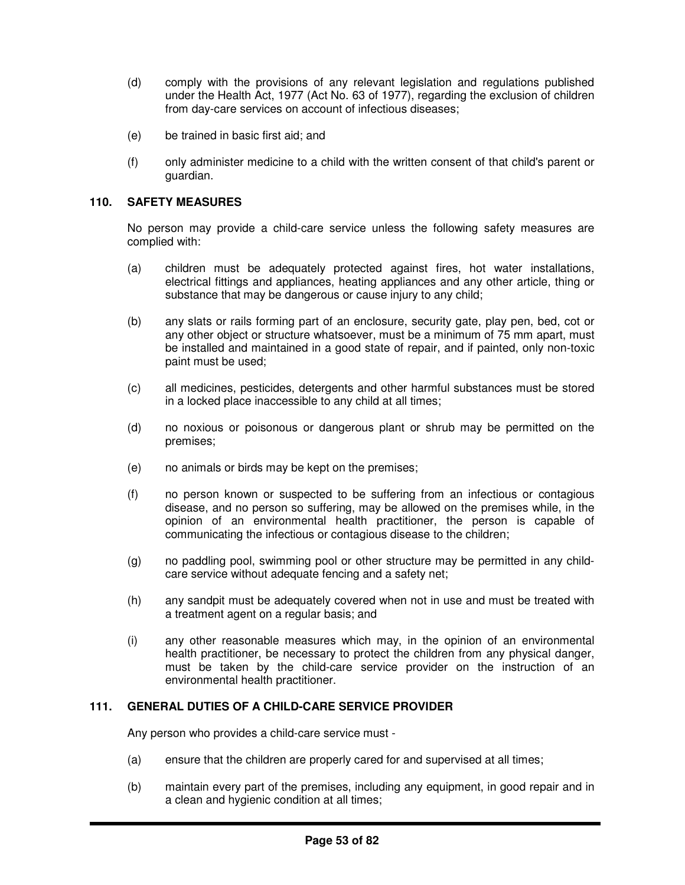(d) comply with the provisions of any relevant legislation and regulations published under the Health Act, 1977 (Act No. 63 of 1977), regarding the exclusion of children from day-care services on account of infectious diseases;

(e) be trained in basic first aid; and

(f) only administer medicine to a child with the written consent of that child's parent or guardian.

### 110. SAFETY MEASURES

No person may provide a child-care service unless the following safety measures are complied with:

(a) children must be adequately protected against fires, hot water installations, electrical fittings and appliances, heating appliances and any other article, thing or substance that may be dangerous or cause injury to any child;

(b) any slats or rails forming part of an enclosure, security gate, play pen, bed, cot or any other object or structure whatsoever, must be a minimum of 75 mm apart, must be installed and maintained in a good state of repair, and if painted, only non-toxic paint must be used;

(c) all medicines, pesticides, detergents and other harmful substances must be stored in a locked place inaccessible to any child at all times;

(d) no noxious or poisonous or dangerous plant or shrub may be permitted on the premises;

(e) no animals or birds may be kept on the premises;

(f) no person known or suspected to be suffering from an infectious or contagious disease, and no person so suffering, may be allowed on the premises while, in the opinion of an environmental health practitioner, the person is capable of communicating the infectious or contagious disease to the children;

(g) no paddling pool, swimming pool or other structure may be permitted in any child-care service without adequate fencing and a safety net;

(h) any sandpit must be adequately covered when not in use and must be treated with a treatment agent on a regular basis; and

(i) any other reasonable measures which may, in the opinion of an environmental health practitioner, be necessary to protect the children from any physical danger, must be taken by the child-care service provider on the instruction of an environmental health practitioner.

### 111. GENERAL DUTIES OF A CHILD-CARE SERVICE PROVIDER

Any person who provides a child-care service must -

(a) ensure that the children are properly cared for and supervised at all times;

(b) maintain every part of the premises, including any equipment, in good repair and in a clean and hygienic condition at all times;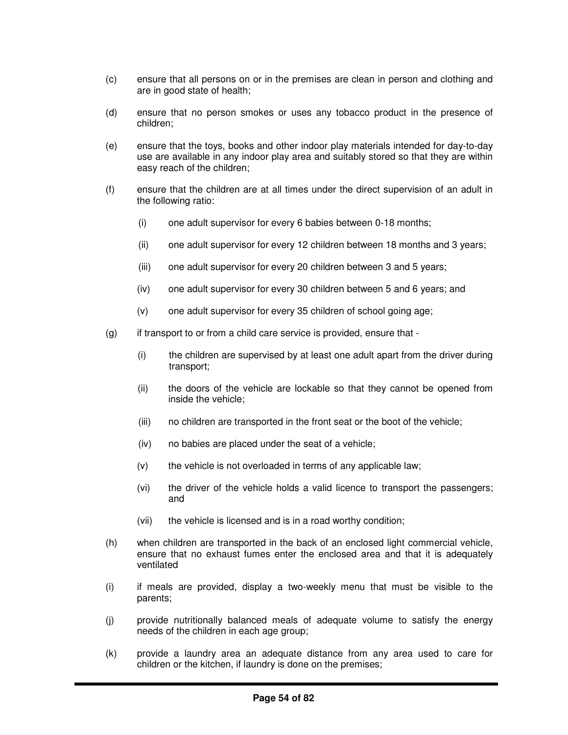(c) ensure that all persons on or in the premises are clean in person and clothing and are in good state of health;

(d) ensure that no person smokes or uses any tobacco product in the presence of children;

(e) ensure that the toys, books and other indoor play materials intended for day-to-day use are available in any indoor play area and suitably stored so that they are within easy reach of the children;

(f) ensure that the children are at all times under the direct supervision of an adult in the following ratio:

  (i) one adult supervisor for every 6 babies between 0-18 months;

  (ii) one adult supervisor for every 12 children between 18 months and 3 years;

  (iii) one adult supervisor for every 20 children between 3 and 5 years;

  (iv) one adult supervisor for every 30 children between 5 and 6 years; and

  (v) one adult supervisor for every 35 children of school going age;

(g) if transport to or from a child care service is provided, ensure that -

  (i) the children are supervised by at least one adult apart from the driver during transport;

  (ii) the doors of the vehicle are lockable so that they cannot be opened from inside the vehicle;

  (iii) no children are transported in the front seat or the boot of the vehicle;

  (iv) no babies are placed under the seat of a vehicle;

  (v) the vehicle is not overloaded in terms of any applicable law;

  (vi) the driver of the vehicle holds a valid licence to transport the passengers; and

  (vii) the vehicle is licensed and is in a road worthy condition;

(h) when children are transported in the back of an enclosed light commercial vehicle, ensure that no exhaust fumes enter the enclosed area and that it is adequately ventilated

(i) if meals are provided, display a two-weekly menu that must be visible to the parents;

(j) provide nutritionally balanced meals of adequate volume to satisfy the energy needs of the children in each age group;

(k) provide a laundry area an adequate distance from any area used to care for children or the kitchen, if laundry is done on the premises;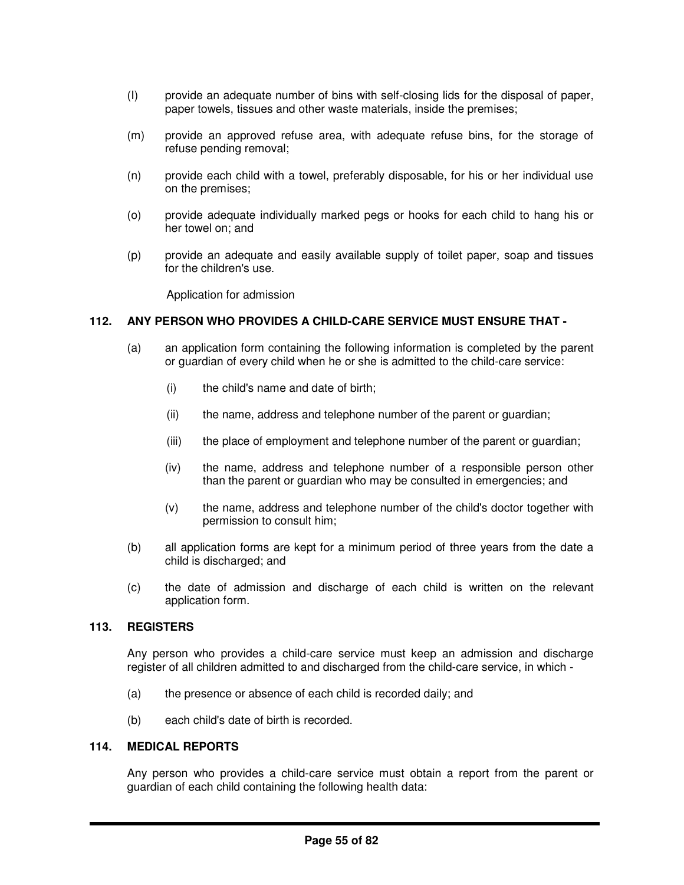(l) provide an adequate number of bins with self-closing lids for the disposal of paper, paper towels, tissues and other waste materials, inside the premises;

(m) provide an approved refuse area, with adequate refuse bins, for the storage of refuse pending removal;

(n) provide each child with a towel, preferably disposable, for his or her individual use on the premises;

(o) provide adequate individually marked pegs or hooks for each child to hang his or her towel on; and

(p) provide an adequate and easily available supply of toilet paper, soap and tissues for the children's use.

Application for admission

**112. ANY PERSON WHO PROVIDES A CHILD-CARE SERVICE MUST ENSURE THAT -**

(a) an application form containing the following information is completed by the parent or guardian of every child when he or she is admitted to the child-care service:

- (i) the child's name and date of birth;
- (ii) the name, address and telephone number of the parent or guardian;
- (iii) the place of employment and telephone number of the parent or guardian;
- (iv) the name, address and telephone number of a responsible person other than the parent or guardian who may be consulted in emergencies; and
- (v) the name, address and telephone number of the child's doctor together with permission to consult him;

(b) all application forms are kept for a minimum period of three years from the date a child is discharged; and

(c) the date of admission and discharge of each child is written on the relevant application form.

**113. REGISTERS**

Any person who provides a child-care service must keep an admission and discharge register of all children admitted to and discharged from the child-care service, in which -

(a) the presence or absence of each child is recorded daily; and

(b) each child's date of birth is recorded.

**114. MEDICAL REPORTS**

Any person who provides a child-care service must obtain a report from the parent or guardian of each child containing the following health data: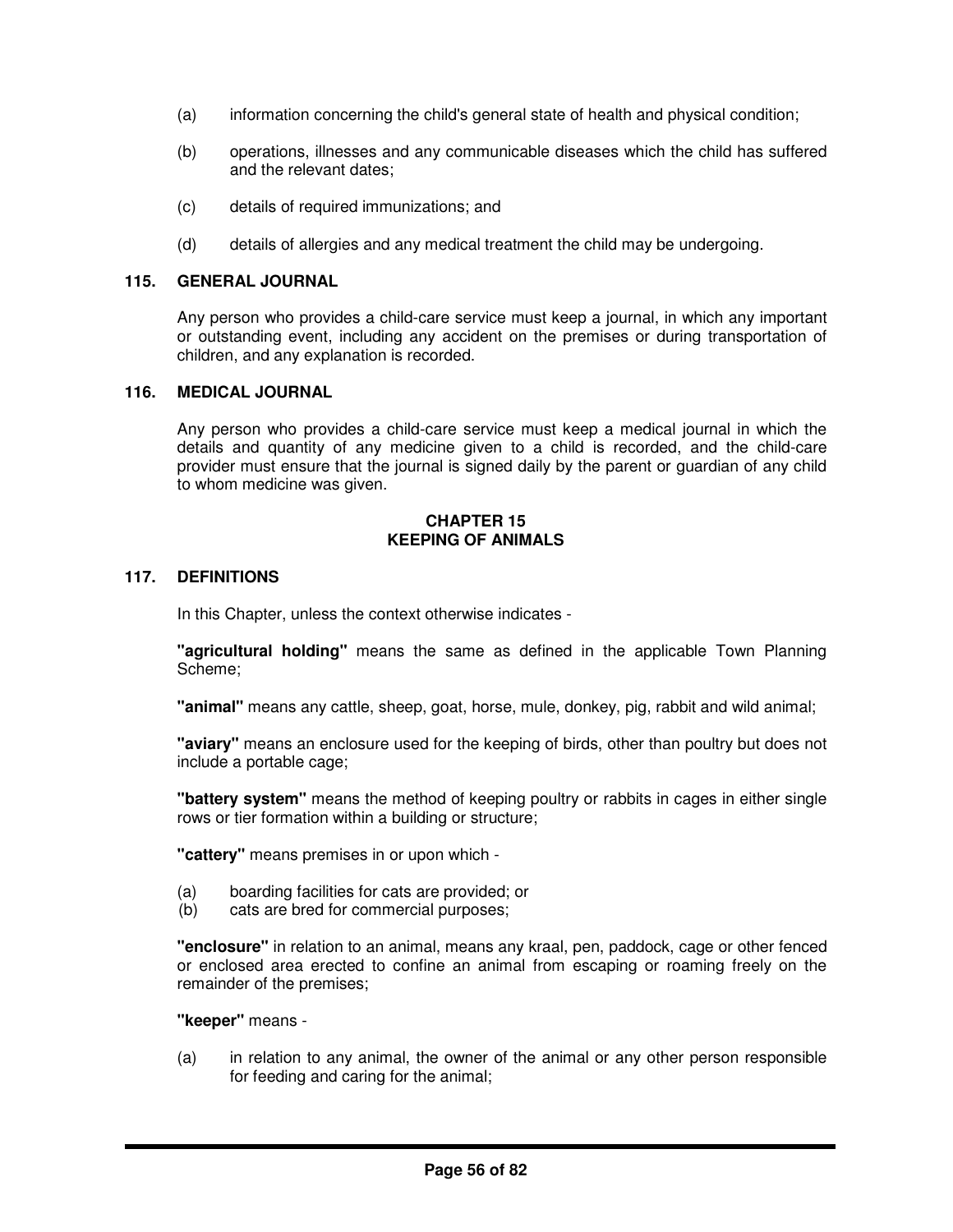(a) information concerning the child's general state of health and physical condition;

(b) operations, illnesses and any communicable diseases which the child has suffered and the relevant dates;

(c) details of required immunizations; and

(d) details of allergies and any medical treatment the child may be undergoing.

### 115. GENERAL JOURNAL

Any person who provides a child-care service must keep a journal, in which any important or outstanding event, including any accident on the premises or during transportation of children, and any explanation is recorded.

### 116. MEDICAL JOURNAL

Any person who provides a child-care service must keep a medical journal in which the details and quantity of any medicine given to a child is recorded, and the child-care provider must ensure that the journal is signed daily by the parent or guardian of any child to whom medicine was given.

## CHAPTER 15
## KEEPING OF ANIMALS

### 117. DEFINITIONS

In this Chapter, unless the context otherwise indicates -

**"agricultural holding"** means the same as defined in the applicable Town Planning Scheme;

**"animal"** means any cattle, sheep, goat, horse, mule, donkey, pig, rabbit and wild animal;

**"aviary"** means an enclosure used for the keeping of birds, other than poultry but does not include a portable cage;

**"battery system"** means the method of keeping poultry or rabbits in cages in either single rows or tier formation within a building or structure;

**"cattery"** means premises in or upon which -

(a) boarding facilities for cats are provided; or
(b) cats are bred for commercial purposes;

**"enclosure"** in relation to an animal, means any kraal, pen, paddock, cage or other fenced or enclosed area erected to confine an animal from escaping or roaming freely on the remainder of the premises;

**"keeper"** means -

(a) in relation to any animal, the owner of the animal or any other person responsible for feeding and caring for the animal;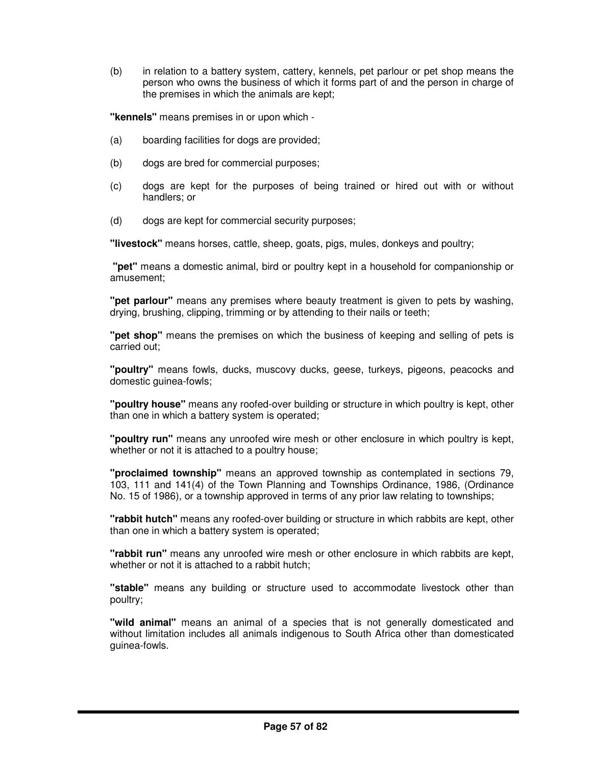(b) in relation to a battery system, cattery, kennels, pet parlour or pet shop means the person who owns the business of which it forms part of and the person in charge of the premises in which the animals are kept;

**"kennels"** means premises in or upon which -

(a) boarding facilities for dogs are provided;

(b) dogs are bred for commercial purposes;

(c) dogs are kept for the purposes of being trained or hired out with or without handlers; or

(d) dogs are kept for commercial security purposes;

**"livestock"** means horses, cattle, sheep, goats, pigs, mules, donkeys and poultry;

**"pet"** means a domestic animal, bird or poultry kept in a household for companionship or amusement;

**"pet parlour"** means any premises where beauty treatment is given to pets by washing, drying, brushing, clipping, trimming or by attending to their nails or teeth;

**"pet shop"** means the premises on which the business of keeping and selling of pets is carried out;

**"poultry"** means fowls, ducks, muscovy ducks, geese, turkeys, pigeons, peacocks and domestic guinea-fowls;

**"poultry house"** means any roofed-over building or structure in which poultry is kept, other than one in which a battery system is operated;

**"poultry run"** means any unroofed wire mesh or other enclosure in which poultry is kept, whether or not it is attached to a poultry house;

**"proclaimed township"** means an approved township as contemplated in sections 79, 103, 111 and 141(4) of the Town Planning and Townships Ordinance, 1986, (Ordinance No. 15 of 1986), or a township approved in terms of any prior law relating to townships;

**"rabbit hutch"** means any roofed-over building or structure in which rabbits are kept, other than one in which a battery system is operated;

**"rabbit run"** means any unroofed wire mesh or other enclosure in which rabbits are kept, whether or not it is attached to a rabbit hutch;

**"stable"** means any building or structure used to accommodate livestock other than poultry;

**"wild animal"** means an animal of a species that is not generally domesticated and without limitation includes all animals indigenous to South Africa other than domesticated guinea-fowls.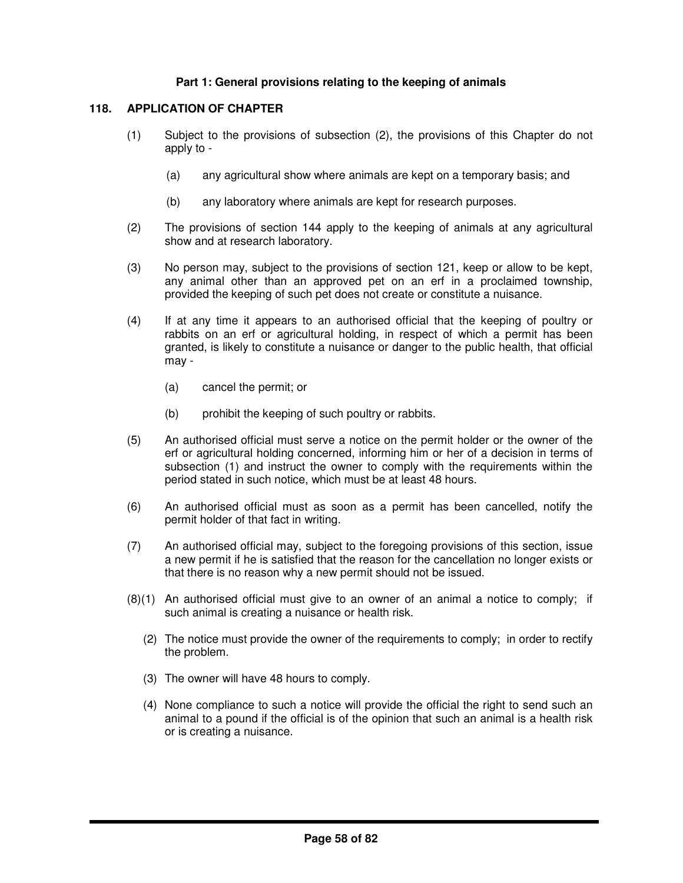**Part 1: General provisions relating to the keeping of animals**

**118. APPLICATION OF CHAPTER**

(1) Subject to the provisions of subsection (2), the provisions of this Chapter do not apply to -

(a) any agricultural show where animals are kept on a temporary basis; and

(b) any laboratory where animals are kept for research purposes.

(2) The provisions of section 144 apply to the keeping of animals at any agricultural show and at research laboratory.

(3) No person may, subject to the provisions of section 121, keep or allow to be kept, any animal other than an approved pet on an erf in a proclaimed township, provided the keeping of such pet does not create or constitute a nuisance.

(4) If at any time it appears to an authorised official that the keeping of poultry or rabbits on an erf or agricultural holding, in respect of which a permit has been granted, is likely to constitute a nuisance or danger to the public health, that official may -

(a) cancel the permit; or

(b) prohibit the keeping of such poultry or rabbits.

(5) An authorised official must serve a notice on the permit holder or the owner of the erf or agricultural holding concerned, informing him or her of a decision in terms of subsection (1) and instruct the owner to comply with the requirements within the period stated in such notice, which must be at least 48 hours.

(6) An authorised official must as soon as a permit has been cancelled, notify the permit holder of that fact in writing.

(7) An authorised official may, subject to the foregoing provisions of this section, issue a new permit if he is satisfied that the reason for the cancellation no longer exists or that there is no reason why a new permit should not be issued.

(8)(1) An authorised official must give to an owner of an animal a notice to comply; if such animal is creating a nuisance or health risk.

(2) The notice must provide the owner of the requirements to comply; in order to rectify the problem.

(3) The owner will have 48 hours to comply.

(4) None compliance to such a notice will provide the official the right to send such an animal to a pound if the official is of the opinion that such an animal is a health risk or is creating a nuisance.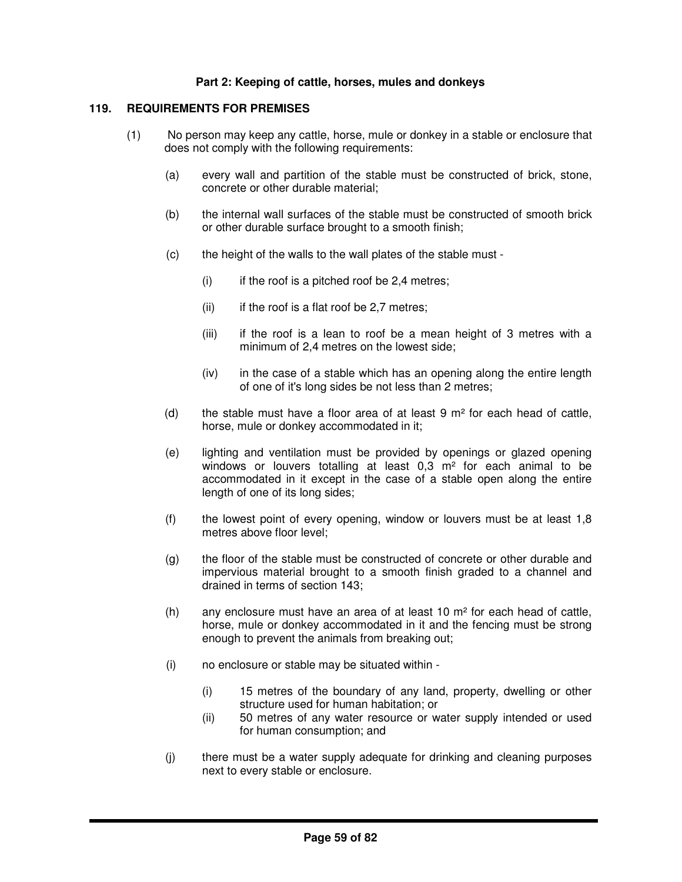**Part 2: Keeping of cattle, horses, mules and donkeys**

**119. REQUIREMENTS FOR PREMISES**

(1) No person may keep any cattle, horse, mule or donkey in a stable or enclosure that does not comply with the following requirements:

(a) every wall and partition of the stable must be constructed of brick, stone, concrete or other durable material;

(b) the internal wall surfaces of the stable must be constructed of smooth brick or other durable surface brought to a smooth finish;

(c) the height of the walls to the wall plates of the stable must -

(i) if the roof is a pitched roof be 2,4 metres;

(ii) if the roof is a flat roof be 2,7 metres;

(iii) if the roof is a lean to roof be a mean height of 3 metres with a minimum of 2,4 metres on the lowest side;

(iv) in the case of a stable which has an opening along the entire length of one of it's long sides be not less than 2 metres;

(d) the stable must have a floor area of at least 9 m² for each head of cattle, horse, mule or donkey accommodated in it;

(e) lighting and ventilation must be provided by openings or glazed opening windows or louvers totalling at least 0,3 m² for each animal to be accommodated in it except in the case of a stable open along the entire length of one of its long sides;

(f) the lowest point of every opening, window or louvers must be at least 1,8 metres above floor level;

(g) the floor of the stable must be constructed of concrete or other durable and impervious material brought to a smooth finish graded to a channel and drained in terms of section 143;

(h) any enclosure must have an area of at least 10 m² for each head of cattle, horse, mule or donkey accommodated in it and the fencing must be strong enough to prevent the animals from breaking out;

(i) no enclosure or stable may be situated within -

(i) 15 metres of the boundary of any land, property, dwelling or other structure used for human habitation; or

(ii) 50 metres of any water resource or water supply intended or used for human consumption; and

(j) there must be a water supply adequate for drinking and cleaning purposes next to every stable or enclosure.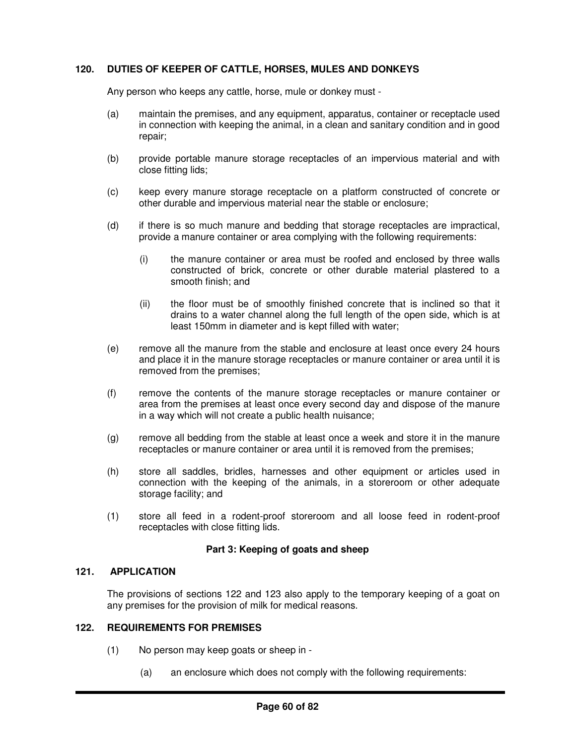## 120. DUTIES OF KEEPER OF CATTLE, HORSES, MULES AND DONKEYS

Any person who keeps any cattle, horse, mule or donkey must -

(a) maintain the premises, and any equipment, apparatus, container or receptacle used in connection with keeping the animal, in a clean and sanitary condition and in good repair;

(b) provide portable manure storage receptacles of an impervious material and with close fitting lids;

(c) keep every manure storage receptacle on a platform constructed of concrete or other durable and impervious material near the stable or enclosure;

(d) if there is so much manure and bedding that storage receptacles are impractical, provide a manure container or area complying with the following requirements:

  (i) the manure container or area must be roofed and enclosed by three walls constructed of brick, concrete or other durable material plastered to a smooth finish; and

  (ii) the floor must be of smoothly finished concrete that is inclined so that it drains to a water channel along the full length of the open side, which is at least 150mm in diameter and is kept filled with water;

(e) remove all the manure from the stable and enclosure at least once every 24 hours and place it in the manure storage receptacles or manure container or area until it is removed from the premises;

(f) remove the contents of the manure storage receptacles or manure container or area from the premises at least once every second day and dispose of the manure in a way which will not create a public health nuisance;

(g) remove all bedding from the stable at least once a week and store it in the manure receptacles or manure container or area until it is removed from the premises;

(h) store all saddles, bridles, harnesses and other equipment or articles used in connection with the keeping of the animals, in a storeroom or other adequate storage facility; and

(1) store all feed in a rodent-proof storeroom and all loose feed in rodent-proof receptacles with close fitting lids.

### Part 3: Keeping of goats and sheep

## 121. APPLICATION

The provisions of sections 122 and 123 also apply to the temporary keeping of a goat on any premises for the provision of milk for medical reasons.

## 122. REQUIREMENTS FOR PREMISES

(1) No person may keep goats or sheep in -

  (a) an enclosure which does not comply with the following requirements: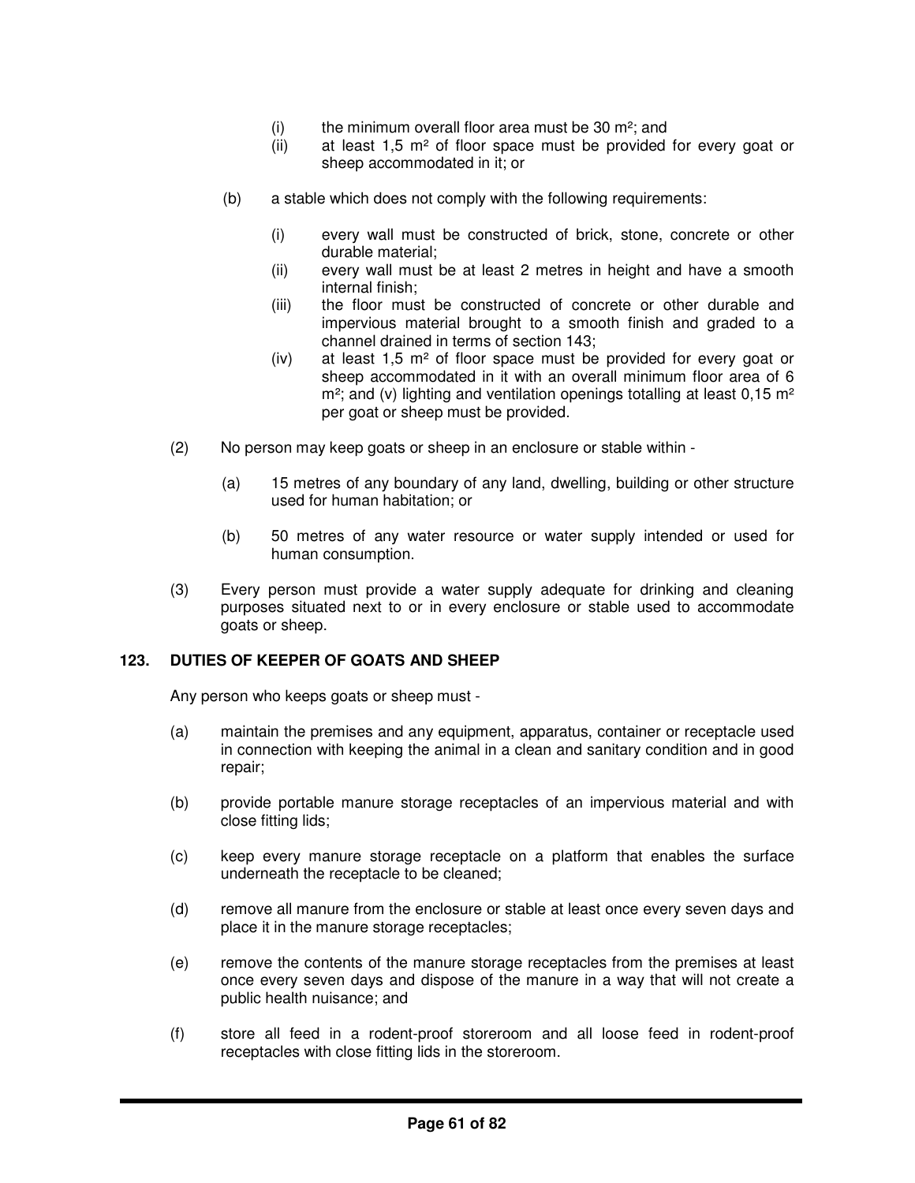(i) the minimum overall floor area must be 30 m²; and
(ii) at least 1,5 m² of floor space must be provided for every goat or sheep accommodated in it; or

(b) a stable which does not comply with the following requirements:

(i) every wall must be constructed of brick, stone, concrete or other durable material;
(ii) every wall must be at least 2 metres in height and have a smooth internal finish;
(iii) the floor must be constructed of concrete or other durable and impervious material brought to a smooth finish and graded to a channel drained in terms of section 143;
(iv) at least 1,5 m² of floor space must be provided for every goat or sheep accommodated in it with an overall minimum floor area of 6 m²; and (v) lighting and ventilation openings totalling at least 0,15 m² per goat or sheep must be provided.

(2) No person may keep goats or sheep in an enclosure or stable within -

(a) 15 metres of any boundary of any land, dwelling, building or other structure used for human habitation; or

(b) 50 metres of any water resource or water supply intended or used for human consumption.

(3) Every person must provide a water supply adequate for drinking and cleaning purposes situated next to or in every enclosure or stable used to accommodate goats or sheep.

## 123. DUTIES OF KEEPER OF GOATS AND SHEEP

Any person who keeps goats or sheep must -

(a) maintain the premises and any equipment, apparatus, container or receptacle used in connection with keeping the animal in a clean and sanitary condition and in good repair;

(b) provide portable manure storage receptacles of an impervious material and with close fitting lids;

(c) keep every manure storage receptacle on a platform that enables the surface underneath the receptacle to be cleaned;

(d) remove all manure from the enclosure or stable at least once every seven days and place it in the manure storage receptacles;

(e) remove the contents of the manure storage receptacles from the premises at least once every seven days and dispose of the manure in a way that will not create a public health nuisance; and

(f) store all feed in a rodent-proof storeroom and all loose feed in rodent-proof receptacles with close fitting lids in the storeroom.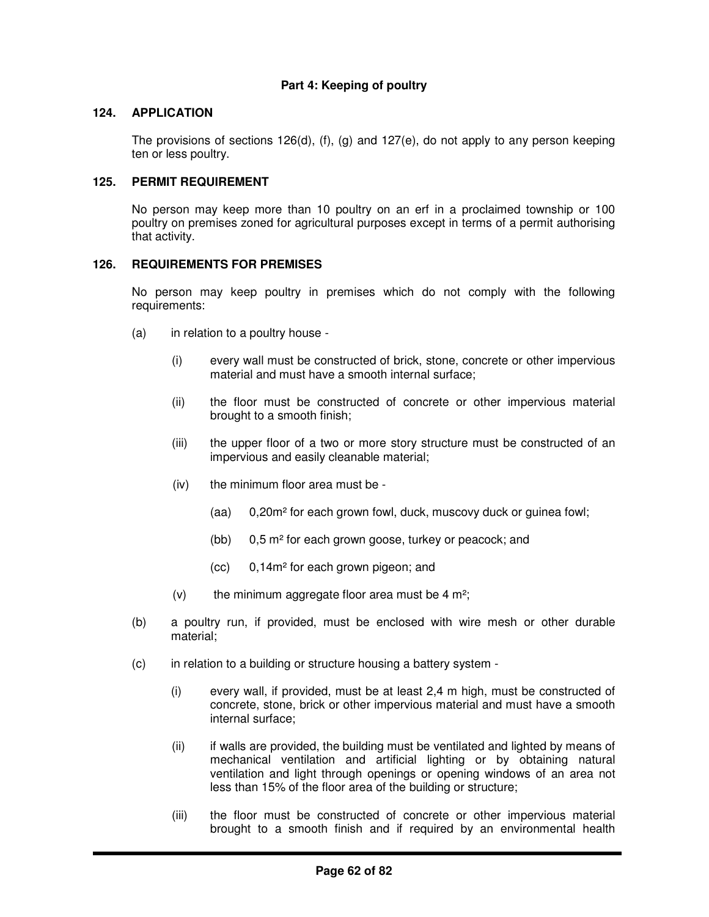### Part 4: Keeping of poultry

**124. APPLICATION**

The provisions of sections 126(d), (f), (g) and 127(e), do not apply to any person keeping ten or less poultry.

**125. PERMIT REQUIREMENT**

No person may keep more than 10 poultry on an erf in a proclaimed township or 100 poultry on premises zoned for agricultural purposes except in terms of a permit authorising that activity.

**126. REQUIREMENTS FOR PREMISES**

No person may keep poultry in premises which do not comply with the following requirements:

(a) in relation to a poultry house -

(i) every wall must be constructed of brick, stone, concrete or other impervious material and must have a smooth internal surface;

(ii) the floor must be constructed of concrete or other impervious material brought to a smooth finish;

(iii) the upper floor of a two or more story structure must be constructed of an impervious and easily cleanable material;

(iv) the minimum floor area must be -

(aa) 0,20m² for each grown fowl, duck, muscovy duck or guinea fowl;

(bb) 0,5 m² for each grown goose, turkey or peacock; and

(cc) 0,14m² for each grown pigeon; and

(v) the minimum aggregate floor area must be 4 m²;

(b) a poultry run, if provided, must be enclosed with wire mesh or other durable material;

(c) in relation to a building or structure housing a battery system -

(i) every wall, if provided, must be at least 2,4 m high, must be constructed of concrete, stone, brick or other impervious material and must have a smooth internal surface;

(ii) if walls are provided, the building must be ventilated and lighted by means of mechanical ventilation and artificial lighting or by obtaining natural ventilation and light through openings or opening windows of an area not less than 15% of the floor area of the building or structure;

(iii) the floor must be constructed of concrete or other impervious material brought to a smooth finish and if required by an environmental health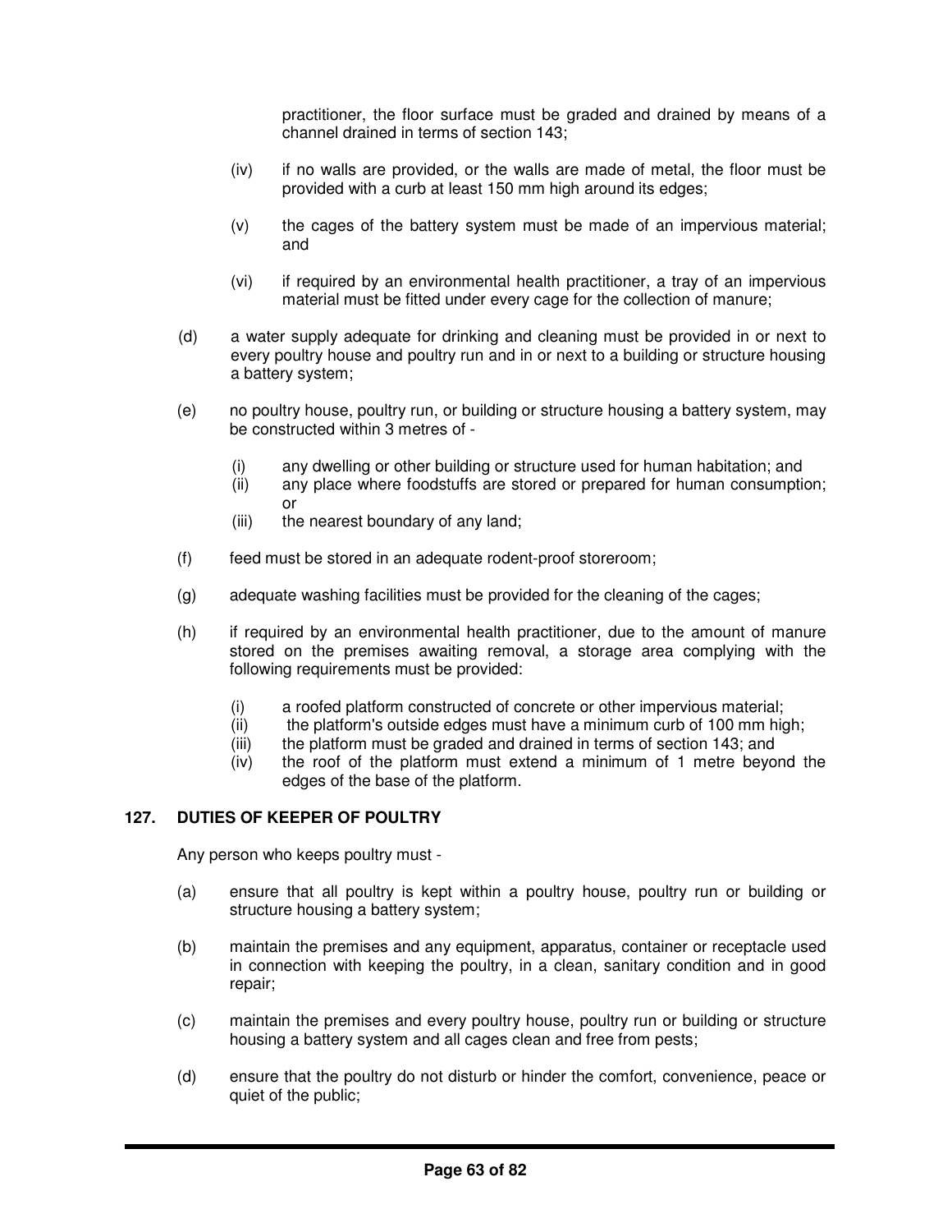practitioner, the floor surface must be graded and drained by means of a channel drained in terms of section 143;

(iv) if no walls are provided, or the walls are made of metal, the floor must be provided with a curb at least 150 mm high around its edges;

(v) the cages of the battery system must be made of an impervious material; and

(vi) if required by an environmental health practitioner, a tray of an impervious material must be fitted under every cage for the collection of manure;

(d) a water supply adequate for drinking and cleaning must be provided in or next to every poultry house and poultry run and in or next to a building or structure housing a battery system;

(e) no poultry house, poultry run, or building or structure housing a battery system, may be constructed within 3 metres of -

(i) any dwelling or other building or structure used for human habitation; and
(ii) any place where foodstuffs are stored or prepared for human consumption; or
(iii) the nearest boundary of any land;

(f) feed must be stored in an adequate rodent-proof storeroom;

(g) adequate washing facilities must be provided for the cleaning of the cages;

(h) if required by an environmental health practitioner, due to the amount of manure stored on the premises awaiting removal, a storage area complying with the following requirements must be provided:

(i) a roofed platform constructed of concrete or other impervious material;
(ii) the platform's outside edges must have a minimum curb of 100 mm high;
(iii) the platform must be graded and drained in terms of section 143; and
(iv) the roof of the platform must extend a minimum of 1 metre beyond the edges of the base of the platform.

## 127. DUTIES OF KEEPER OF POULTRY

Any person who keeps poultry must -

(a) ensure that all poultry is kept within a poultry house, poultry run or building or structure housing a battery system;

(b) maintain the premises and any equipment, apparatus, container or receptacle used in connection with keeping the poultry, in a clean, sanitary condition and in good repair;

(c) maintain the premises and every poultry house, poultry run or building or structure housing a battery system and all cages clean and free from pests;

(d) ensure that the poultry do not disturb or hinder the comfort, convenience, peace or quiet of the public;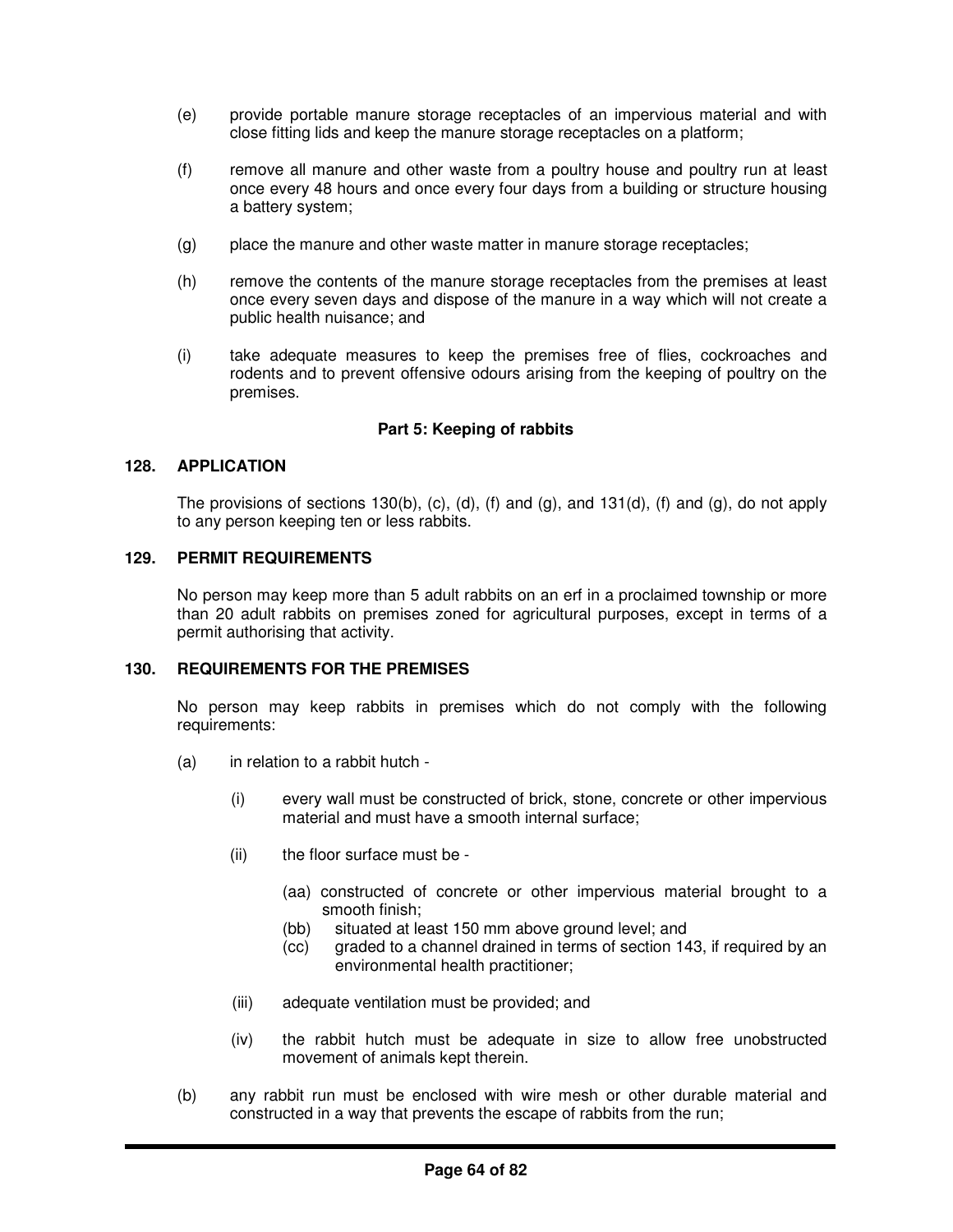(e) provide portable manure storage receptacles of an impervious material and with close fitting lids and keep the manure storage receptacles on a platform;

(f) remove all manure and other waste from a poultry house and poultry run at least once every 48 hours and once every four days from a building or structure housing a battery system;

(g) place the manure and other waste matter in manure storage receptacles;

(h) remove the contents of the manure storage receptacles from the premises at least once every seven days and dispose of the manure in a way which will not create a public health nuisance; and

(i) take adequate measures to keep the premises free of flies, cockroaches and rodents and to prevent offensive odours arising from the keeping of poultry on the premises.

## Part 5: Keeping of rabbits

### 128. APPLICATION

The provisions of sections 130(b), (c), (d), (f) and (g), and 131(d), (f) and (g), do not apply to any person keeping ten or less rabbits.

### 129. PERMIT REQUIREMENTS

No person may keep more than 5 adult rabbits on an erf in a proclaimed township or more than 20 adult rabbits on premises zoned for agricultural purposes, except in terms of a permit authorising that activity.

### 130. REQUIREMENTS FOR THE PREMISES

No person may keep rabbits in premises which do not comply with the following requirements:

(a) in relation to a rabbit hutch -

(i) every wall must be constructed of brick, stone, concrete or other impervious material and must have a smooth internal surface;

(ii) the floor surface must be -

(aa) constructed of concrete or other impervious material brought to a smooth finish;
(bb) situated at least 150 mm above ground level; and
(cc) graded to a channel drained in terms of section 143, if required by an environmental health practitioner;

(iii) adequate ventilation must be provided; and

(iv) the rabbit hutch must be adequate in size to allow free unobstructed movement of animals kept therein.

(b) any rabbit run must be enclosed with wire mesh or other durable material and constructed in a way that prevents the escape of rabbits from the run;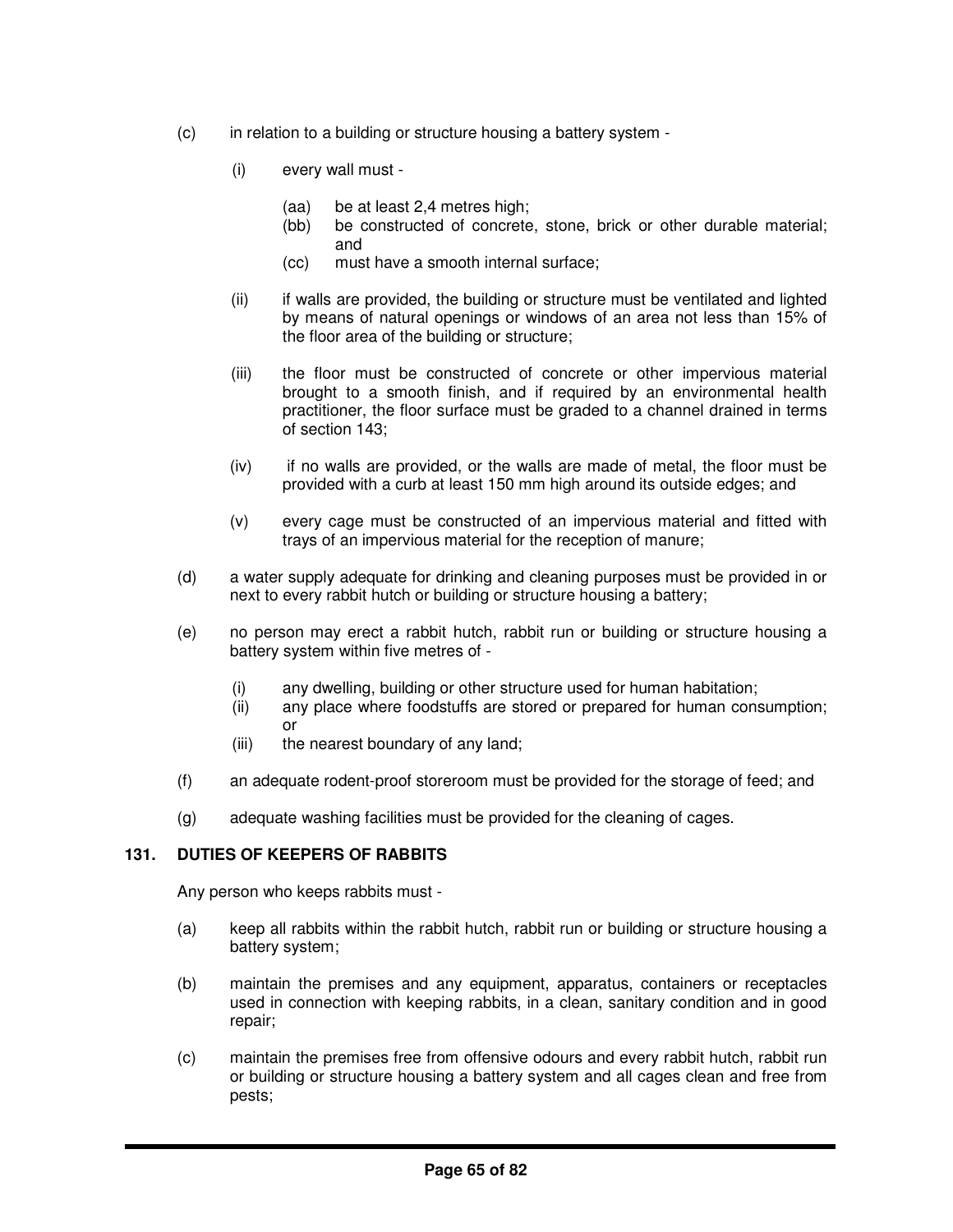(c) in relation to a building or structure housing a battery system -

  (i) every wall must -

    (aa) be at least 2,4 metres high;
    (bb) be constructed of concrete, stone, brick or other durable material; and
    (cc) must have a smooth internal surface;

  (ii) if walls are provided, the building or structure must be ventilated and lighted by means of natural openings or windows of an area not less than 15% of the floor area of the building or structure;

  (iii) the floor must be constructed of concrete or other impervious material brought to a smooth finish, and if required by an environmental health practitioner, the floor surface must be graded to a channel drained in terms of section 143;

  (iv) if no walls are provided, or the walls are made of metal, the floor must be provided with a curb at least 150 mm high around its outside edges; and

  (v) every cage must be constructed of an impervious material and fitted with trays of an impervious material for the reception of manure;

(d) a water supply adequate for drinking and cleaning purposes must be provided in or next to every rabbit hutch or building or structure housing a battery;

(e) no person may erect a rabbit hutch, rabbit run or building or structure housing a battery system within five metres of -

  (i) any dwelling, building or other structure used for human habitation;
  (ii) any place where foodstuffs are stored or prepared for human consumption; or
  (iii) the nearest boundary of any land;

(f) an adequate rodent-proof storeroom must be provided for the storage of feed; and

(g) adequate washing facilities must be provided for the cleaning of cages.

## 131. DUTIES OF KEEPERS OF RABBITS

Any person who keeps rabbits must -

(a) keep all rabbits within the rabbit hutch, rabbit run or building or structure housing a battery system;

(b) maintain the premises and any equipment, apparatus, containers or receptacles used in connection with keeping rabbits, in a clean, sanitary condition and in good repair;

(c) maintain the premises free from offensive odours and every rabbit hutch, rabbit run or building or structure housing a battery system and all cages clean and free from pests;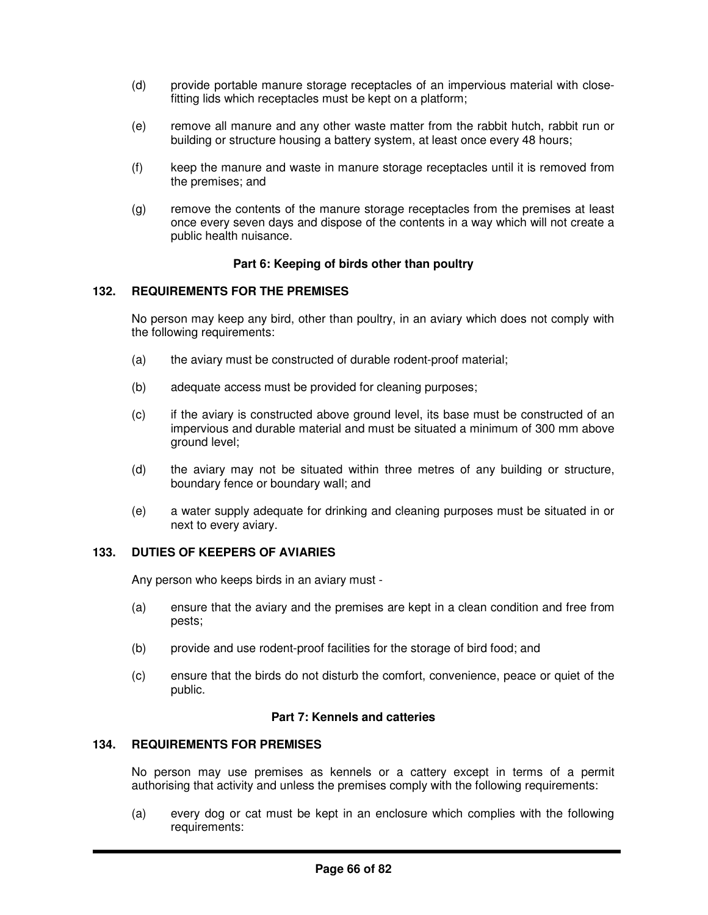(d) provide portable manure storage receptacles of an impervious material with close-fitting lids which receptacles must be kept on a platform;

(e) remove all manure and any other waste matter from the rabbit hutch, rabbit run or building or structure housing a battery system, at least once every 48 hours;

(f) keep the manure and waste in manure storage receptacles until it is removed from the premises; and

(g) remove the contents of the manure storage receptacles from the premises at least once every seven days and dispose of the contents in a way which will not create a public health nuisance.

### Part 6: Keeping of birds other than poultry

#### 132. REQUIREMENTS FOR THE PREMISES

No person may keep any bird, other than poultry, in an aviary which does not comply with the following requirements:

(a) the aviary must be constructed of durable rodent-proof material;

(b) adequate access must be provided for cleaning purposes;

(c) if the aviary is constructed above ground level, its base must be constructed of an impervious and durable material and must be situated a minimum of 300 mm above ground level;

(d) the aviary may not be situated within three metres of any building or structure, boundary fence or boundary wall; and

(e) a water supply adequate for drinking and cleaning purposes must be situated in or next to every aviary.

#### 133. DUTIES OF KEEPERS OF AVIARIES

Any person who keeps birds in an aviary must -

(a) ensure that the aviary and the premises are kept in a clean condition and free from pests;

(b) provide and use rodent-proof facilities for the storage of bird food; and

(c) ensure that the birds do not disturb the comfort, convenience, peace or quiet of the public.

### Part 7: Kennels and catteries

#### 134. REQUIREMENTS FOR PREMISES

No person may use premises as kennels or a cattery except in terms of a permit authorising that activity and unless the premises comply with the following requirements:

(a) every dog or cat must be kept in an enclosure which complies with the following requirements: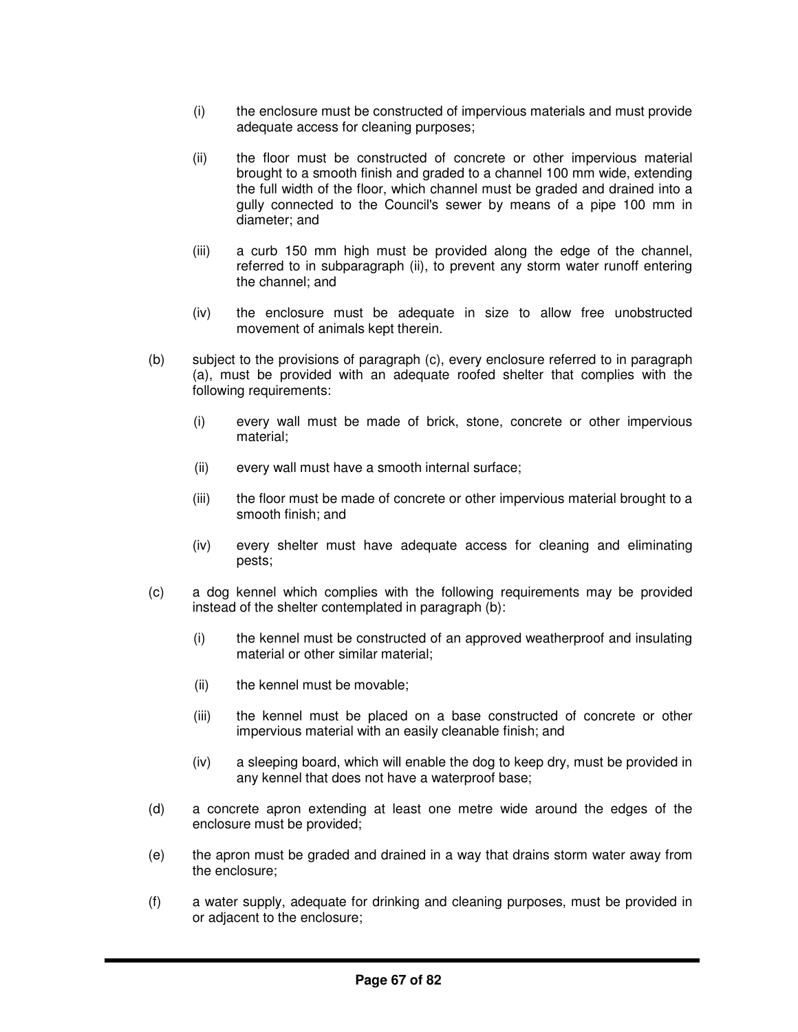(i) the enclosure must be constructed of impervious materials and must provide adequate access for cleaning purposes;

(ii) the floor must be constructed of concrete or other impervious material brought to a smooth finish and graded to a channel 100 mm wide, extending the full width of the floor, which channel must be graded and drained into a gully connected to the Council's sewer by means of a pipe 100 mm in diameter; and

(iii) a curb 150 mm high must be provided along the edge of the channel, referred to in subparagraph (ii), to prevent any storm water runoff entering the channel; and

(iv) the enclosure must be adequate in size to allow free unobstructed movement of animals kept therein.

(b) subject to the provisions of paragraph (c), every enclosure referred to in paragraph (a), must be provided with an adequate roofed shelter that complies with the following requirements:

(i) every wall must be made of brick, stone, concrete or other impervious material;

(ii) every wall must have a smooth internal surface;

(iii) the floor must be made of concrete or other impervious material brought to a smooth finish; and

(iv) every shelter must have adequate access for cleaning and eliminating pests;

(c) a dog kennel which complies with the following requirements may be provided instead of the shelter contemplated in paragraph (b):

(i) the kennel must be constructed of an approved weatherproof and insulating material or other similar material;

(ii) the kennel must be movable;

(iii) the kennel must be placed on a base constructed of concrete or other impervious material with an easily cleanable finish; and

(iv) a sleeping board, which will enable the dog to keep dry, must be provided in any kennel that does not have a waterproof base;

(d) a concrete apron extending at least one metre wide around the edges of the enclosure must be provided;

(e) the apron must be graded and drained in a way that drains storm water away from the enclosure;

(f) a water supply, adequate for drinking and cleaning purposes, must be provided in or adjacent to the enclosure;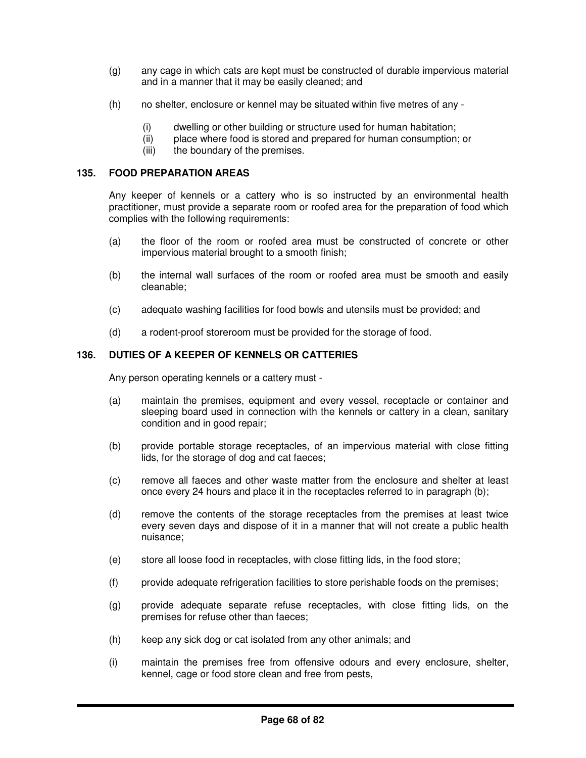(g) any cage in which cats are kept must be constructed of durable impervious material and in a manner that it may be easily cleaned; and

(h) no shelter, enclosure or kennel may be situated within five metres of any -

  (i) dwelling or other building or structure used for human habitation;
  (ii) place where food is stored and prepared for human consumption; or
  (iii) the boundary of the premises.

### 135. FOOD PREPARATION AREAS

Any keeper of kennels or a cattery who is so instructed by an environmental health practitioner, must provide a separate room or roofed area for the preparation of food which complies with the following requirements:

(a) the floor of the room or roofed area must be constructed of concrete or other impervious material brought to a smooth finish;

(b) the internal wall surfaces of the room or roofed area must be smooth and easily cleanable;

(c) adequate washing facilities for food bowls and utensils must be provided; and

(d) a rodent-proof storeroom must be provided for the storage of food.

### 136. DUTIES OF A KEEPER OF KENNELS OR CATTERIES

Any person operating kennels or a cattery must -

(a) maintain the premises, equipment and every vessel, receptacle or container and sleeping board used in connection with the kennels or cattery in a clean, sanitary condition and in good repair;

(b) provide portable storage receptacles, of an impervious material with close fitting lids, for the storage of dog and cat faeces;

(c) remove all faeces and other waste matter from the enclosure and shelter at least once every 24 hours and place it in the receptacles referred to in paragraph (b);

(d) remove the contents of the storage receptacles from the premises at least twice every seven days and dispose of it in a manner that will not create a public health nuisance;

(e) store all loose food in receptacles, with close fitting lids, in the food store;

(f) provide adequate refrigeration facilities to store perishable foods on the premises;

(g) provide adequate separate refuse receptacles, with close fitting lids, on the premises for refuse other than faeces;

(h) keep any sick dog or cat isolated from any other animals; and

(i) maintain the premises free from offensive odours and every enclosure, shelter, kennel, cage or food store clean and free from pests,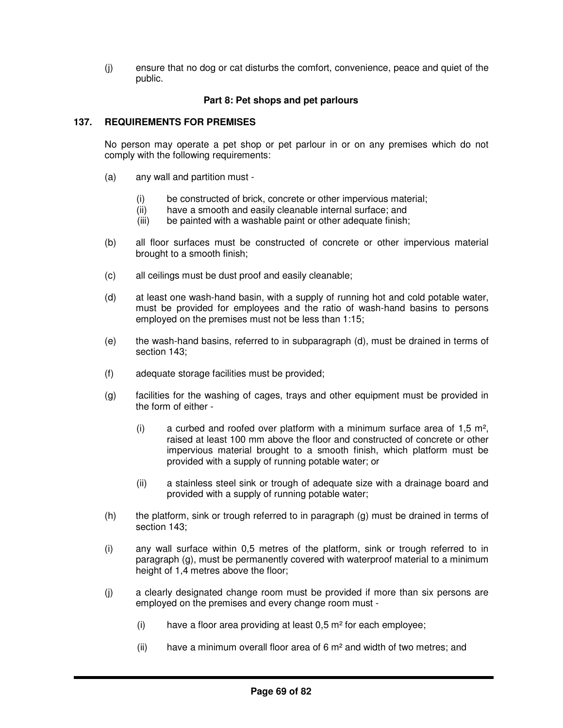(j) ensure that no dog or cat disturbs the comfort, convenience, peace and quiet of the public.

**Part 8: Pet shops and pet parlours**

## 137. REQUIREMENTS FOR PREMISES

No person may operate a pet shop or pet parlour in or on any premises which do not comply with the following requirements:

(a) any wall and partition must -

(i) be constructed of brick, concrete or other impervious material;
(ii) have a smooth and easily cleanable internal surface; and
(iii) be painted with a washable paint or other adequate finish;

(b) all floor surfaces must be constructed of concrete or other impervious material brought to a smooth finish;

(c) all ceilings must be dust proof and easily cleanable;

(d) at least one wash-hand basin, with a supply of running hot and cold potable water, must be provided for employees and the ratio of wash-hand basins to persons employed on the premises must not be less than 1:15;

(e) the wash-hand basins, referred to in subparagraph (d), must be drained in terms of section 143;

(f) adequate storage facilities must be provided;

(g) facilities for the washing of cages, trays and other equipment must be provided in the form of either -

(i) a curbed and roofed over platform with a minimum surface area of 1,5 m², raised at least 100 mm above the floor and constructed of concrete or other impervious material brought to a smooth finish, which platform must be provided with a supply of running potable water; or

(ii) a stainless steel sink or trough of adequate size with a drainage board and provided with a supply of running potable water;

(h) the platform, sink or trough referred to in paragraph (g) must be drained in terms of section 143;

(i) any wall surface within 0,5 metres of the platform, sink or trough referred to in paragraph (g), must be permanently covered with waterproof material to a minimum height of 1,4 metres above the floor;

(j) a clearly designated change room must be provided if more than six persons are employed on the premises and every change room must -

(i) have a floor area providing at least 0,5 m² for each employee;

(ii) have a minimum overall floor area of 6 m² and width of two metres; and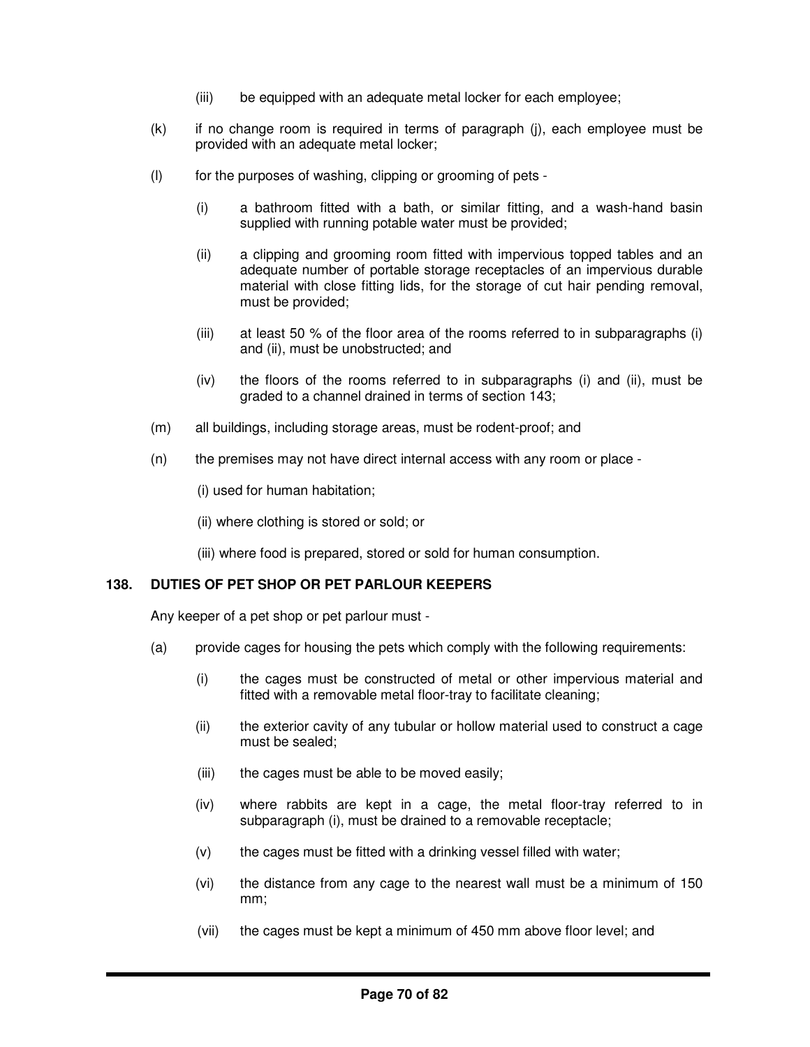(iii) be equipped with an adequate metal locker for each employee;

(k) if no change room is required in terms of paragraph (j), each employee must be provided with an adequate metal locker;

(l) for the purposes of washing, clipping or grooming of pets -

(i) a bathroom fitted with a bath, or similar fitting, and a wash-hand basin supplied with running potable water must be provided;

(ii) a clipping and grooming room fitted with impervious topped tables and an adequate number of portable storage receptacles of an impervious durable material with close fitting lids, for the storage of cut hair pending removal, must be provided;

(iii) at least 50 % of the floor area of the rooms referred to in subparagraphs (i) and (ii), must be unobstructed; and

(iv) the floors of the rooms referred to in subparagraphs (i) and (ii), must be graded to a channel drained in terms of section 143;

(m) all buildings, including storage areas, must be rodent-proof; and

(n) the premises may not have direct internal access with any room or place -

(i) used for human habitation;

(ii) where clothing is stored or sold; or

(iii) where food is prepared, stored or sold for human consumption.

### 138. DUTIES OF PET SHOP OR PET PARLOUR KEEPERS

Any keeper of a pet shop or pet parlour must -

(a) provide cages for housing the pets which comply with the following requirements:

(i) the cages must be constructed of metal or other impervious material and fitted with a removable metal floor-tray to facilitate cleaning;

(ii) the exterior cavity of any tubular or hollow material used to construct a cage must be sealed;

(iii) the cages must be able to be moved easily;

(iv) where rabbits are kept in a cage, the metal floor-tray referred to in subparagraph (i), must be drained to a removable receptacle;

(v) the cages must be fitted with a drinking vessel filled with water;

(vi) the distance from any cage to the nearest wall must be a minimum of 150 mm;

(vii) the cages must be kept a minimum of 450 mm above floor level; and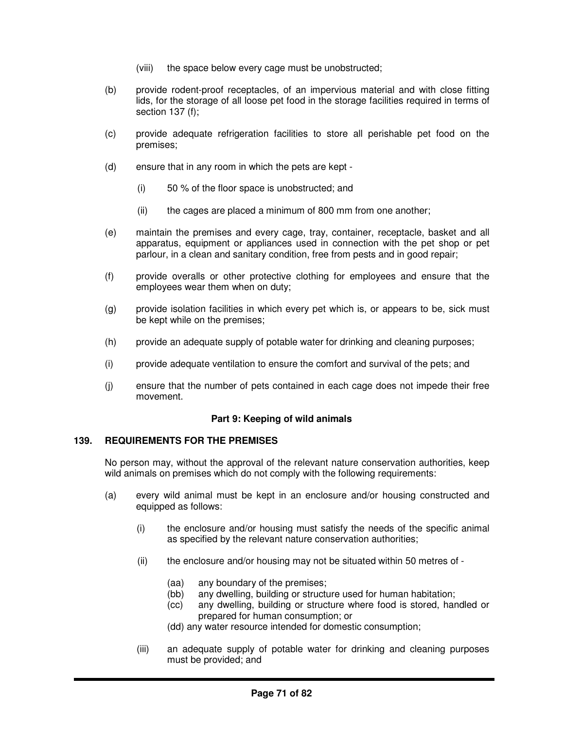(viii) the space below every cage must be unobstructed;

(b) provide rodent-proof receptacles, of an impervious material and with close fitting lids, for the storage of all loose pet food in the storage facilities required in terms of section 137 (f);

(c) provide adequate refrigeration facilities to store all perishable pet food on the premises;

(d) ensure that in any room in which the pets are kept -

 (i) 50 % of the floor space is unobstructed; and

 (ii) the cages are placed a minimum of 800 mm from one another;

(e) maintain the premises and every cage, tray, container, receptacle, basket and all apparatus, equipment or appliances used in connection with the pet shop or pet parlour, in a clean and sanitary condition, free from pests and in good repair;

(f) provide overalls or other protective clothing for employees and ensure that the employees wear them when on duty;

(g) provide isolation facilities in which every pet which is, or appears to be, sick must be kept while on the premises;

(h) provide an adequate supply of potable water for drinking and cleaning purposes;

(i) provide adequate ventilation to ensure the comfort and survival of the pets; and

(j) ensure that the number of pets contained in each cage does not impede their free movement.

### Part 9: Keeping of wild animals

#### 139. REQUIREMENTS FOR THE PREMISES

No person may, without the approval of the relevant nature conservation authorities, keep wild animals on premises which do not comply with the following requirements:

(a) every wild animal must be kept in an enclosure and/or housing constructed and equipped as follows:

 (i) the enclosure and/or housing must satisfy the needs of the specific animal as specified by the relevant nature conservation authorities;

 (ii) the enclosure and/or housing may not be situated within 50 metres of -

  (aa) any boundary of the premises;
  (bb) any dwelling, building or structure used for human habitation;
  (cc) any dwelling, building or structure where food is stored, handled or prepared for human consumption; or
  (dd) any water resource intended for domestic consumption;

 (iii) an adequate supply of potable water for drinking and cleaning purposes must be provided; and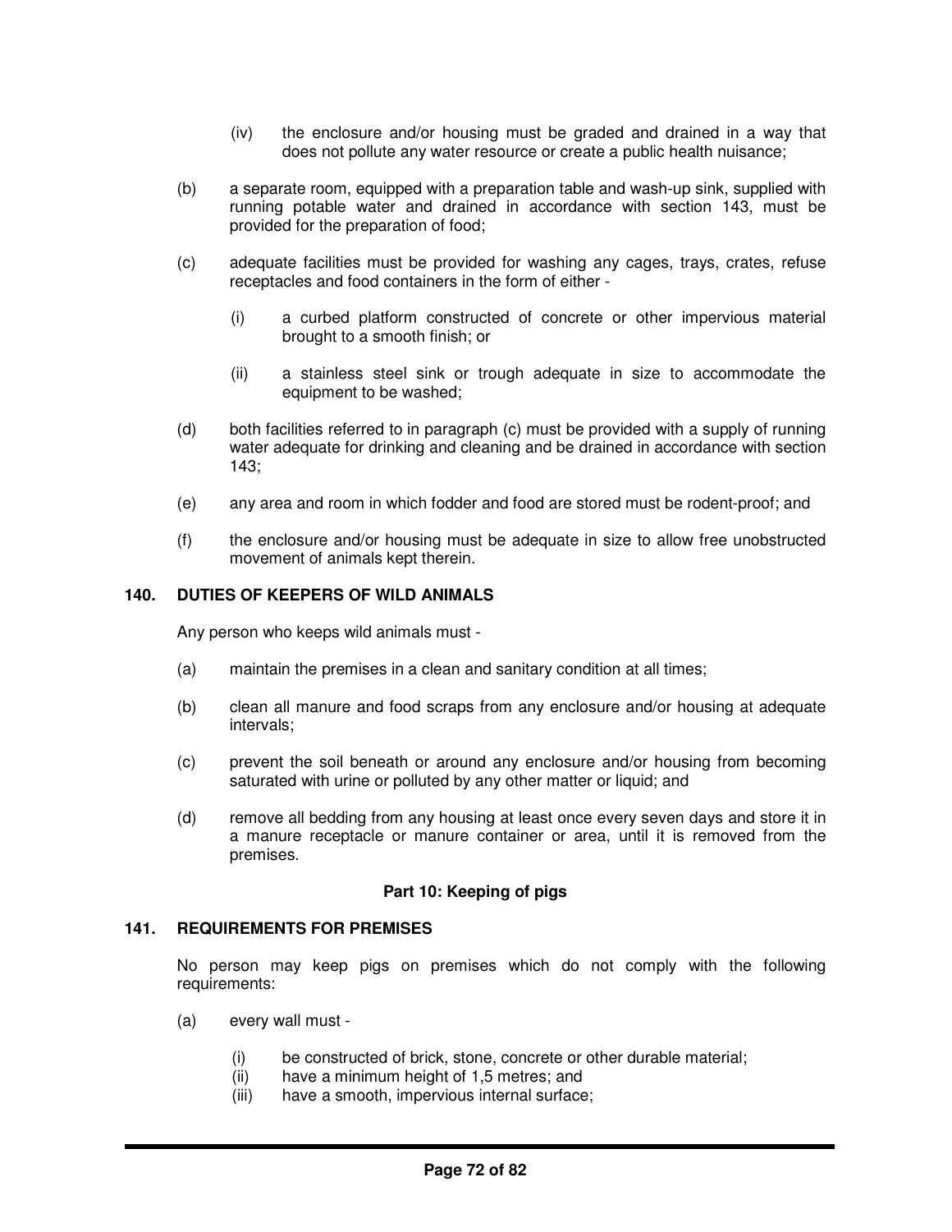(iv) the enclosure and/or housing must be graded and drained in a way that does not pollute any water resource or create a public health nuisance;

(b) a separate room, equipped with a preparation table and wash-up sink, supplied with running potable water and drained in accordance with section 143, must be provided for the preparation of food;

(c) adequate facilities must be provided for washing any cages, trays, crates, refuse receptacles and food containers in the form of either -

(i) a curbed platform constructed of concrete or other impervious material brought to a smooth finish; or

(ii) a stainless steel sink or trough adequate in size to accommodate the equipment to be washed;

(d) both facilities referred to in paragraph (c) must be provided with a supply of running water adequate for drinking and cleaning and be drained in accordance with section 143;

(e) any area and room in which fodder and food are stored must be rodent-proof; and

(f) the enclosure and/or housing must be adequate in size to allow free unobstructed movement of animals kept therein.

**140. DUTIES OF KEEPERS OF WILD ANIMALS**

Any person who keeps wild animals must -

(a) maintain the premises in a clean and sanitary condition at all times;

(b) clean all manure and food scraps from any enclosure and/or housing at adequate intervals;

(c) prevent the soil beneath or around any enclosure and/or housing from becoming saturated with urine or polluted by any other matter or liquid; and

(d) remove all bedding from any housing at least once every seven days and store it in a manure receptacle or manure container or area, until it is removed from the premises.

**Part 10: Keeping of pigs**

**141. REQUIREMENTS FOR PREMISES**

No person may keep pigs on premises which do not comply with the following requirements:

(a) every wall must -

(i) be constructed of brick, stone, concrete or other durable material;
(ii) have a minimum height of 1,5 metres; and
(iii) have a smooth, impervious internal surface;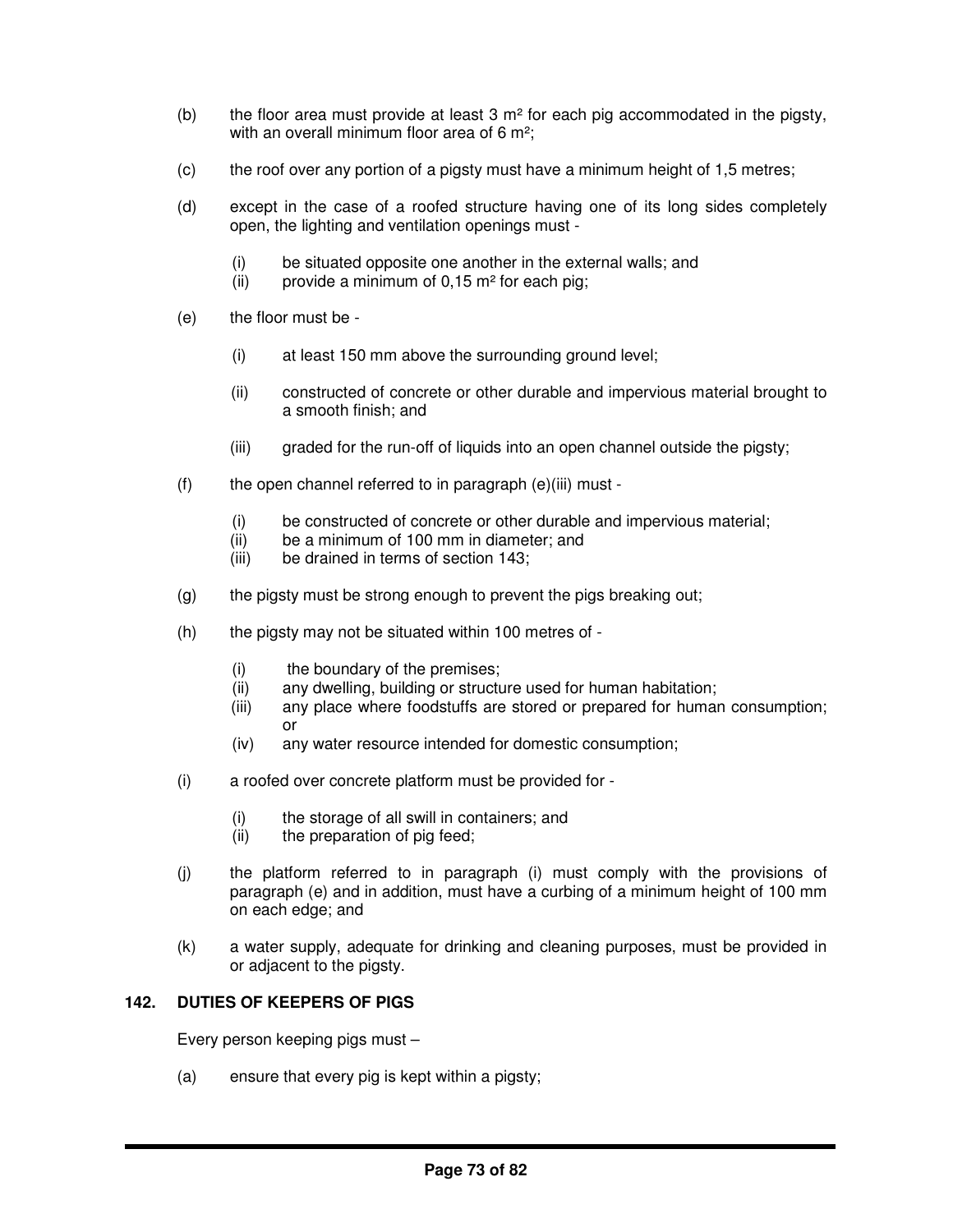(b) the floor area must provide at least 3 m² for each pig accommodated in the pigsty, with an overall minimum floor area of 6 m²;

(c) the roof over any portion of a pigsty must have a minimum height of 1,5 metres;

(d) except in the case of a roofed structure having one of its long sides completely open, the lighting and ventilation openings must -

  (i) be situated opposite one another in the external walls; and
  (ii) provide a minimum of 0,15 m² for each pig;

(e) the floor must be -

  (i) at least 150 mm above the surrounding ground level;

  (ii) constructed of concrete or other durable and impervious material brought to a smooth finish; and

  (iii) graded for the run-off of liquids into an open channel outside the pigsty;

(f) the open channel referred to in paragraph (e)(iii) must -

  (i) be constructed of concrete or other durable and impervious material;
  (ii) be a minimum of 100 mm in diameter; and
  (iii) be drained in terms of section 143;

(g) the pigsty must be strong enough to prevent the pigs breaking out;

(h) the pigsty may not be situated within 100 metres of -

  (i) the boundary of the premises;
  (ii) any dwelling, building or structure used for human habitation;
  (iii) any place where foodstuffs are stored or prepared for human consumption; or
  (iv) any water resource intended for domestic consumption;

(i) a roofed over concrete platform must be provided for -

  (i) the storage of all swill in containers; and
  (ii) the preparation of pig feed;

(j) the platform referred to in paragraph (i) must comply with the provisions of paragraph (e) and in addition, must have a curbing of a minimum height of 100 mm on each edge; and

(k) a water supply, adequate for drinking and cleaning purposes, must be provided in or adjacent to the pigsty.

## 142. DUTIES OF KEEPERS OF PIGS

Every person keeping pigs must –

(a) ensure that every pig is kept within a pigsty;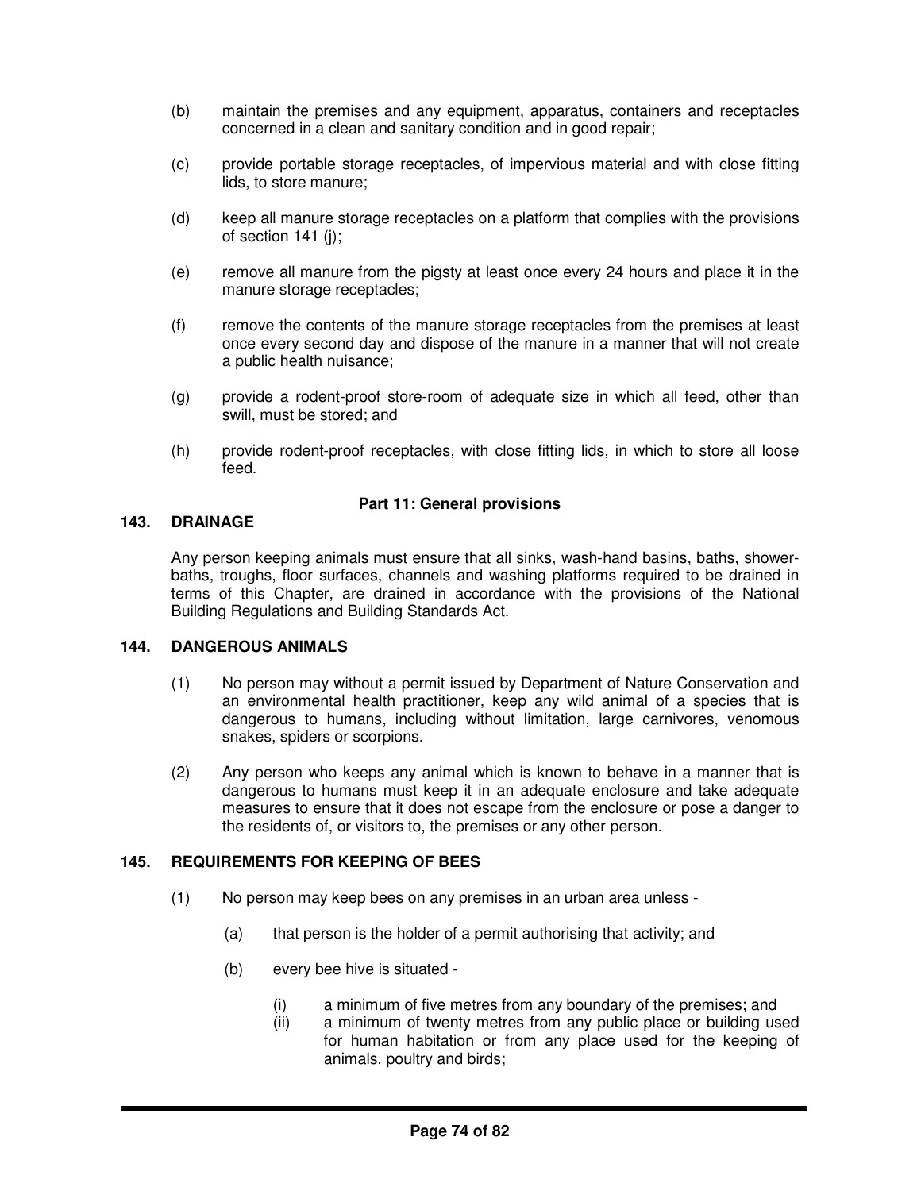(b) maintain the premises and any equipment, apparatus, containers and receptacles concerned in a clean and sanitary condition and in good repair;

(c) provide portable storage receptacles, of impervious material and with close fitting lids, to store manure;

(d) keep all manure storage receptacles on a platform that complies with the provisions of section 141 (j);

(e) remove all manure from the pigsty at least once every 24 hours and place it in the manure storage receptacles;

(f) remove the contents of the manure storage receptacles from the premises at least once every second day and dispose of the manure in a manner that will not create a public health nuisance;

(g) provide a rodent-proof store-room of adequate size in which all feed, other than swill, must be stored; and

(h) provide rodent-proof receptacles, with close fitting lids, in which to store all loose feed.

## Part 11: General provisions

### 143. DRAINAGE

Any person keeping animals must ensure that all sinks, wash-hand basins, baths, shower-baths, troughs, floor surfaces, channels and washing platforms required to be drained in terms of this Chapter, are drained in accordance with the provisions of the National Building Regulations and Building Standards Act.

### 144. DANGEROUS ANIMALS

(1) No person may without a permit issued by Department of Nature Conservation and an environmental health practitioner, keep any wild animal of a species that is dangerous to humans, including without limitation, large carnivores, venomous snakes, spiders or scorpions.

(2) Any person who keeps any animal which is known to behave in a manner that is dangerous to humans must keep it in an adequate enclosure and take adequate measures to ensure that it does not escape from the enclosure or pose a danger to the residents of, or visitors to, the premises or any other person.

### 145. REQUIREMENTS FOR KEEPING OF BEES

(1) No person may keep bees on any premises in an urban area unless -

(a) that person is the holder of a permit authorising that activity; and

(b) every bee hive is situated -

(i) a minimum of five metres from any boundary of the premises; and

(ii) a minimum of twenty metres from any public place or building used for human habitation or from any place used for the keeping of animals, poultry and birds;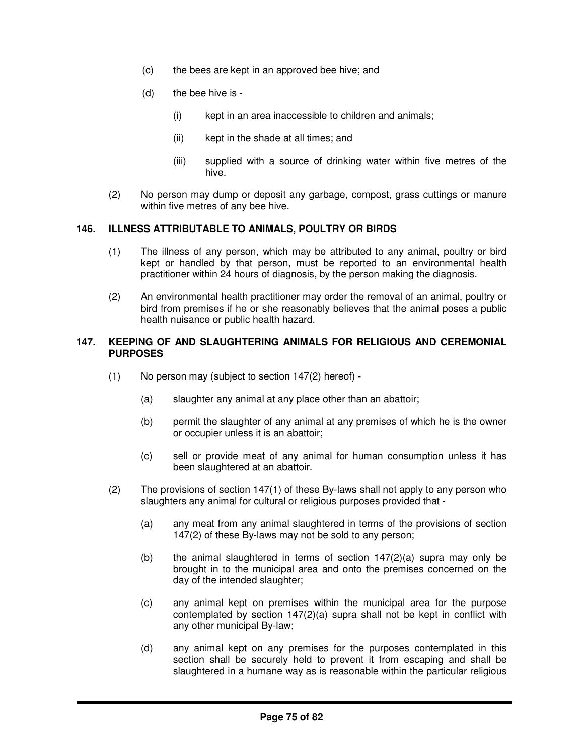(c) the bees are kept in an approved bee hive; and

(d) the bee hive is -

(i) kept in an area inaccessible to children and animals;

(ii) kept in the shade at all times; and

(iii) supplied with a source of drinking water within five metres of the hive.

(2) No person may dump or deposit any garbage, compost, grass cuttings or manure within five metres of any bee hive.

### 146. ILLNESS ATTRIBUTABLE TO ANIMALS, POULTRY OR BIRDS

(1) The illness of any person, which may be attributed to any animal, poultry or bird kept or handled by that person, must be reported to an environmental health practitioner within 24 hours of diagnosis, by the person making the diagnosis.

(2) An environmental health practitioner may order the removal of an animal, poultry or bird from premises if he or she reasonably believes that the animal poses a public health nuisance or public health hazard.

### 147. KEEPING OF AND SLAUGHTERING ANIMALS FOR RELIGIOUS AND CEREMONIAL PURPOSES

(1) No person may (subject to section 147(2) hereof) -

(a) slaughter any animal at any place other than an abattoir;

(b) permit the slaughter of any animal at any premises of which he is the owner or occupier unless it is an abattoir;

(c) sell or provide meat of any animal for human consumption unless it has been slaughtered at an abattoir.

(2) The provisions of section 147(1) of these By-laws shall not apply to any person who slaughters any animal for cultural or religious purposes provided that -

(a) any meat from any animal slaughtered in terms of the provisions of section 147(2) of these By-laws may not be sold to any person;

(b) the animal slaughtered in terms of section 147(2)(a) supra may only be brought in to the municipal area and onto the premises concerned on the day of the intended slaughter;

(c) any animal kept on premises within the municipal area for the purpose contemplated by section 147(2)(a) supra shall not be kept in conflict with any other municipal By-law;

(d) any animal kept on any premises for the purposes contemplated in this section shall be securely held to prevent it from escaping and shall be slaughtered in a humane way as is reasonable within the particular religious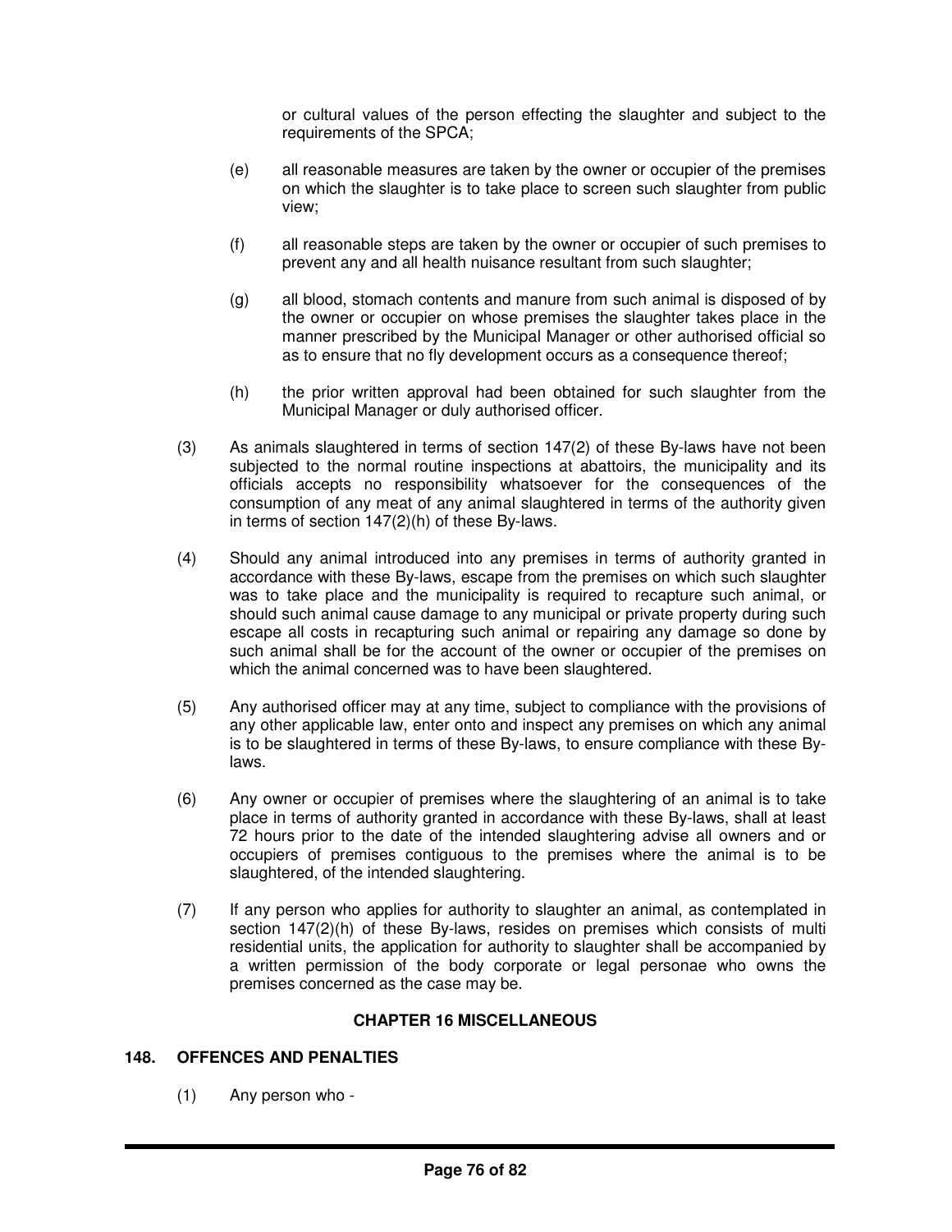or cultural values of the person effecting the slaughter and subject to the requirements of the SPCA;

(e) all reasonable measures are taken by the owner or occupier of the premises on which the slaughter is to take place to screen such slaughter from public view;

(f) all reasonable steps are taken by the owner or occupier of such premises to prevent any and all health nuisance resultant from such slaughter;

(g) all blood, stomach contents and manure from such animal is disposed of by the owner or occupier on whose premises the slaughter takes place in the manner prescribed by the Municipal Manager or other authorised official so as to ensure that no fly development occurs as a consequence thereof;

(h) the prior written approval had been obtained for such slaughter from the Municipal Manager or duly authorised officer.

(3) As animals slaughtered in terms of section 147(2) of these By-laws have not been subjected to the normal routine inspections at abattoirs, the municipality and its officials accepts no responsibility whatsoever for the consequences of the consumption of any meat of any animal slaughtered in terms of the authority given in terms of section 147(2)(h) of these By-laws.

(4) Should any animal introduced into any premises in terms of authority granted in accordance with these By-laws, escape from the premises on which such slaughter was to take place and the municipality is required to recapture such animal, or should such animal cause damage to any municipal or private property during such escape all costs in recapturing such animal or repairing any damage so done by such animal shall be for the account of the owner or occupier of the premises on which the animal concerned was to have been slaughtered.

(5) Any authorised officer may at any time, subject to compliance with the provisions of any other applicable law, enter onto and inspect any premises on which any animal is to be slaughtered in terms of these By-laws, to ensure compliance with these By-laws.

(6) Any owner or occupier of premises where the slaughtering of an animal is to take place in terms of authority granted in accordance with these By-laws, shall at least 72 hours prior to the date of the intended slaughtering advise all owners and or occupiers of premises contiguous to the premises where the animal is to be slaughtered, of the intended slaughtering.

(7) If any person who applies for authority to slaughter an animal, as contemplated in section 147(2)(h) of these By-laws, resides on premises which consists of multi residential units, the application for authority to slaughter shall be accompanied by a written permission of the body corporate or legal personae who owns the premises concerned as the case may be.

## CHAPTER 16 MISCELLANEOUS

### 148. OFFENCES AND PENALTIES

(1) Any person who -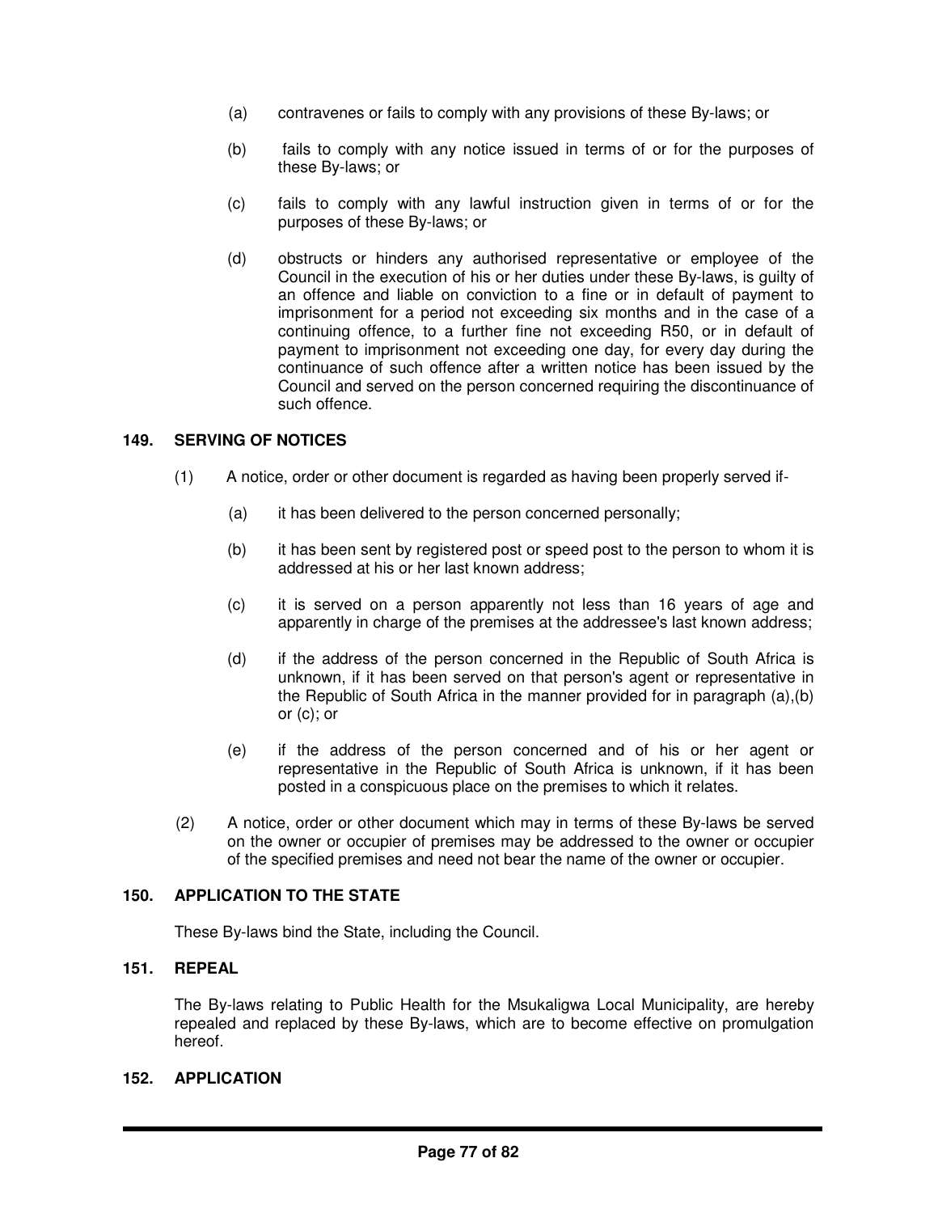(a) contravenes or fails to comply with any provisions of these By-laws; or

(b) fails to comply with any notice issued in terms of or for the purposes of these By-laws; or

(c) fails to comply with any lawful instruction given in terms of or for the purposes of these By-laws; or

(d) obstructs or hinders any authorised representative or employee of the Council in the execution of his or her duties under these By-laws, is guilty of an offence and liable on conviction to a fine or in default of payment to imprisonment for a period not exceeding six months and in the case of a continuing offence, to a further fine not exceeding R50, or in default of payment to imprisonment not exceeding one day, for every day during the continuance of such offence after a written notice has been issued by the Council and served on the person concerned requiring the discontinuance of such offence.

## 149. SERVING OF NOTICES

(1) A notice, order or other document is regarded as having been properly served if-

(a) it has been delivered to the person concerned personally;

(b) it has been sent by registered post or speed post to the person to whom it is addressed at his or her last known address;

(c) it is served on a person apparently not less than 16 years of age and apparently in charge of the premises at the addressee's last known address;

(d) if the address of the person concerned in the Republic of South Africa is unknown, if it has been served on that person's agent or representative in the Republic of South Africa in the manner provided for in paragraph (a),(b) or (c); or

(e) if the address of the person concerned and of his or her agent or representative in the Republic of South Africa is unknown, if it has been posted in a conspicuous place on the premises to which it relates.

(2) A notice, order or other document which may in terms of these By-laws be served on the owner or occupier of premises may be addressed to the owner or occupier of the specified premises and need not bear the name of the owner or occupier.

## 150. APPLICATION TO THE STATE

These By-laws bind the State, including the Council.

## 151. REPEAL

The By-laws relating to Public Health for the Msukaligwa Local Municipality, are hereby repealed and replaced by these By-laws, which are to become effective on promulgation hereof.

## 152. APPLICATION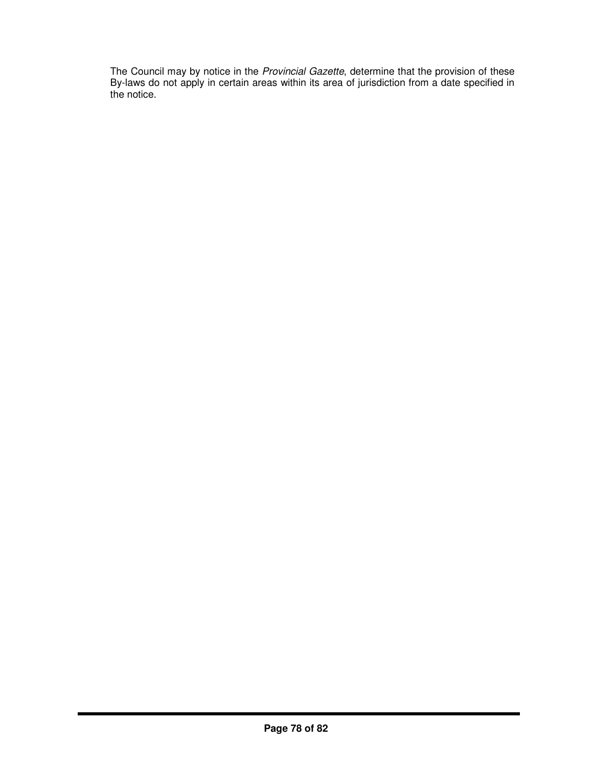The Council may by notice in the *Provincial Gazette*, determine that the provision of these By-laws do not apply in certain areas within its area of jurisdiction from a date specified in the notice.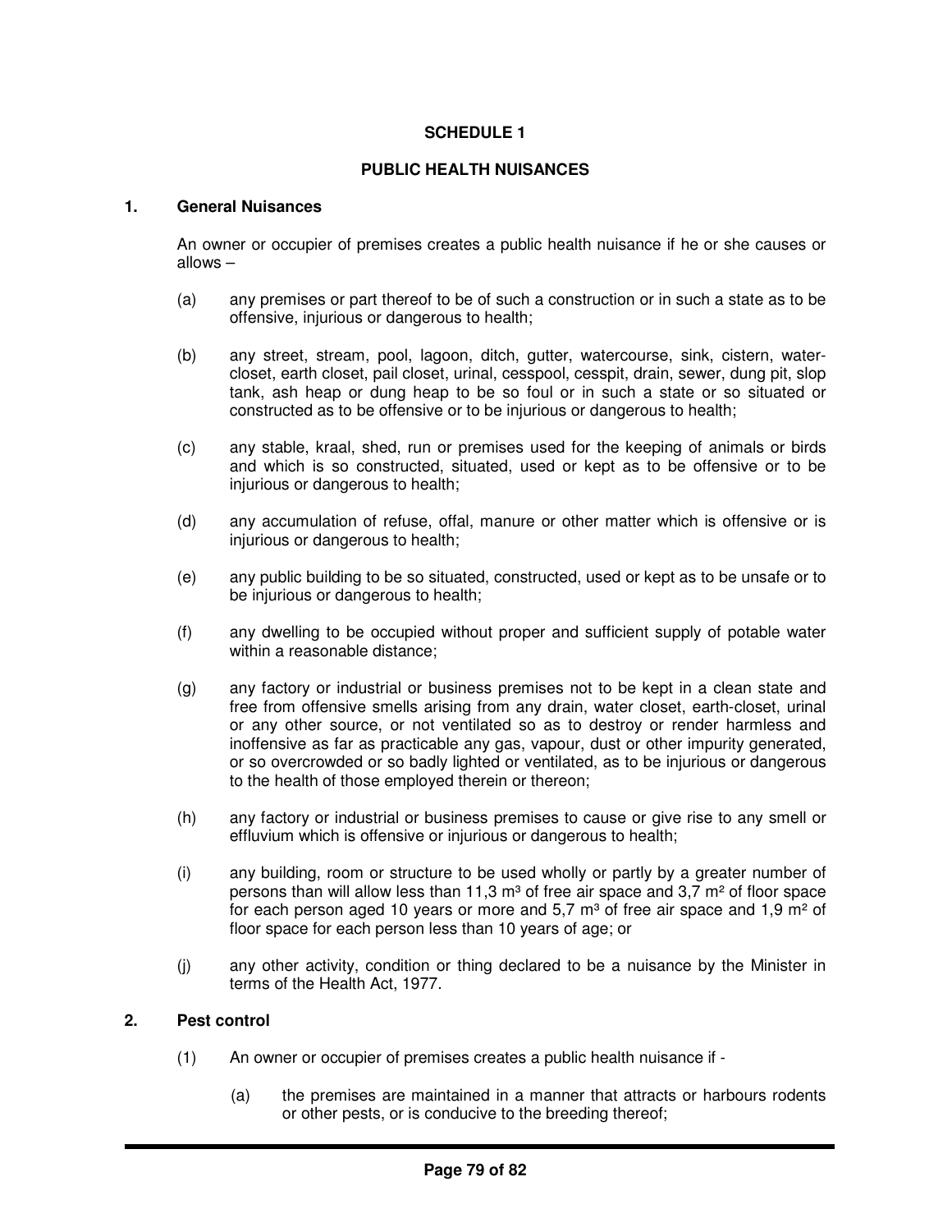# SCHEDULE 1

## PUBLIC HEALTH NUISANCES

### 1. General Nuisances

An owner or occupier of premises creates a public health nuisance if he or she causes or allows –

(a) any premises or part thereof to be of such a construction or in such a state as to be offensive, injurious or dangerous to health;

(b) any street, stream, pool, lagoon, ditch, gutter, watercourse, sink, cistern, water-closet, earth closet, pail closet, urinal, cesspool, cesspit, drain, sewer, dung pit, slop tank, ash heap or dung heap to be so foul or in such a state or so situated or constructed as to be offensive or to be injurious or dangerous to health;

(c) any stable, kraal, shed, run or premises used for the keeping of animals or birds and which is so constructed, situated, used or kept as to be offensive or to be injurious or dangerous to health;

(d) any accumulation of refuse, offal, manure or other matter which is offensive or is injurious or dangerous to health;

(e) any public building to be so situated, constructed, used or kept as to be unsafe or to be injurious or dangerous to health;

(f) any dwelling to be occupied without proper and sufficient supply of potable water within a reasonable distance;

(g) any factory or industrial or business premises not to be kept in a clean state and free from offensive smells arising from any drain, water closet, earth-closet, urinal or any other source, or not ventilated so as to destroy or render harmless and inoffensive as far as practicable any gas, vapour, dust or other impurity generated, or so overcrowded or so badly lighted or ventilated, as to be injurious or dangerous to the health of those employed therein or thereon;

(h) any factory or industrial or business premises to cause or give rise to any smell or effluvium which is offensive or injurious or dangerous to health;

(i) any building, room or structure to be used wholly or partly by a greater number of persons than will allow less than 11,3 $m^3$ of free air space and 3,7 $m^2$ of floor space for each person aged 10 years or more and 5,7 $m^3$ of free air space and 1,9 $m^2$ of floor space for each person less than 10 years of age; or

(j) any other activity, condition or thing declared to be a nuisance by the Minister in terms of the Health Act, 1977.

### 2. Pest control

(1) An owner or occupier of premises creates a public health nuisance if -

(a) the premises are maintained in a manner that attracts or harbours rodents or other pests, or is conducive to the breeding thereof;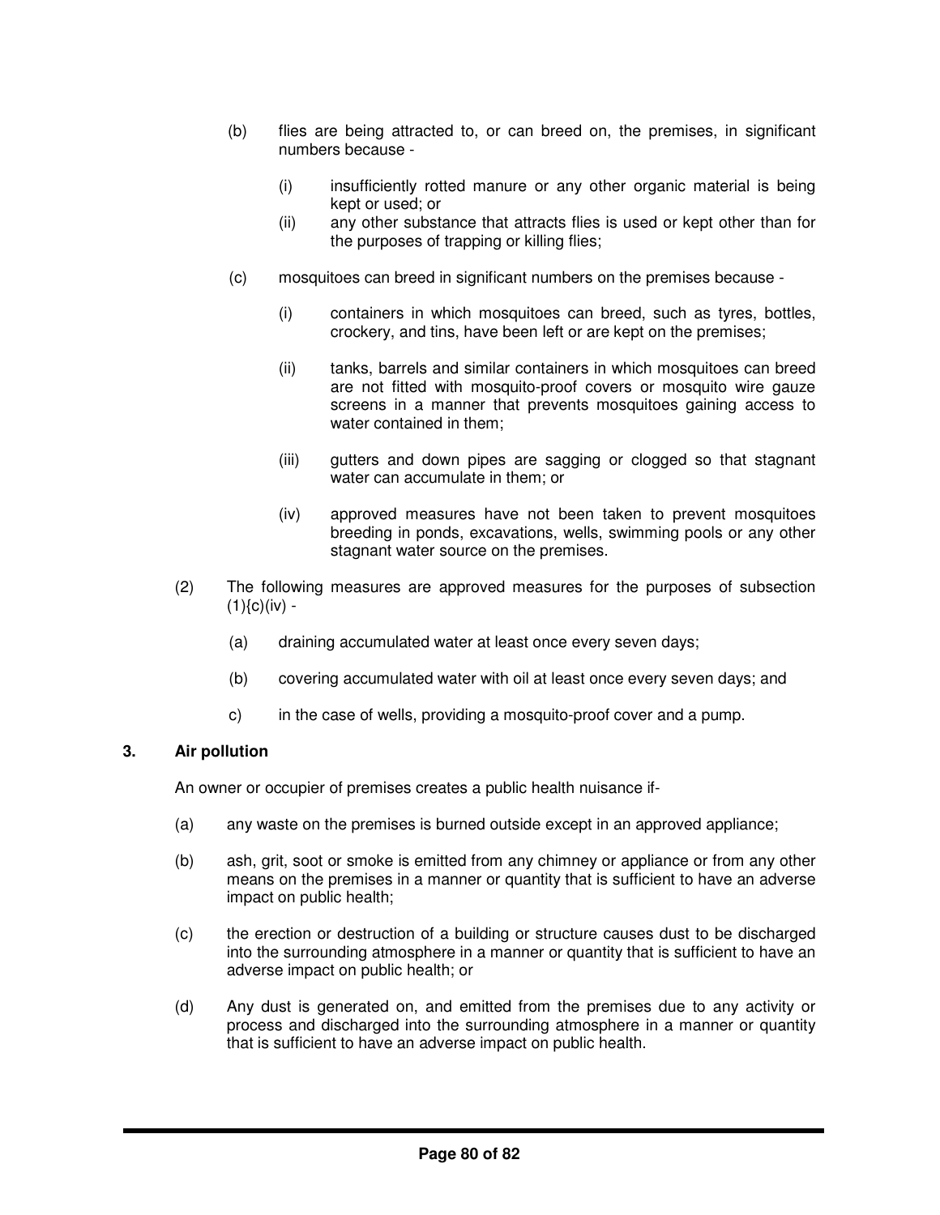(b) flies are being attracted to, or can breed on, the premises, in significant numbers because -

   (i) insufficiently rotted manure or any other organic material is being kept or used; or
   (ii) any other substance that attracts flies is used or kept other than for the purposes of trapping or killing flies;

(c) mosquitoes can breed in significant numbers on the premises because -

   (i) containers in which mosquitoes can breed, such as tyres, bottles, crockery, and tins, have been left or are kept on the premises;

   (ii) tanks, barrels and similar containers in which mosquitoes can breed are not fitted with mosquito-proof covers or mosquito wire gauze screens in a manner that prevents mosquitoes gaining access to water contained in them;

   (iii) gutters and down pipes are sagging or clogged so that stagnant water can accumulate in them; or

   (iv) approved measures have not been taken to prevent mosquitoes breeding in ponds, excavations, wells, swimming pools or any other stagnant water source on the premises.

(2) The following measures are approved measures for the purposes of subsection (1){c)(iv) -

   (a) draining accumulated water at least once every seven days;

   (b) covering accumulated water with oil at least once every seven days; and

   c) in the case of wells, providing a mosquito-proof cover and a pump.

### 3. Air pollution

An owner or occupier of premises creates a public health nuisance if-

(a) any waste on the premises is burned outside except in an approved appliance;

(b) ash, grit, soot or smoke is emitted from any chimney or appliance or from any other means on the premises in a manner or quantity that is sufficient to have an adverse impact on public health;

(c) the erection or destruction of a building or structure causes dust to be discharged into the surrounding atmosphere in a manner or quantity that is sufficient to have an adverse impact on public health; or

(d) Any dust is generated on, and emitted from the premises due to any activity or process and discharged into the surrounding atmosphere in a manner or quantity that is sufficient to have an adverse impact on public health.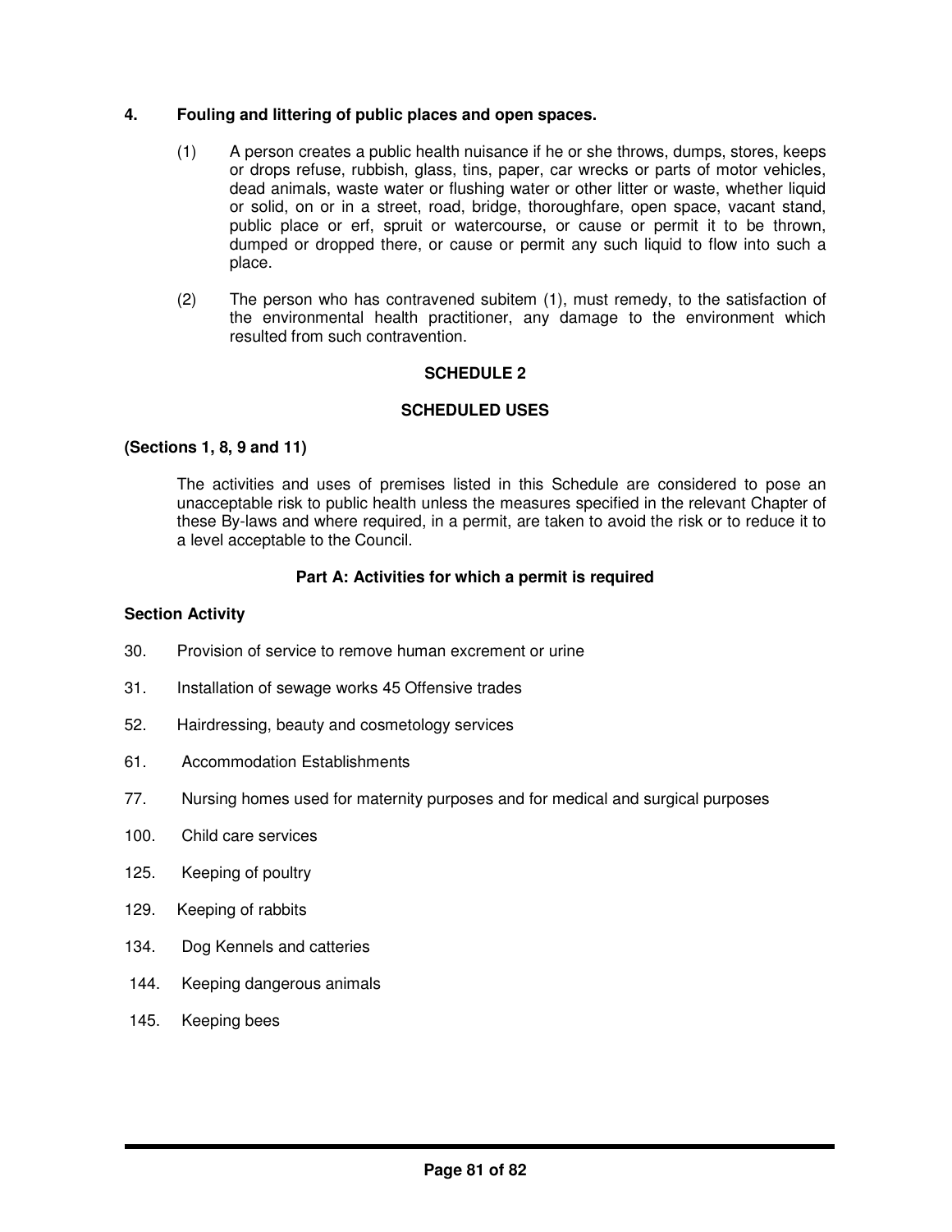**4. Fouling and littering of public places and open spaces.**

(1) A person creates a public health nuisance if he or she throws, dumps, stores, keeps or drops refuse, rubbish, glass, tins, paper, car wrecks or parts of motor vehicles, dead animals, waste water or flushing water or other litter or waste, whether liquid or solid, on or in a street, road, bridge, thoroughfare, open space, vacant stand, public place or erf, spruit or watercourse, or cause or permit it to be thrown, dumped or dropped there, or cause or permit any such liquid to flow into such a place.

(2) The person who has contravened subitem (1), must remedy, to the satisfaction of the environmental health practitioner, any damage to the environment which resulted from such contravention.

## SCHEDULE 2

## SCHEDULED USES

**(Sections 1, 8, 9 and 11)**

The activities and uses of premises listed in this Schedule are considered to pose an unacceptable risk to public health unless the measures specified in the relevant Chapter of these By-laws and where required, in a permit, are taken to avoid the risk or to reduce it to a level acceptable to the Council.

### Part A: Activities for which a permit is required

**Section Activity**

30. Provision of service to remove human excrement or urine

31. Installation of sewage works 45 Offensive trades

52. Hairdressing, beauty and cosmetology services

61. Accommodation Establishments

77. Nursing homes used for maternity purposes and for medical and surgical purposes

100. Child care services

125. Keeping of poultry

129. Keeping of rabbits

134. Dog Kennels and catteries

144. Keeping dangerous animals

145. Keeping bees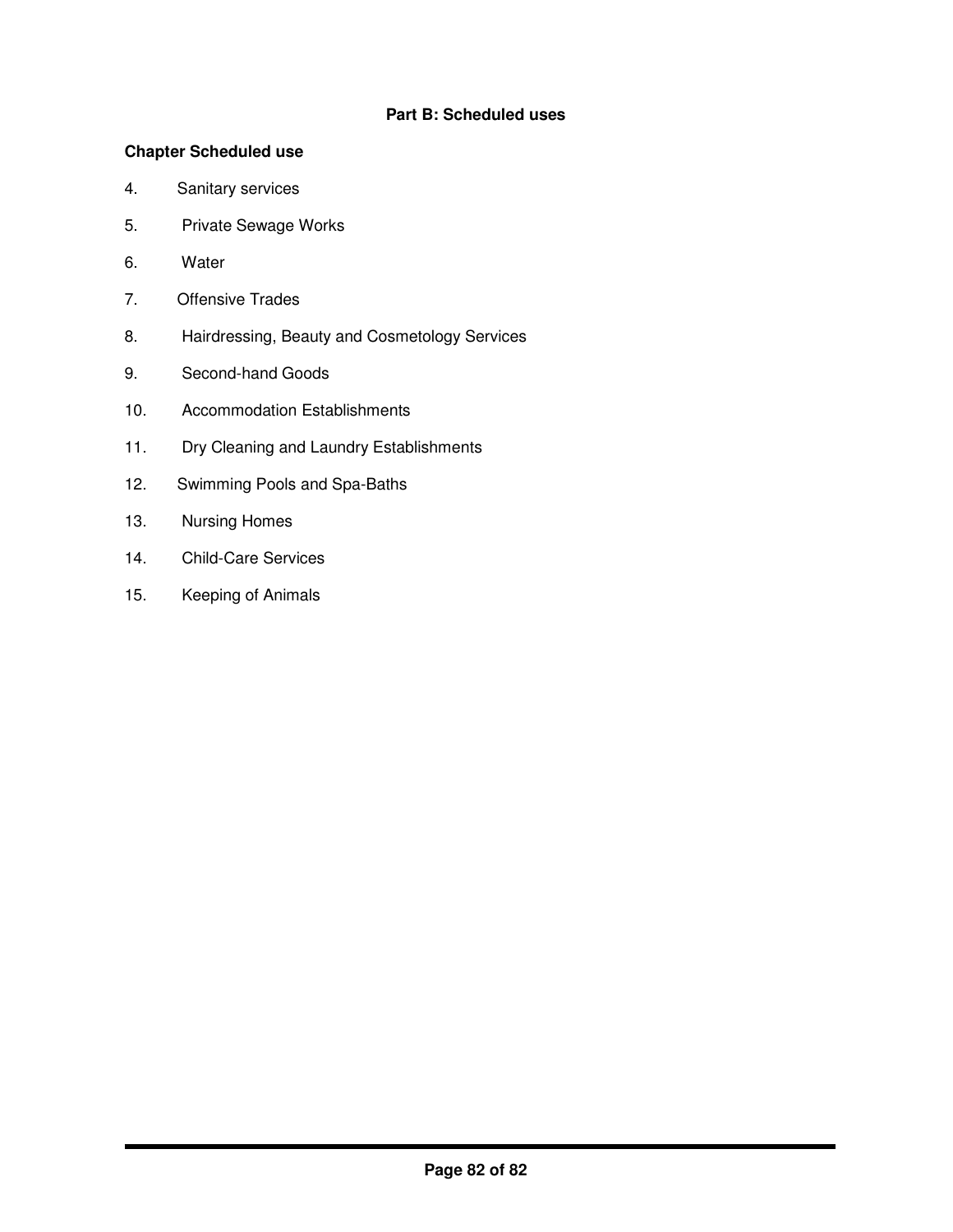## Part B: Scheduled uses

**Chapter Scheduled use**

4. Sanitary services
5. Private Sewage Works
6. Water
7. Offensive Trades
8. Hairdressing, Beauty and Cosmetology Services
9. Second-hand Goods
10. Accommodation Establishments
11. Dry Cleaning and Laundry Establishments
12. Swimming Pools and Spa-Baths
13. Nursing Homes
14. Child-Care Services
15. Keeping of Animals